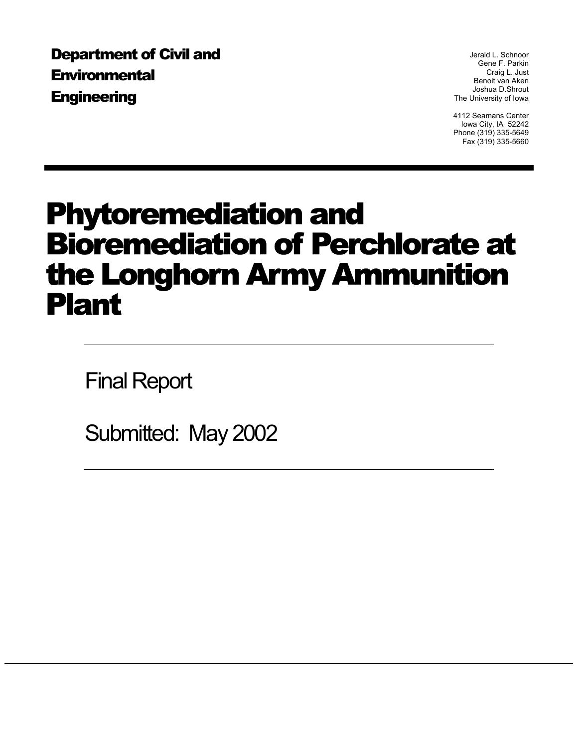**Department of Civil and Environmental Engineering**

Jerald L. Schnoor
Gene F. Parkin
Craig L. Just
Benoit van Aken
Joshua D.Shrout
The University of Iowa

4112 Seamans Center
Iowa City, IA 52242
Phone (319) 335-5649
Fax (319) 335-5660

# Phytoremediation and Bioremediation of Perchlorate at the Longhorn Army Ammunition Plant

Final Report

Submitted: May 2002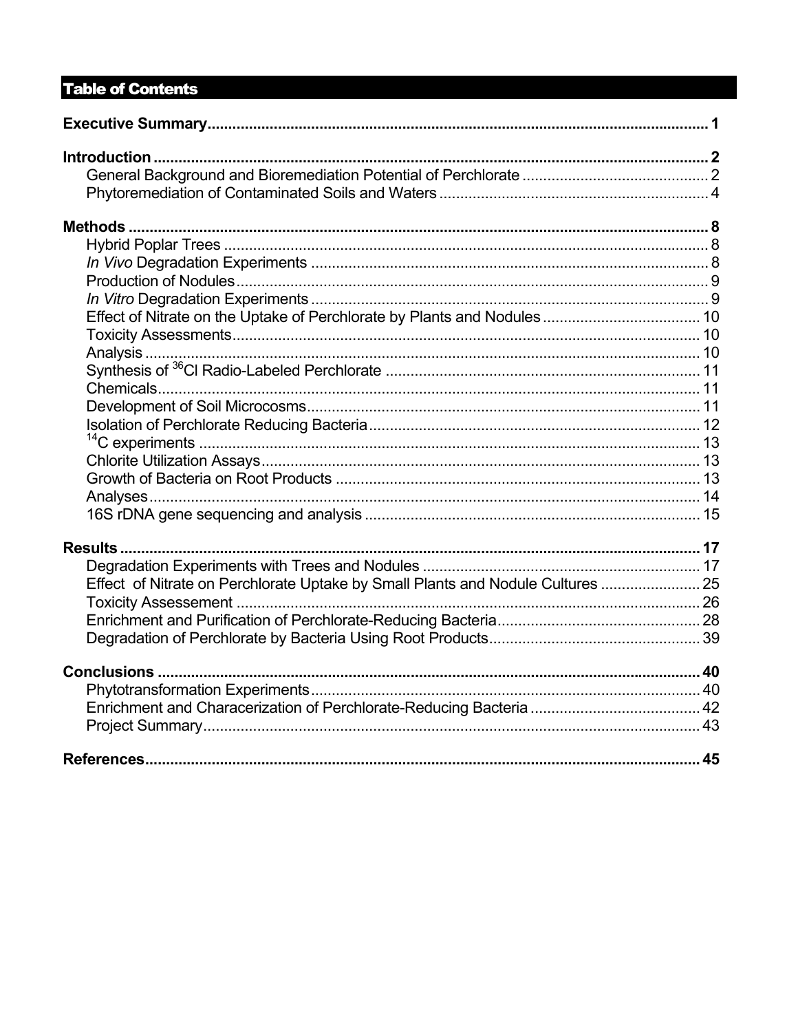## Table of Contents

**Executive Summary** ........ **1**

**Introduction** ........ **2**
- General Background and Bioremediation Potential of Perchlorate ........ 2
- Phytoremediation of Contaminated Soils and Waters ........ 4

**Methods** ........ **8**
- Hybrid Poplar Trees ........ 8
- *In Vivo* Degradation Experiments ........ 8
- Production of Nodules ........ 9
- *In Vitro* Degradation Experiments ........ 9
- Effect of Nitrate on the Uptake of Perchlorate by Plants and Nodules ........ 10
- Toxicity Assessments ........ 10
- Analysis ........ 10
- Synthesis of $^{36}Cl$ Radio-Labeled Perchlorate ........ 11
- Chemicals ........ 11
- Development of Soil Microcosms ........ 11
- Isolation of Perchlorate Reducing Bacteria ........ 12
- $^{14}C$ experiments ........ 13
- Chlorite Utilization Assays ........ 13
- Growth of Bacteria on Root Products ........ 13
- Analyses ........ 14
- 16S rDNA gene sequencing and analysis ........ 15

**Results** ........ **17**
- Degradation Experiments with Trees and Nodules ........ 17
- Effect of Nitrate on Perchlorate Uptake by Small Plants and Nodule Cultures ........ 25
- Toxicity Assessement ........ 26
- Enrichment and Purification of Perchlorate-Reducing Bacteria ........ 28
- Degradation of Perchlorate by Bacteria Using Root Products ........ 39

**Conclusions** ........ **40**
- Phytotransformation Experiments ........ 40
- Enrichment and Characerization of Perchlorate-Reducing Bacteria ........ 42
- Project Summary ........ 43

**References** ........ **45**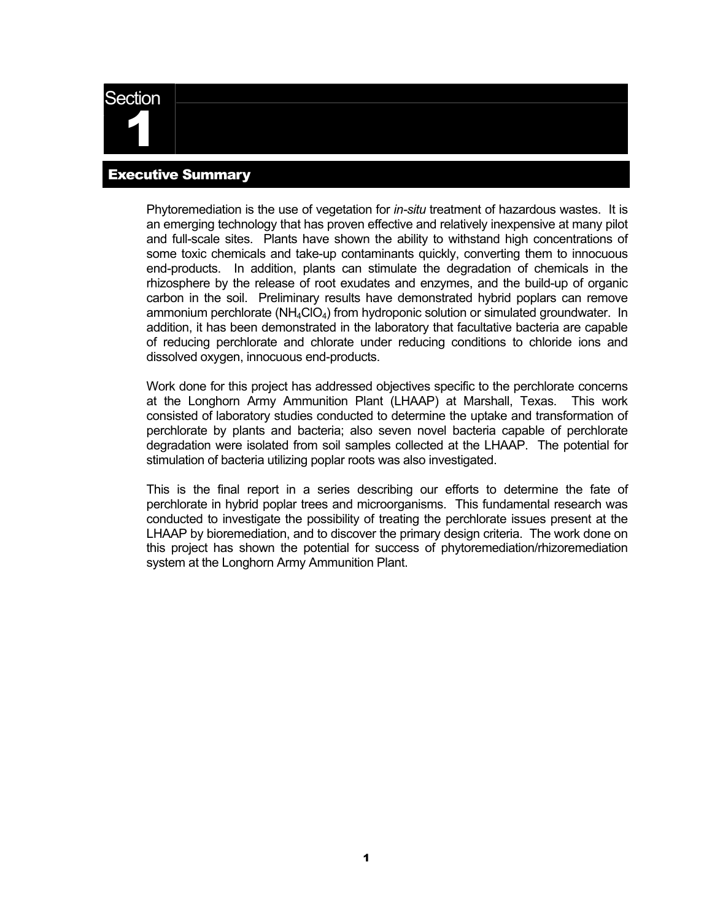# Section 1

## Executive Summary

Phytoremediation is the use of vegetation for *in-situ* treatment of hazardous wastes. It is an emerging technology that has proven effective and relatively inexpensive at many pilot and full-scale sites. Plants have shown the ability to withstand high concentrations of some toxic chemicals and take-up contaminants quickly, converting them to innocuous end-products. In addition, plants can stimulate the degradation of chemicals in the rhizosphere by the release of root exudates and enzymes, and the build-up of organic carbon in the soil. Preliminary results have demonstrated hybrid poplars can remove ammonium perchlorate ($NH_4ClO_4$) from hydroponic solution or simulated groundwater. In addition, it has been demonstrated in the laboratory that facultative bacteria are capable of reducing perchlorate and chlorate under reducing conditions to chloride ions and dissolved oxygen, innocuous end-products.

Work done for this project has addressed objectives specific to the perchlorate concerns at the Longhorn Army Ammunition Plant (LHAAP) at Marshall, Texas. This work consisted of laboratory studies conducted to determine the uptake and transformation of perchlorate by plants and bacteria; also seven novel bacteria capable of perchlorate degradation were isolated from soil samples collected at the LHAAP. The potential for stimulation of bacteria utilizing poplar roots was also investigated.

This is the final report in a series describing our efforts to determine the fate of perchlorate in hybrid poplar trees and microorganisms. This fundamental research was conducted to investigate the possibility of treating the perchlorate issues present at the LHAAP by bioremediation, and to discover the primary design criteria. The work done on this project has shown the potential for success of phytoremediation/rhizoremediation system at the Longhorn Army Ammunition Plant.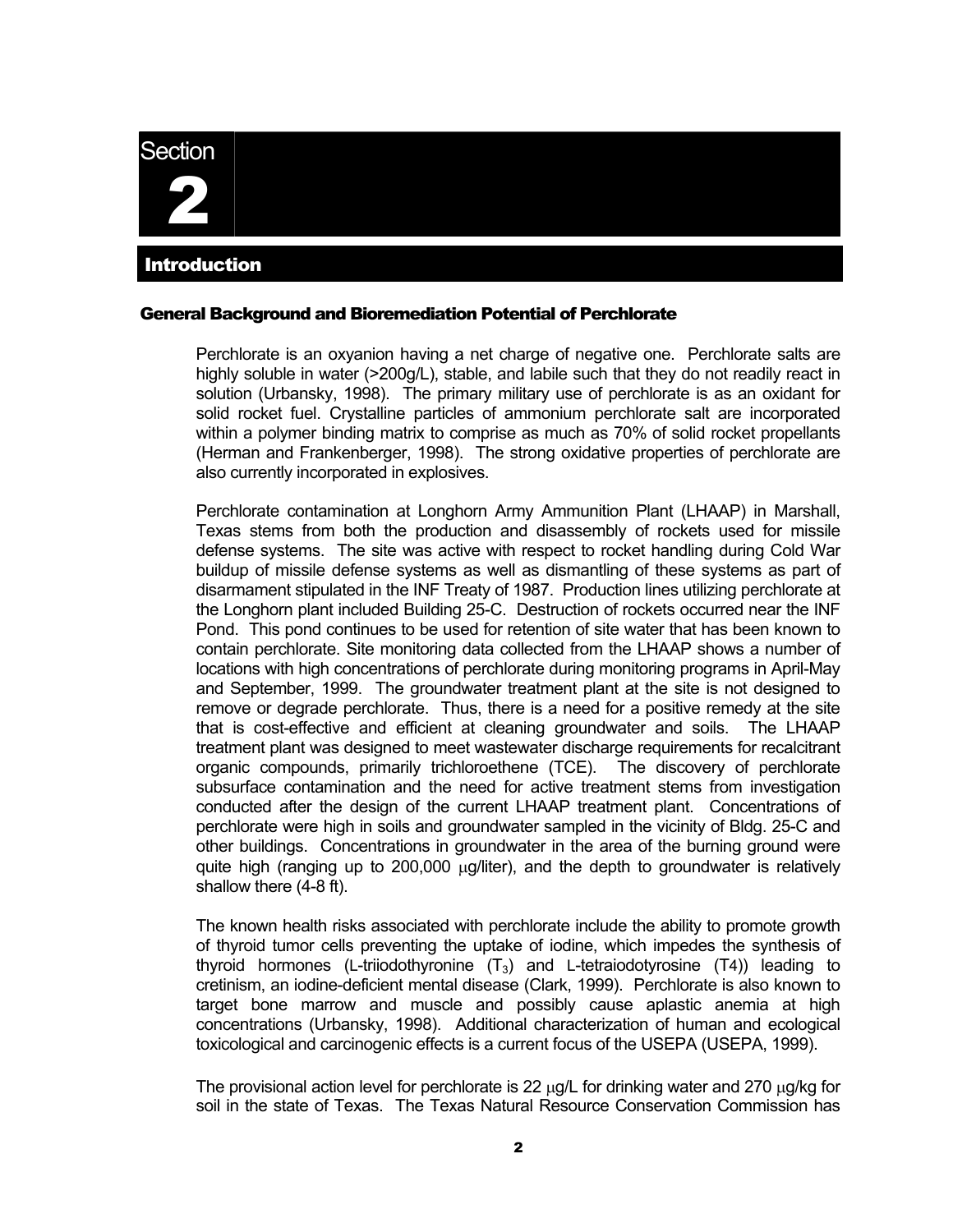# Section 2

## Introduction

### General Background and Bioremediation Potential of Perchlorate

Perchlorate is an oxyanion having a net charge of negative one. Perchlorate salts are highly soluble in water (>200g/L), stable, and labile such that they do not readily react in solution (Urbansky, 1998). The primary military use of perchlorate is as an oxidant for solid rocket fuel. Crystalline particles of ammonium perchlorate salt are incorporated within a polymer binding matrix to comprise as much as 70% of solid rocket propellants (Herman and Frankenberger, 1998). The strong oxidative properties of perchlorate are also currently incorporated in explosives.

Perchlorate contamination at Longhorn Army Ammunition Plant (LHAAP) in Marshall, Texas stems from both the production and disassembly of rockets used for missile defense systems. The site was active with respect to rocket handling during Cold War buildup of missile defense systems as well as dismantling of these systems as part of disarmament stipulated in the INF Treaty of 1987. Production lines utilizing perchlorate at the Longhorn plant included Building 25-C. Destruction of rockets occurred near the INF Pond. This pond continues to be used for retention of site water that has been known to contain perchlorate. Site monitoring data collected from the LHAAP shows a number of locations with high concentrations of perchlorate during monitoring programs in April-May and September, 1999. The groundwater treatment plant at the site is not designed to remove or degrade perchlorate. Thus, there is a need for a positive remedy at the site that is cost-effective and efficient at cleaning groundwater and soils. The LHAAP treatment plant was designed to meet wastewater discharge requirements for recalcitrant organic compounds, primarily trichloroethene (TCE). The discovery of perchlorate subsurface contamination and the need for active treatment stems from investigation conducted after the design of the current LHAAP treatment plant. Concentrations of perchlorate were high in soils and groundwater sampled in the vicinity of Bldg. 25-C and other buildings. Concentrations in groundwater in the area of the burning ground were quite high (ranging up to 200,000 μg/liter), and the depth to groundwater is relatively shallow there (4-8 ft).

The known health risks associated with perchlorate include the ability to promote growth of thyroid tumor cells preventing the uptake of iodine, which impedes the synthesis of thyroid hormones (L-triiodothyronine ($T_3$) and L-tetraiodotyrosine ($T_4$)) leading to cretinism, an iodine-deficient mental disease (Clark, 1999). Perchlorate is also known to target bone marrow and muscle and possibly cause aplastic anemia at high concentrations (Urbansky, 1998). Additional characterization of human and ecological toxicological and carcinogenic effects is a current focus of the USEPA (USEPA, 1999).

The provisional action level for perchlorate is 22 μg/L for drinking water and 270 μg/kg for soil in the state of Texas. The Texas Natural Resource Conservation Commission has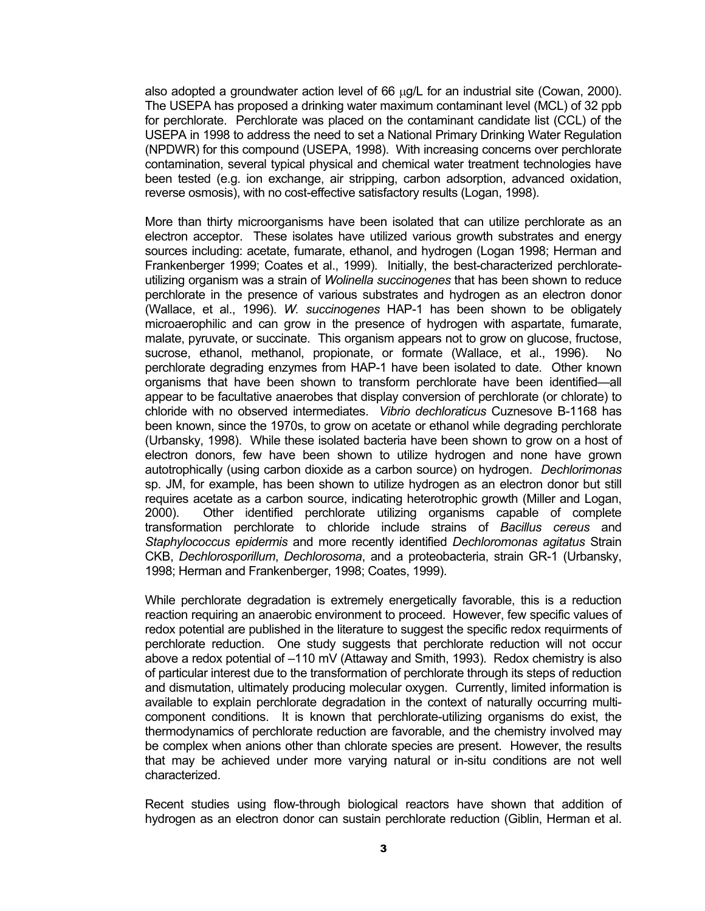also adopted a groundwater action level of 66 μg/L for an industrial site (Cowan, 2000). The USEPA has proposed a drinking water maximum contaminant level (MCL) of 32 ppb for perchlorate. Perchlorate was placed on the contaminant candidate list (CCL) of the USEPA in 1998 to address the need to set a National Primary Drinking Water Regulation (NPDWR) for this compound (USEPA, 1998). With increasing concerns over perchlorate contamination, several typical physical and chemical water treatment technologies have been tested (e.g. ion exchange, air stripping, carbon adsorption, advanced oxidation, reverse osmosis), with no cost-effective satisfactory results (Logan, 1998).

More than thirty microorganisms have been isolated that can utilize perchlorate as an electron acceptor. These isolates have utilized various growth substrates and energy sources including: acetate, fumarate, ethanol, and hydrogen (Logan 1998; Herman and Frankenberger 1999; Coates et al., 1999). Initially, the best-characterized perchlorate-utilizing organism was a strain of *Wolinella succinogenes* that has been shown to reduce perchlorate in the presence of various substrates and hydrogen as an electron donor (Wallace, et al., 1996). *W. succinogenes* HAP-1 has been shown to be obligately microaerophilic and can grow in the presence of hydrogen with aspartate, fumarate, malate, pyruvate, or succinate. This organism appears not to grow on glucose, fructose, sucrose, ethanol, methanol, propionate, or formate (Wallace, et al., 1996). No perchlorate degrading enzymes from HAP-1 have been isolated to date. Other known organisms that have been shown to transform perchlorate have been identified—all appear to be facultative anaerobes that display conversion of perchlorate (or chlorate) to chloride with no observed intermediates. *Vibrio dechloraticus* Cuznesove B-1168 has been known, since the 1970s, to grow on acetate or ethanol while degrading perchlorate (Urbansky, 1998). While these isolated bacteria have been shown to grow on a host of electron donors, few have been shown to utilize hydrogen and none have grown autotrophically (using carbon dioxide as a carbon source) on hydrogen. *Dechlorimonas* sp. JM, for example, has been shown to utilize hydrogen as an electron donor but still requires acetate as a carbon source, indicating heterotrophic growth (Miller and Logan, 2000). Other identified perchlorate utilizing organisms capable of complete transformation perchlorate to chloride include strains of *Bacillus cereus* and *Staphylococcus epidermis* and more recently identified *Dechloromonas agitatus* Strain CKB, *Dechlorosporillum*, *Dechlorosoma*, and a proteobacteria, strain GR-1 (Urbansky, 1998; Herman and Frankenberger, 1998; Coates, 1999).

While perchlorate degradation is extremely energetically favorable, this is a reduction reaction requiring an anaerobic environment to proceed. However, few specific values of redox potential are published in the literature to suggest the specific redox requirments of perchlorate reduction. One study suggests that perchlorate reduction will not occur above a redox potential of –110 mV (Attaway and Smith, 1993). Redox chemistry is also of particular interest due to the transformation of perchlorate through its steps of reduction and dismutation, ultimately producing molecular oxygen. Currently, limited information is available to explain perchlorate degradation in the context of naturally occurring multi-component conditions. It is known that perchlorate-utilizing organisms do exist, the thermodynamics of perchlorate reduction are favorable, and the chemistry involved may be complex when anions other than chlorate species are present. However, the results that may be achieved under more varying natural or in-situ conditions are not well characterized.

Recent studies using flow-through biological reactors have shown that addition of hydrogen as an electron donor can sustain perchlorate reduction (Giblin, Herman et al.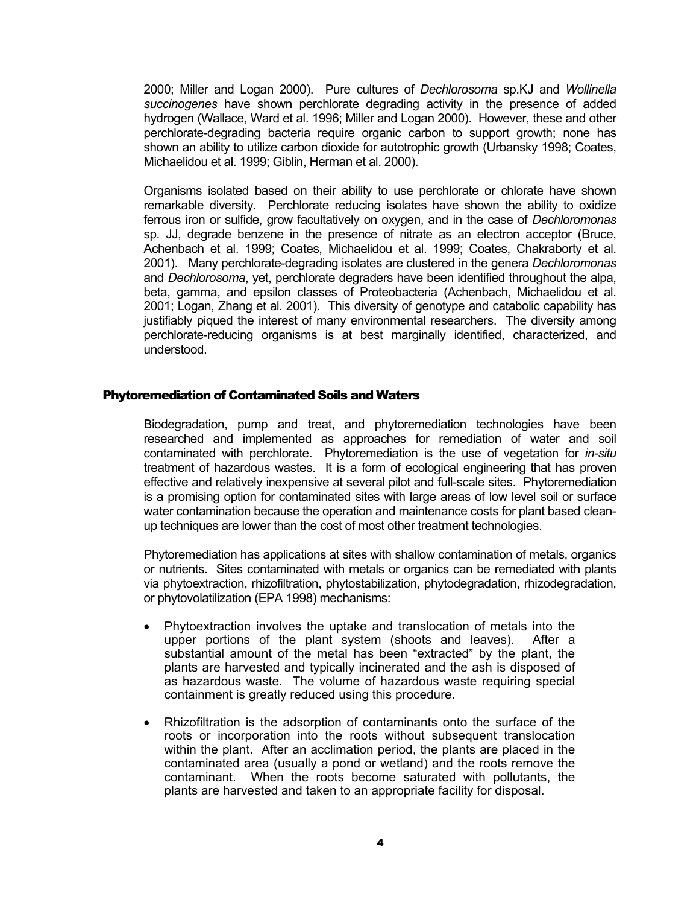2000; Miller and Logan 2000). Pure cultures of *Dechlorosoma* sp.KJ and *Wollinella succinogenes* have shown perchlorate degrading activity in the presence of added hydrogen (Wallace, Ward et al. 1996; Miller and Logan 2000). However, these and other perchlorate-degrading bacteria require organic carbon to support growth; none has shown an ability to utilize carbon dioxide for autotrophic growth (Urbansky 1998; Coates, Michaelidou et al. 1999; Giblin, Herman et al. 2000).

Organisms isolated based on their ability to use perchlorate or chlorate have shown remarkable diversity. Perchlorate reducing isolates have shown the ability to oxidize ferrous iron or sulfide, grow facultatively on oxygen, and in the case of *Dechloromonas* sp. JJ, degrade benzene in the presence of nitrate as an electron acceptor (Bruce, Achenbach et al. 1999; Coates, Michaelidou et al. 1999; Coates, Chakraborty et al. 2001). Many perchlorate-degrading isolates are clustered in the genera *Dechloromonas* and *Dechlorosoma*, yet, perchlorate degraders have been identified throughout the alpa, beta, gamma, and epsilon classes of Proteobacteria (Achenbach, Michaelidou et al. 2001; Logan, Zhang et al. 2001). This diversity of genotype and catabolic capability has justifiably piqued the interest of many environmental researchers. The diversity among perchlorate-reducing organisms is at best marginally identified, characterized, and understood.

## Phytoremediation of Contaminated Soils and Waters

Biodegradation, pump and treat, and phytoremediation technologies have been researched and implemented as approaches for remediation of water and soil contaminated with perchlorate. Phytoremediation is the use of vegetation for *in-situ* treatment of hazardous wastes. It is a form of ecological engineering that has proven effective and relatively inexpensive at several pilot and full-scale sites. Phytoremediation is a promising option for contaminated sites with large areas of low level soil or surface water contamination because the operation and maintenance costs for plant based clean-up techniques are lower than the cost of most other treatment technologies.

Phytoremediation has applications at sites with shallow contamination of metals, organics or nutrients. Sites contaminated with metals or organics can be remediated with plants via phytoextraction, rhizofiltration, phytostabilization, phytodegradation, rhizodegradation, or phytovolatilization (EPA 1998) mechanisms:

- Phytoextraction involves the uptake and translocation of metals into the upper portions of the plant system (shoots and leaves). After a substantial amount of the metal has been "extracted" by the plant, the plants are harvested and typically incinerated and the ash is disposed of as hazardous waste. The volume of hazardous waste requiring special containment is greatly reduced using this procedure.

- Rhizofiltration is the adsorption of contaminants onto the surface of the roots or incorporation into the roots without subsequent translocation within the plant. After an acclimation period, the plants are placed in the contaminated area (usually a pond or wetland) and the roots remove the contaminant. When the roots become saturated with pollutants, the plants are harvested and taken to an appropriate facility for disposal.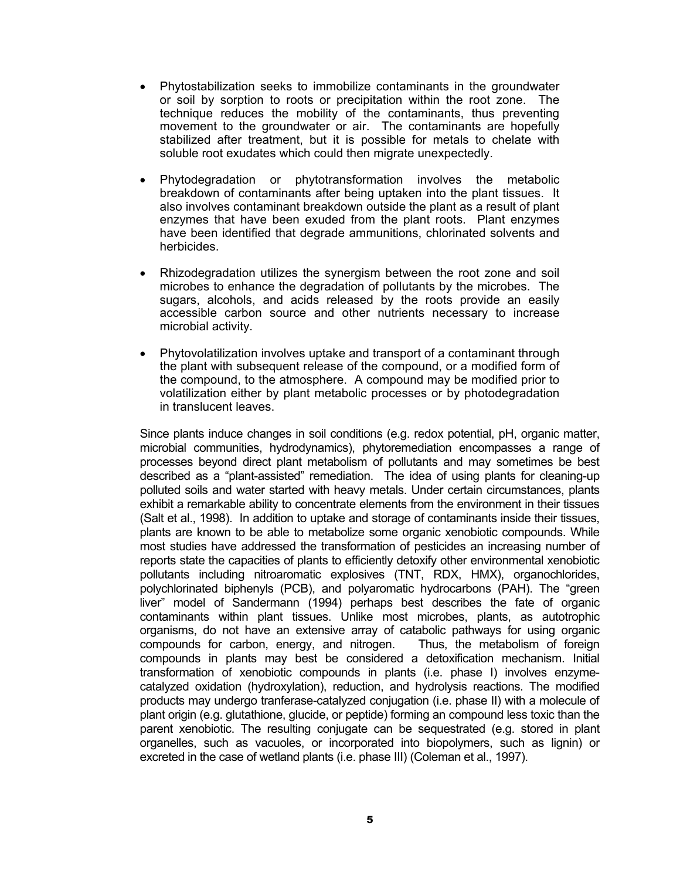- Phytostabilization seeks to immobilize contaminants in the groundwater or soil by sorption to roots or precipitation within the root zone. The technique reduces the mobility of the contaminants, thus preventing movement to the groundwater or air. The contaminants are hopefully stabilized after treatment, but it is possible for metals to chelate with soluble root exudates which could then migrate unexpectedly.

- Phytodegradation or phytotransformation involves the metabolic breakdown of contaminants after being uptaken into the plant tissues. It also involves contaminant breakdown outside the plant as a result of plant enzymes that have been exuded from the plant roots. Plant enzymes have been identified that degrade ammunitions, chlorinated solvents and herbicides.

- Rhizodegradation utilizes the synergism between the root zone and soil microbes to enhance the degradation of pollutants by the microbes. The sugars, alcohols, and acids released by the roots provide an easily accessible carbon source and other nutrients necessary to increase microbial activity.

- Phytovolatilization involves uptake and transport of a contaminant through the plant with subsequent release of the compound, or a modified form of the compound, to the atmosphere. A compound may be modified prior to volatilization either by plant metabolic processes or by photodegradation in translucent leaves.

Since plants induce changes in soil conditions (e.g. redox potential, pH, organic matter, microbial communities, hydrodynamics), phytoremediation encompasses a range of processes beyond direct plant metabolism of pollutants and may sometimes be best described as a "plant-assisted" remediation. The idea of using plants for cleaning-up polluted soils and water started with heavy metals. Under certain circumstances, plants exhibit a remarkable ability to concentrate elements from the environment in their tissues (Salt et al., 1998). In addition to uptake and storage of contaminants inside their tissues, plants are known to be able to metabolize some organic xenobiotic compounds. While most studies have addressed the transformation of pesticides an increasing number of reports state the capacities of plants to efficiently detoxify other environmental xenobiotic pollutants including nitroaromatic explosives (TNT, RDX, HMX), organochlorides, polychlorinated biphenyls (PCB), and polyaromatic hydrocarbons (PAH). The "green liver" model of Sandermann (1994) perhaps best describes the fate of organic contaminants within plant tissues. Unlike most microbes, plants, as autotrophic organisms, do not have an extensive array of catabolic pathways for using organic compounds for carbon, energy, and nitrogen. Thus, the metabolism of foreign compounds in plants may best be considered a detoxification mechanism. Initial transformation of xenobiotic compounds in plants (i.e. phase I) involves enzyme-catalyzed oxidation (hydroxylation), reduction, and hydrolysis reactions. The modified products may undergo tranferase-catalyzed conjugation (i.e. phase II) with a molecule of plant origin (e.g. glutathione, glucide, or peptide) forming an compound less toxic than the parent xenobiotic. The resulting conjugate can be sequestrated (e.g. stored in plant organelles, such as vacuoles, or incorporated into biopolymers, such as lignin) or excreted in the case of wetland plants (i.e. phase III) (Coleman et al., 1997).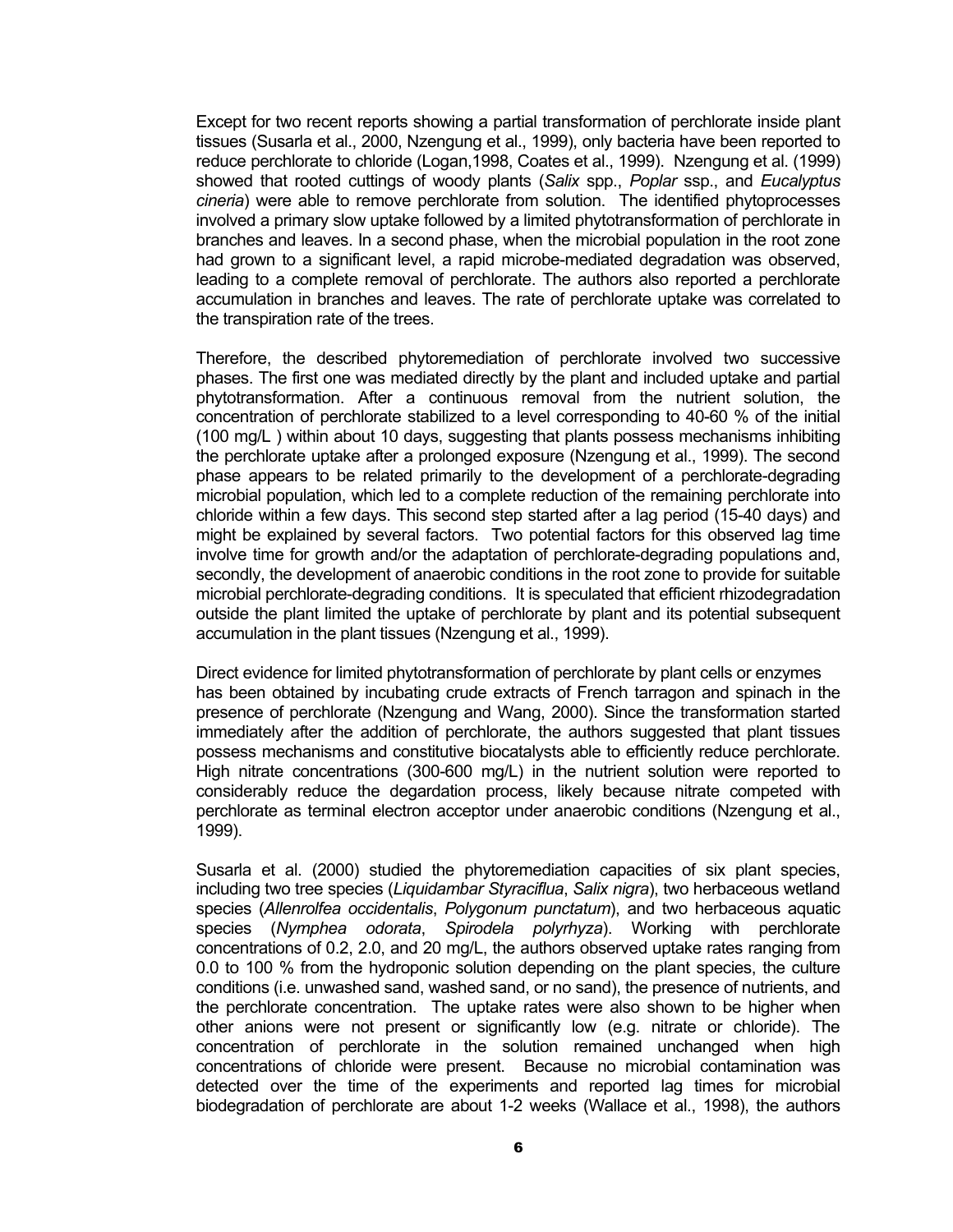Except for two recent reports showing a partial transformation of perchlorate inside plant tissues (Susarla et al., 2000, Nzengung et al., 1999), only bacteria have been reported to reduce perchlorate to chloride (Logan,1998, Coates et al., 1999). Nzengung et al. (1999) showed that rooted cuttings of woody plants (*Salix* spp., *Poplar* ssp., and *Eucalyptus cineria*) were able to remove perchlorate from solution. The identified phytoprocesses involved a primary slow uptake followed by a limited phytotransformation of perchlorate in branches and leaves. In a second phase, when the microbial population in the root zone had grown to a significant level, a rapid microbe-mediated degradation was observed, leading to a complete removal of perchlorate. The authors also reported a perchlorate accumulation in branches and leaves. The rate of perchlorate uptake was correlated to the transpiration rate of the trees.

Therefore, the described phytoremediation of perchlorate involved two successive phases. The first one was mediated directly by the plant and included uptake and partial phytotransformation. After a continuous removal from the nutrient solution, the concentration of perchlorate stabilized to a level corresponding to 40-60 % of the initial (100 mg/L ) within about 10 days, suggesting that plants possess mechanisms inhibiting the perchlorate uptake after a prolonged exposure (Nzengung et al., 1999). The second phase appears to be related primarily to the development of a perchlorate-degrading microbial population, which led to a complete reduction of the remaining perchlorate into chloride within a few days. This second step started after a lag period (15-40 days) and might be explained by several factors. Two potential factors for this observed lag time involve time for growth and/or the adaptation of perchlorate-degrading populations and, secondly, the development of anaerobic conditions in the root zone to provide for suitable microbial perchlorate-degrading conditions. It is speculated that efficient rhizodegradation outside the plant limited the uptake of perchlorate by plant and its potential subsequent accumulation in the plant tissues (Nzengung et al., 1999).

Direct evidence for limited phytotransformation of perchlorate by plant cells or enzymes has been obtained by incubating crude extracts of French tarragon and spinach in the presence of perchlorate (Nzengung and Wang, 2000). Since the transformation started immediately after the addition of perchlorate, the authors suggested that plant tissues possess mechanisms and constitutive biocatalysts able to efficiently reduce perchlorate. High nitrate concentrations (300-600 mg/L) in the nutrient solution were reported to considerably reduce the degardation process, likely because nitrate competed with perchlorate as terminal electron acceptor under anaerobic conditions (Nzengung et al., 1999).

Susarla et al. (2000) studied the phytoremediation capacities of six plant species, including two tree species (*Liquidambar Styraciflua*, *Salix nigra*), two herbaceous wetland species (*Allenrolfea occidentalis*, *Polygonum punctatum*), and two herbaceous aquatic species (*Nymphea odorata*, *Spirodela polyrhyza*). Working with perchlorate concentrations of 0.2, 2.0, and 20 mg/L, the authors observed uptake rates ranging from 0.0 to 100 % from the hydroponic solution depending on the plant species, the culture conditions (i.e. unwashed sand, washed sand, or no sand), the presence of nutrients, and the perchlorate concentration. The uptake rates were also shown to be higher when other anions were not present or significantly low (e.g. nitrate or chloride). The concentration of perchlorate in the solution remained unchanged when high concentrations of chloride were present. Because no microbial contamination was detected over the time of the experiments and reported lag times for microbial biodegradation of perchlorate are about 1-2 weeks (Wallace et al., 1998), the authors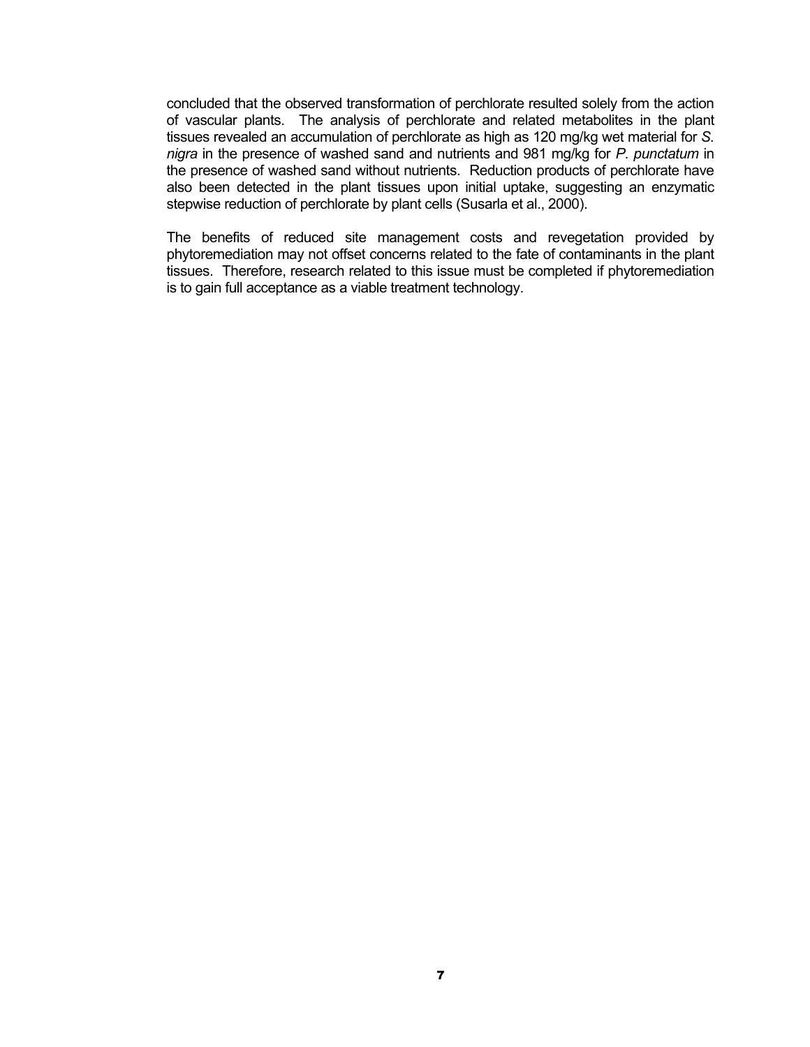concluded that the observed transformation of perchlorate resulted solely from the action of vascular plants. The analysis of perchlorate and related metabolites in the plant tissues revealed an accumulation of perchlorate as high as 120 mg/kg wet material for *S. nigra* in the presence of washed sand and nutrients and 981 mg/kg for *P. punctatum* in the presence of washed sand without nutrients. Reduction products of perchlorate have also been detected in the plant tissues upon initial uptake, suggesting an enzymatic stepwise reduction of perchlorate by plant cells (Susarla et al., 2000).

The benefits of reduced site management costs and revegetation provided by phytoremediation may not offset concerns related to the fate of contaminants in the plant tissues. Therefore, research related to this issue must be completed if phytoremediation is to gain full acceptance as a viable treatment technology.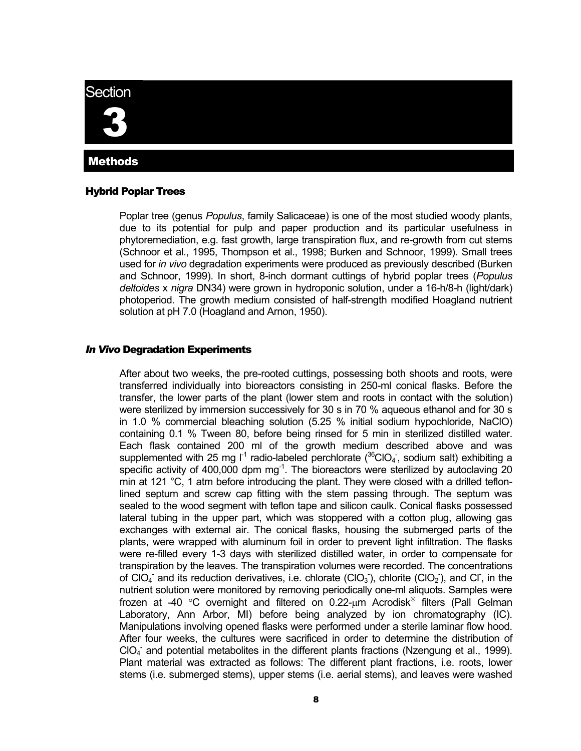# Section 3

## Methods

### Hybrid Poplar Trees

Poplar tree (genus *Populus*, family Salicaceae) is one of the most studied woody plants, due to its potential for pulp and paper production and its particular usefulness in phytoremediation, e.g. fast growth, large transpiration flux, and re-growth from cut stems (Schnoor et al., 1995, Thompson et al., 1998; Burken and Schnoor, 1999). Small trees used for *in vivo* degradation experiments were produced as previously described (Burken and Schnoor, 1999). In short, 8-inch dormant cuttings of hybrid poplar trees (*Populus deltoides* x *nigra* DN34) were grown in hydroponic solution, under a 16-h/8-h (light/dark) photoperiod. The growth medium consisted of half-strength modified Hoagland nutrient solution at pH 7.0 (Hoagland and Arnon, 1950).

### *In Vivo* Degradation Experiments

After about two weeks, the pre-rooted cuttings, possessing both shoots and roots, were transferred individually into bioreactors consisting in 250-ml conical flasks. Before the transfer, the lower parts of the plant (lower stem and roots in contact with the solution) were sterilized by immersion successively for 30 s in 70 % aqueous ethanol and for 30 s in 1.0 % commercial bleaching solution (5.25 % initial sodium hypochloride, NaClO) containing 0.1 % Tween 80, before being rinsed for 5 min in sterilized distilled water. Each flask contained 200 ml of the growth medium described above and was supplemented with 25 mg $l^{-1}$ radio-labeled perchlorate ($^{36}ClO_4^-$, sodium salt) exhibiting a specific activity of 400,000 dpm $mg^{-1}$. The bioreactors were sterilized by autoclaving 20 min at 121 °C, 1 atm before introducing the plant. They were closed with a drilled teflon-lined septum and screw cap fitting with the stem passing through. The septum was sealed to the wood segment with teflon tape and silicon caulk. Conical flasks possessed lateral tubing in the upper part, which was stoppered with a cotton plug, allowing gas exchanges with external air. The conical flasks, housing the submerged parts of the plants, were wrapped with aluminum foil in order to prevent light infiltration. The flasks were re-filled every 1-3 days with sterilized distilled water, in order to compensate for transpiration by the leaves. The transpiration volumes were recorded. The concentrations of $ClO_4^-$ and its reduction derivatives, i.e. chlorate ($ClO_3^-$), chlorite ($ClO_2^-$), and $Cl^-$, in the nutrient solution were monitored by removing periodically one-ml aliquots. Samples were frozen at -40 °C overnight and filtered on 0.22-μm Acrodisk® filters (Pall Gelman Laboratory, Ann Arbor, MI) before being analyzed by ion chromatography (IC). Manipulations involving opened flasks were performed under a sterile laminar flow hood. After four weeks, the cultures were sacrificed in order to determine the distribution of $ClO_4^-$ and potential metabolites in the different plants fractions (Nzengung et al., 1999). Plant material was extracted as follows: The different plant fractions, i.e. roots, lower stems (i.e. submerged stems), upper stems (i.e. aerial stems), and leaves were washed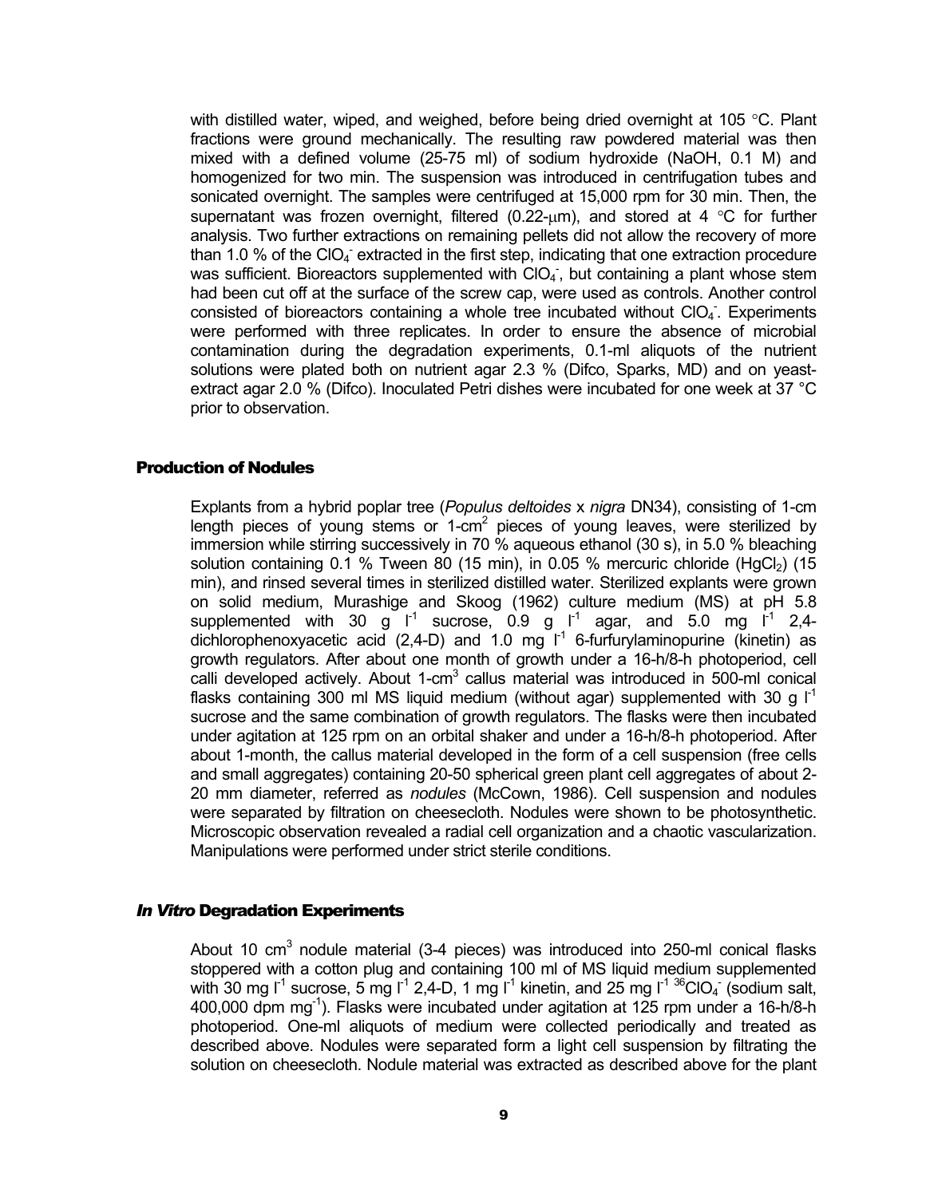with distilled water, wiped, and weighed, before being dried overnight at 105 °C. Plant fractions were ground mechanically. The resulting raw powdered material was then mixed with a defined volume (25-75 ml) of sodium hydroxide (NaOH, 0.1 M) and homogenized for two min. The suspension was introduced in centrifugation tubes and sonicated overnight. The samples were centrifuged at 15,000 rpm for 30 min. Then, the supernatant was frozen overnight, filtered (0.22-μm), and stored at 4 °C for further analysis. Two further extractions on remaining pellets did not allow the recovery of more than 1.0 % of the $ClO_4^-$ extracted in the first step, indicating that one extraction procedure was sufficient. Bioreactors supplemented with $ClO_4^-$, but containing a plant whose stem had been cut off at the surface of the screw cap, were used as controls. Another control consisted of bioreactors containing a whole tree incubated without $ClO_4^-$. Experiments were performed with three replicates. In order to ensure the absence of microbial contamination during the degradation experiments, 0.1-ml aliquots of the nutrient solutions were plated both on nutrient agar 2.3 % (Difco, Sparks, MD) and on yeast-extract agar 2.0 % (Difco). Inoculated Petri dishes were incubated for one week at 37 °C prior to observation.

## Production of Nodules

Explants from a hybrid poplar tree (*Populus deltoides* x *nigra* DN34), consisting of 1-cm length pieces of young stems or 1-$cm^2$ pieces of young leaves, were sterilized by immersion while stirring successively in 70 % aqueous ethanol (30 s), in 5.0 % bleaching solution containing 0.1 % Tween 80 (15 min), in 0.05 % mercuric chloride ($HgCl_2$) (15 min), and rinsed several times in sterilized distilled water. Sterilized explants were grown on solid medium, Murashige and Skoog (1962) culture medium (MS) at pH 5.8 supplemented with 30 g $l^{-1}$ sucrose, 0.9 g $l^{-1}$ agar, and 5.0 mg $l^{-1}$ 2,4-dichlorophenoxyacetic acid (2,4-D) and 1.0 mg $l^{-1}$ 6-furfurylaminopurine (kinetin) as growth regulators. After about one month of growth under a 16-h/8-h photoperiod, cell calli developed actively. About 1-$cm^3$ callus material was introduced in 500-ml conical flasks containing 300 ml MS liquid medium (without agar) supplemented with 30 g $l^{-1}$ sucrose and the same combination of growth regulators. The flasks were then incubated under agitation at 125 rpm on an orbital shaker and under a 16-h/8-h photoperiod. After about 1-month, the callus material developed in the form of a cell suspension (free cells and small aggregates) containing 20-50 spherical green plant cell aggregates of about 2-20 mm diameter, referred as *nodules* (McCown, 1986). Cell suspension and nodules were separated by filtration on cheesecloth. Nodules were shown to be photosynthetic. Microscopic observation revealed a radial cell organization and a chaotic vascularization. Manipulations were performed under strict sterile conditions.

## *In Vitro* Degradation Experiments

About 10 $cm^3$ nodule material (3-4 pieces) was introduced into 250-ml conical flasks stoppered with a cotton plug and containing 100 ml of MS liquid medium supplemented with 30 mg $l^{-1}$ sucrose, 5 mg $l^{-1}$ 2,4-D, 1 mg $l^{-1}$ kinetin, and 25 mg $l^{-1}$ $^{36}ClO_4^-$ (sodium salt, 400,000 dpm $mg^{-1}$). Flasks were incubated under agitation at 125 rpm under a 16-h/8-h photoperiod. One-ml aliquots of medium were collected periodically and treated as described above. Nodules were separated form a light cell suspension by filtrating the solution on cheesecloth. Nodule material was extracted as described above for the plant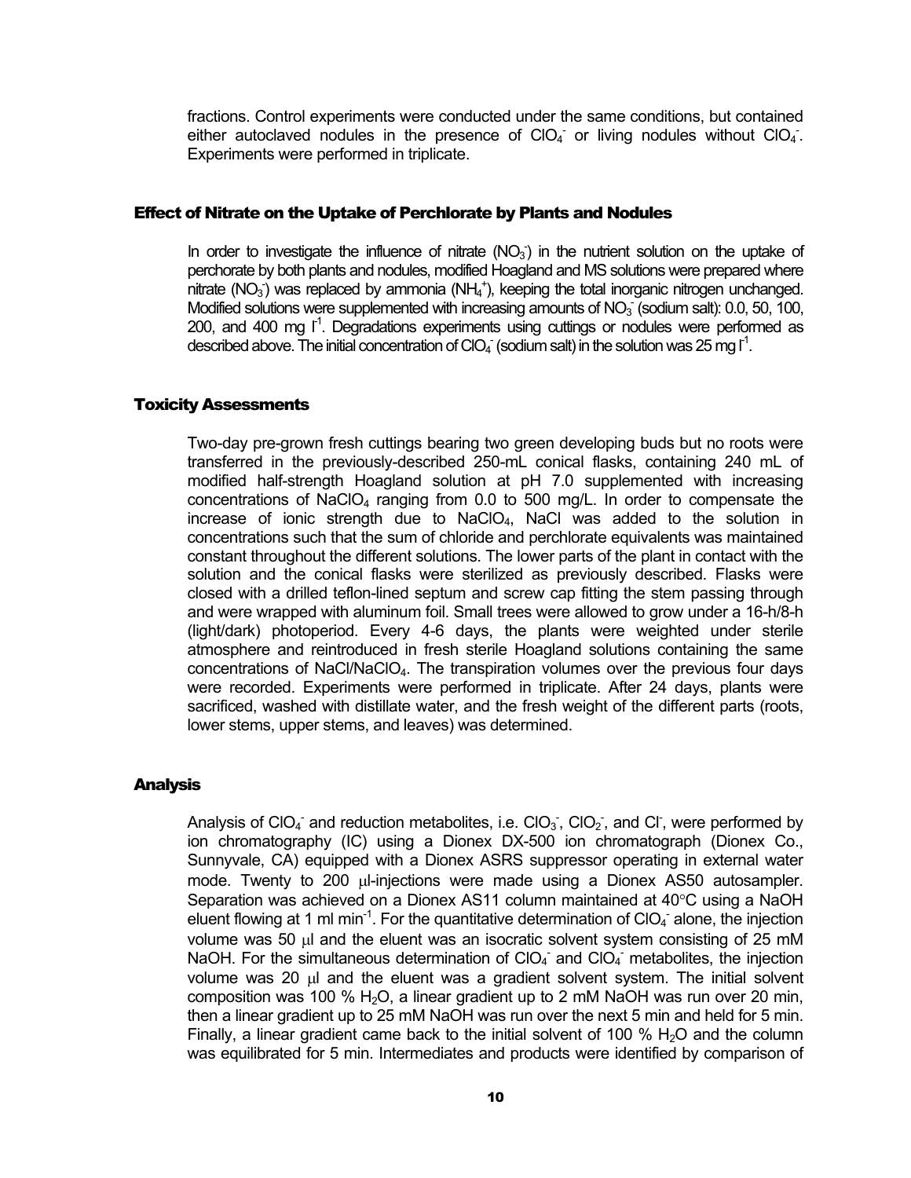fractions. Control experiments were conducted under the same conditions, but contained either autoclaved nodules in the presence of $ClO_4^-$ or living nodules without $ClO_4^-$. Experiments were performed in triplicate.

### Effect of Nitrate on the Uptake of Perchlorate by Plants and Nodules

In order to investigate the influence of nitrate ($NO_3^-$) in the nutrient solution on the uptake of perchlorate by both plants and nodules, modified Hoagland and MS solutions were prepared where nitrate ($NO_3^-$) was replaced by ammonia ($NH_4^+$), keeping the total inorganic nitrogen unchanged. Modified solutions were supplemented with increasing amounts of $NO_3^-$ (sodium salt): 0.0, 50, 100, 200, and 400 mg $l^{-1}$. Degradations experiments using cuttings or nodules were performed as described above. The initial concentration of $ClO_4^-$ (sodium salt) in the solution was 25 mg $l^{-1}$.

### Toxicity Assessments

Two-day pre-grown fresh cuttings bearing two green developing buds but no roots were transferred in the previously-described 250-mL conical flasks, containing 240 mL of modified half-strength Hoagland solution at pH 7.0 supplemented with increasing concentrations of $NaClO_4$ ranging from 0.0 to 500 mg/L. In order to compensate the increase of ionic strength due to $NaClO_4$, NaCl was added to the solution in concentrations such that the sum of chloride and perchlorate equivalents was maintained constant throughout the different solutions. The lower parts of the plant in contact with the solution and the conical flasks were sterilized as previously described. Flasks were closed with a drilled teflon-lined septum and screw cap fitting the stem passing through and were wrapped with aluminum foil. Small trees were allowed to grow under a 16-h/8-h (light/dark) photoperiod. Every 4-6 days, the plants were weighted under sterile atmosphere and reintroduced in fresh sterile Hoagland solutions containing the same concentrations of $NaCl/NaClO_4$. The transpiration volumes over the previous four days were recorded. Experiments were performed in triplicate. After 24 days, plants were sacrificed, washed with distillate water, and the fresh weight of the different parts (roots, lower stems, upper stems, and leaves) was determined.

### Analysis

Analysis of $ClO_4^-$ and reduction metabolites, i.e. $ClO_3^-$, $ClO_2^-$, and $Cl^-$, were performed by ion chromatography (IC) using a Dionex DX-500 ion chromatograph (Dionex Co., Sunnyvale, CA) equipped with a Dionex ASRS suppressor operating in external water mode. Twenty to 200 µl-injections were made using a Dionex AS50 autosampler. Separation was achieved on a Dionex AS11 column maintained at 40°C using a NaOH eluent flowing at 1 ml $min^{-1}$. For the quantitative determination of $ClO_4^-$ alone, the injection volume was 50 µl and the eluent was an isocratic solvent system consisting of 25 mM NaOH. For the simultaneous determination of $ClO_4^-$ and $ClO_4^-$ metabolites, the injection volume was 20 µl and the eluent was a gradient solvent system. The initial solvent composition was 100 % $H_2O$, a linear gradient up to 2 mM NaOH was run over 20 min, then a linear gradient up to 25 mM NaOH was run over the next 5 min and held for 5 min. Finally, a linear gradient came back to the initial solvent of 100 % $H_2O$ and the column was equilibrated for 5 min. Intermediates and products were identified by comparison of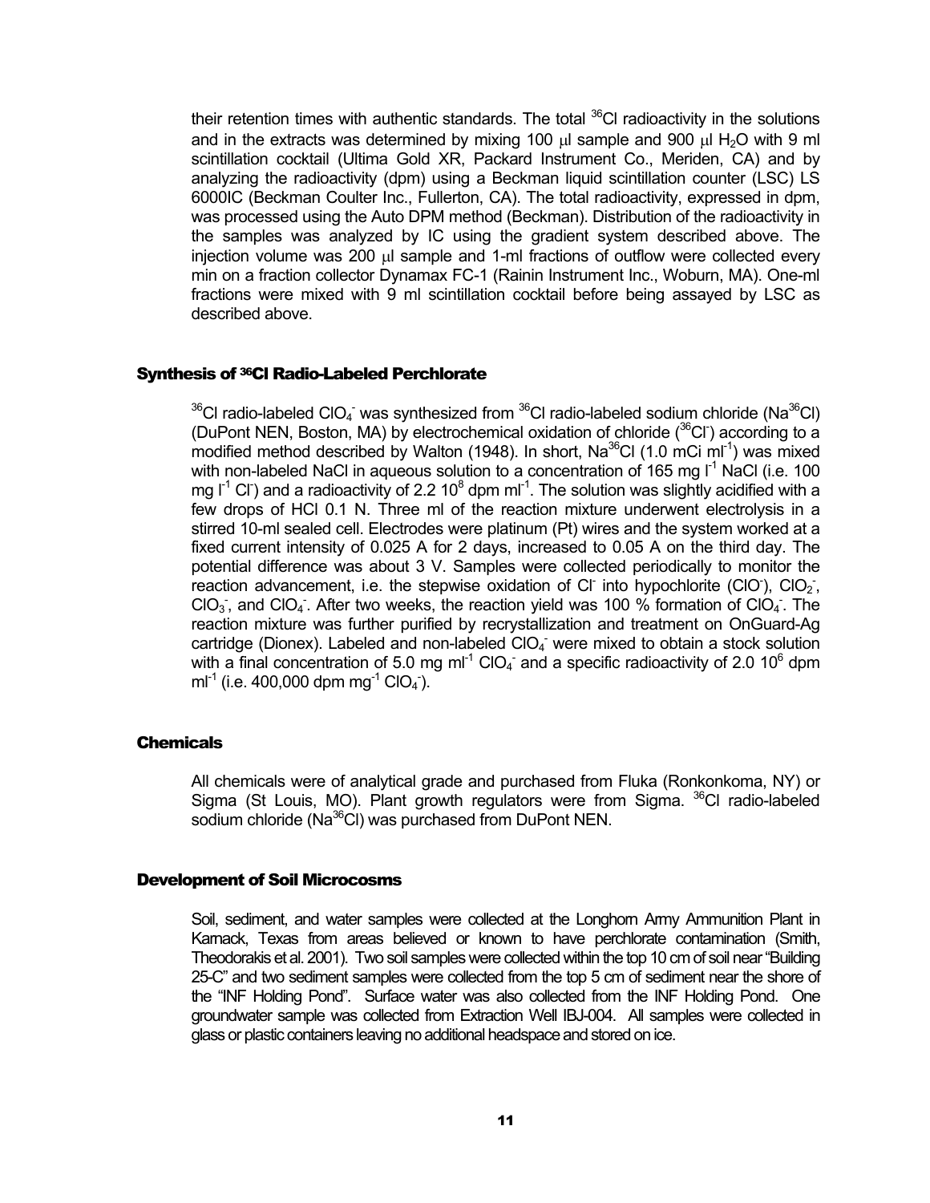their retention times with authentic standards. The total $^{36}Cl$ radioactivity in the solutions and in the extracts was determined by mixing 100 μl sample and 900 μl $H_2O$ with 9 ml scintillation cocktail (Ultima Gold XR, Packard Instrument Co., Meriden, CA) and by analyzing the radioactivity (dpm) using a Beckman liquid scintillation counter (LSC) LS 6000IC (Beckman Coulter Inc., Fullerton, CA). The total radioactivity, expressed in dpm, was processed using the Auto DPM method (Beckman). Distribution of the radioactivity in the samples was analyzed by IC using the gradient system described above. The injection volume was 200 μl sample and 1-ml fractions of outflow were collected every min on a fraction collector Dynamax FC-1 (Rainin Instrument Inc., Woburn, MA). One-ml fractions were mixed with 9 ml scintillation cocktail before being assayed by LSC as described above.

### Synthesis of $^{36}Cl$ Radio-Labeled Perchlorate

$^{36}Cl$ radio-labeled $ClO_4^-$ was synthesized from $^{36}Cl$ radio-labeled sodium chloride ($Na^{36}Cl$) (DuPont NEN, Boston, MA) by electrochemical oxidation of chloride ($^{36}Cl^-$) according to a modified method described by Walton (1948). In short, $Na^{36}Cl$ (1.0 mCi $ml^{-1}$) was mixed with non-labeled NaCl in aqueous solution to a concentration of 165 mg $l^{-1}$ NaCl (i.e. 100 mg $l^{-1}$ $Cl^-$) and a radioactivity of 2.2 $10^8$ dpm $ml^{-1}$. The solution was slightly acidified with a few drops of HCl 0.1 N. Three ml of the reaction mixture underwent electrolysis in a stirred 10-ml sealed cell. Electrodes were platinum (Pt) wires and the system worked at a fixed current intensity of 0.025 A for 2 days, increased to 0.05 A on the third day. The potential difference was about 3 V. Samples were collected periodically to monitor the reaction advancement, i.e. the stepwise oxidation of $Cl^-$ into hypochlorite ($ClO^-$), $ClO_2^-$, $ClO_3^-$, and $ClO_4^-$. After two weeks, the reaction yield was 100 % formation of $ClO_4^-$. The reaction mixture was further purified by recrystallization and treatment on OnGuard-Ag cartridge (Dionex). Labeled and non-labeled $ClO_4^-$ were mixed to obtain a stock solution with a final concentration of 5.0 mg $ml^{-1}$ $ClO_4^-$ and a specific radioactivity of 2.0 $10^6$ dpm $ml^{-1}$ (i.e. 400,000 dpm $mg^{-1}$ $ClO_4^-$).

### Chemicals

All chemicals were of analytical grade and purchased from Fluka (Ronkonkoma, NY) or Sigma (St Louis, MO). Plant growth regulators were from Sigma. $^{36}Cl$ radio-labeled sodium chloride ($Na^{36}Cl$) was purchased from DuPont NEN.

### Development of Soil Microcosms

Soil, sediment, and water samples were collected at the Longhorn Army Ammunition Plant in Karnack, Texas from areas believed or known to have perchlorate contamination (Smith, Theodorakis et al. 2001). Two soil samples were collected within the top 10 cm of soil near "Building 25-C" and two sediment samples were collected from the top 5 cm of sediment near the shore of the "INF Holding Pond". Surface water was also collected from the INF Holding Pond. One groundwater sample was collected from Extraction Well IBJ-004. All samples were collected in glass or plastic containers leaving no additional headspace and stored on ice.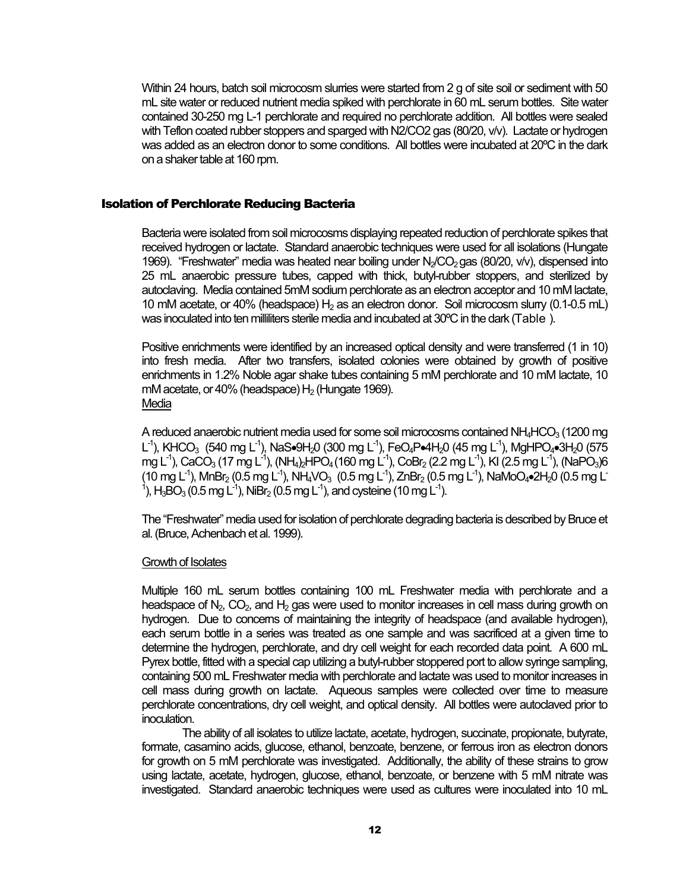Within 24 hours, batch soil microcosm slurries were started from 2 g of site soil or sediment with 50 mL site water or reduced nutrient media spiked with perchlorate in 60 mL serum bottles. Site water contained 30-250 mg L-1 perchlorate and required no perchlorate addition. All bottles were sealed with Teflon coated rubber stoppers and sparged with N2/CO2 gas (80/20, v/v). Lactate or hydrogen was added as an electron donor to some conditions. All bottles were incubated at 20ºC in the dark on a shaker table at 160 rpm.

## Isolation of Perchlorate Reducing Bacteria

Bacteria were isolated from soil microcosms displaying repeated reduction of perchlorate spikes that received hydrogen or lactate. Standard anaerobic techniques were used for all isolations (Hungate 1969). "Freshwater" media was heated near boiling under $N_2/CO_2$ gas (80/20, v/v), dispensed into 25 mL anaerobic pressure tubes, capped with thick, butyl-rubber stoppers, and sterilized by autoclaving. Media contained 5mM sodium perchlorate as an electron acceptor and 10 mM lactate, 10 mM acetate, or 40% (headspace) $H_2$ as an electron donor. Soil microcosm slurry (0.1-0.5 mL) was inoculated into ten milliliters sterile media and incubated at 30ºC in the dark (Table ).

Positive enrichments were identified by an increased optical density and were transferred (1 in 10) into fresh media. After two transfers, isolated colonies were obtained by growth of positive enrichments in 1.2% Noble agar shake tubes containing 5 mM perchlorate and 10 mM lactate, 10 mM acetate, or 40% (headspace) $H_2$ (Hungate 1969).

Media

A reduced anaerobic nutrient media used for some soil microcosms contained $NH_4HCO_3$ (1200 mg $L^{-1}$), $KHCO_3$ (540 mg $L^{-1}$), NaS•9H$_2$0 (300 mg $L^{-1}$), FeO$_4$P•4H$_2$0 (45 mg $L^{-1}$), MgHPO$_4$•3H$_2$0 (575 mg $L^{-1}$), $CaCO_3$ (17 mg $L^{-1}$), $(NH_4)_2HPO_4$ (160 mg $L^{-1}$), $CoBr_2$ (2.2 mg $L^{-1}$), KI (2.5 mg $L^{-1}$), $(NaPO_3)$6 (10 mg $L^{-1}$), $MnBr_2$ (0.5 mg $L^{-1}$), $NH_4VO_3$ (0.5 mg $L^{-1}$), $ZnBr_2$ (0.5 mg $L^{-1}$), NaMoO$_4$•2H$_2$0 (0.5 mg $L^{-1}$), $H_3BO_3$ (0.5 mg $L^{-1}$), $NiBr_2$ (0.5 mg $L^{-1}$), and cysteine (10 mg $L^{-1}$).

The "Freshwater" media used for isolation of perchlorate degrading bacteria is described by Bruce et al. (Bruce, Achenbach et al. 1999).

Growth of Isolates

Multiple 160 mL serum bottles containing 100 mL Freshwater media with perchlorate and a headspace of $N_2$, $CO_2$, and $H_2$ gas were used to monitor increases in cell mass during growth on hydrogen. Due to concerns of maintaining the integrity of headspace (and available hydrogen), each serum bottle in a series was treated as one sample and was sacrificed at a given time to determine the hydrogen, perchlorate, and dry cell weight for each recorded data point. A 600 mL Pyrex bottle, fitted with a special cap utilizing a butyl-rubber stoppered port to allow syringe sampling, containing 500 mL Freshwater media with perchlorate and lactate was used to monitor increases in cell mass during growth on lactate. Aqueous samples were collected over time to measure perchlorate concentrations, dry cell weight, and optical density. All bottles were autoclaved prior to inoculation.

The ability of all isolates to utilize lactate, acetate, hydrogen, succinate, propionate, butyrate, formate, casamino acids, glucose, ethanol, benzoate, benzene, or ferrous iron as electron donors for growth on 5 mM perchlorate was investigated. Additionally, the ability of these strains to grow using lactate, acetate, hydrogen, glucose, ethanol, benzoate, or benzene with 5 mM nitrate was investigated. Standard anaerobic techniques were used as cultures were inoculated into 10 mL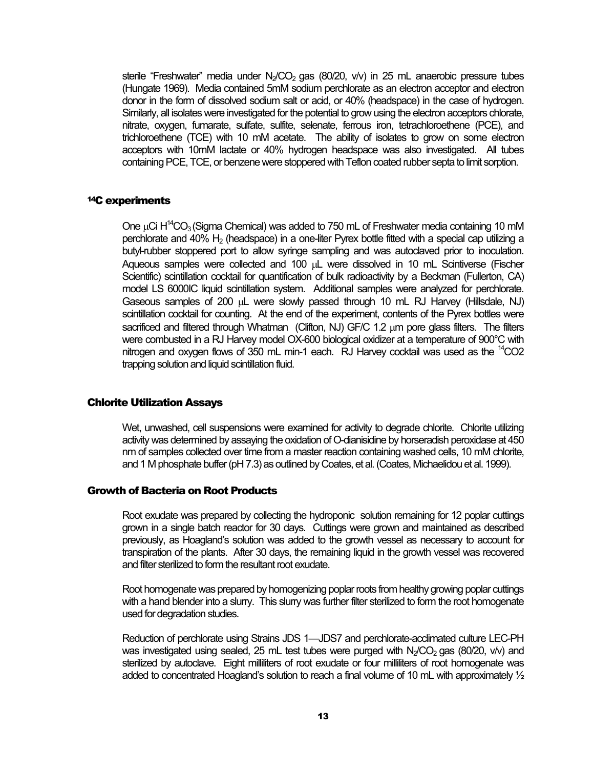sterile "Freshwater" media under $N_2/CO_2$ gas (80/20, v/v) in 25 mL anaerobic pressure tubes (Hungate 1969). Media contained 5mM sodium perchlorate as an electron acceptor and electron donor in the form of dissolved sodium salt or acid, or 40% (headspace) in the case of hydrogen. Similarly, all isolates were investigated for the potential to grow using the electron acceptors chlorate, nitrate, oxygen, fumarate, sulfate, sulfite, selenate, ferrous iron, tetrachloroethene (PCE), and trichloroethene (TCE) with 10 mM acetate. The ability of isolates to grow on some electron acceptors with 10mM lactate or 40% hydrogen headspace was also investigated. All tubes containing PCE, TCE, or benzene were stoppered with Teflon coated rubber septa to limit sorption.

### $^{14}C$ experiments

One $\mu$Ci $H^{14}CO_3$ (Sigma Chemical) was added to 750 mL of Freshwater media containing 10 mM perchlorate and 40% $H_2$ (headspace) in a one-liter Pyrex bottle fitted with a special cap utilizing a butyl-rubber stoppered port to allow syringe sampling and was autoclaved prior to inoculation. Aqueous samples were collected and 100 $\mu$L were dissolved in 10 mL Scintiverse (Fischer Scientific) scintillation cocktail for quantification of bulk radioactivity by a Beckman (Fullerton, CA) model LS 6000IC liquid scintillation system. Additional samples were analyzed for perchlorate. Gaseous samples of 200 $\mu$L were slowly passed through 10 mL RJ Harvey (Hillsdale, NJ) scintillation cocktail for counting. At the end of the experiment, contents of the Pyrex bottles were sacrificed and filtered through Whatman (Clifton, NJ) GF/C 1.2 $\mu$m pore glass filters. The filters were combusted in a RJ Harvey model OX-600 biological oxidizer at a temperature of 900°C with nitrogen and oxygen flows of 350 mL min-1 each. RJ Harvey cocktail was used as the $^{14}CO2$ trapping solution and liquid scintillation fluid.

## Chlorite Utilization Assays

Wet, unwashed, cell suspensions were examined for activity to degrade chlorite. Chlorite utilizing activity was determined by assaying the oxidation of O-dianisidine by horseradish peroxidase at 450 nm of samples collected over time from a master reaction containing washed cells, 10 mM chlorite, and 1 M phosphate buffer (pH 7.3) as outlined by Coates, et al. (Coates, Michaelidou et al. 1999).

## Growth of Bacteria on Root Products

Root exudate was prepared by collecting the hydroponic solution remaining for 12 poplar cuttings grown in a single batch reactor for 30 days. Cuttings were grown and maintained as described previously, as Hoagland's solution was added to the growth vessel as necessary to account for transpiration of the plants. After 30 days, the remaining liquid in the growth vessel was recovered and filter sterilized to form the resultant root exudate.

Root homogenate was prepared by homogenizing poplar roots from healthy growing poplar cuttings with a hand blender into a slurry. This slurry was further filter sterilized to form the root homogenate used for degradation studies.

Reduction of perchlorate using Strains JDS 1—JDS7 and perchlorate-acclimated culture LEC-PH was investigated using sealed, 25 mL test tubes were purged with $N_2/CO_2$ gas (80/20, v/v) and sterilized by autoclave. Eight milliliters of root exudate or four milliliters of root homogenate was added to concentrated Hoagland's solution to reach a final volume of 10 mL with approximately ½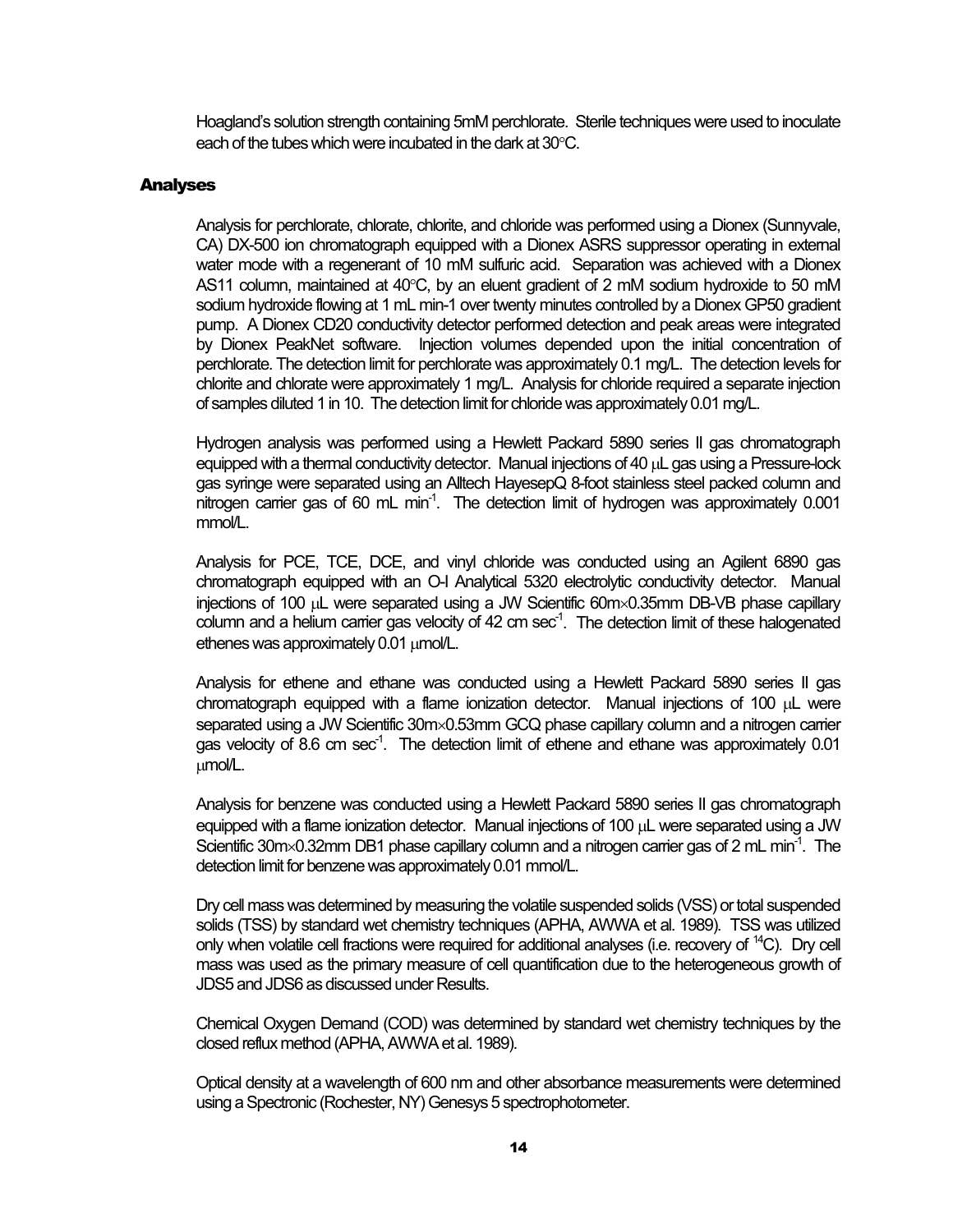Hoagland's solution strength containing 5mM perchlorate. Sterile techniques were used to inoculate each of the tubes which were incubated in the dark at 30°C.

## Analyses

Analysis for perchlorate, chlorate, chlorite, and chloride was performed using a Dionex (Sunnyvale, CA) DX-500 ion chromatograph equipped with a Dionex ASRS suppressor operating in external water mode with a regenerant of 10 mM sulfuric acid. Separation was achieved with a Dionex AS11 column, maintained at 40°C, by an eluent gradient of 2 mM sodium hydroxide to 50 mM sodium hydroxide flowing at 1 mL min-1 over twenty minutes controlled by a Dionex GP50 gradient pump. A Dionex CD20 conductivity detector performed detection and peak areas were integrated by Dionex PeakNet software. Injection volumes depended upon the initial concentration of perchlorate. The detection limit for perchlorate was approximately 0.1 mg/L. The detection levels for chlorite and chlorate were approximately 1 mg/L. Analysis for chloride required a separate injection of samples diluted 1 in 10. The detection limit for chloride was approximately 0.01 mg/L.

Hydrogen analysis was performed using a Hewlett Packard 5890 series II gas chromatograph equipped with a thermal conductivity detector. Manual injections of 40 μL gas using a Pressure-lock gas syringe were separated using an Alltech HayesepQ 8-foot stainless steel packed column and nitrogen carrier gas of 60 mL $min^{-1}$. The detection limit of hydrogen was approximately 0.001 mmol/L.

Analysis for PCE, TCE, DCE, and vinyl chloride was conducted using an Agilent 6890 gas chromatograph equipped with an O-I Analytical 5320 electrolytic conductivity detector. Manual injections of 100 μL were separated using a JW Scientific 60m×0.35mm DB-VB phase capillary column and a helium carrier gas velocity of 42 cm $sec^{-1}$. The detection limit of these halogenated ethenes was approximately 0.01 μmol/L.

Analysis for ethene and ethane was conducted using a Hewlett Packard 5890 series II gas chromatograph equipped with a flame ionization detector. Manual injections of 100 μL were separated using a JW Scientific 30m×0.53mm GCQ phase capillary column and a nitrogen carrier gas velocity of 8.6 cm $sec^{-1}$. The detection limit of ethene and ethane was approximately 0.01 μmol/L.

Analysis for benzene was conducted using a Hewlett Packard 5890 series II gas chromatograph equipped with a flame ionization detector. Manual injections of 100 μL were separated using a JW Scientific 30m×0.32mm DB1 phase capillary column and a nitrogen carrier gas of 2 mL $min^{-1}$. The detection limit for benzene was approximately 0.01 mmol/L.

Dry cell mass was determined by measuring the volatile suspended solids (VSS) or total suspended solids (TSS) by standard wet chemistry techniques (APHA, AWWA et al. 1989). TSS was utilized only when volatile cell fractions were required for additional analyses (i.e. recovery of $^{14}C$). Dry cell mass was used as the primary measure of cell quantification due to the heterogeneous growth of JDS5 and JDS6 as discussed under Results.

Chemical Oxygen Demand (COD) was determined by standard wet chemistry techniques by the closed reflux method (APHA, AWWA et al. 1989).

Optical density at a wavelength of 600 nm and other absorbance measurements were determined using a Spectronic (Rochester, NY) Genesys 5 spectrophotometer.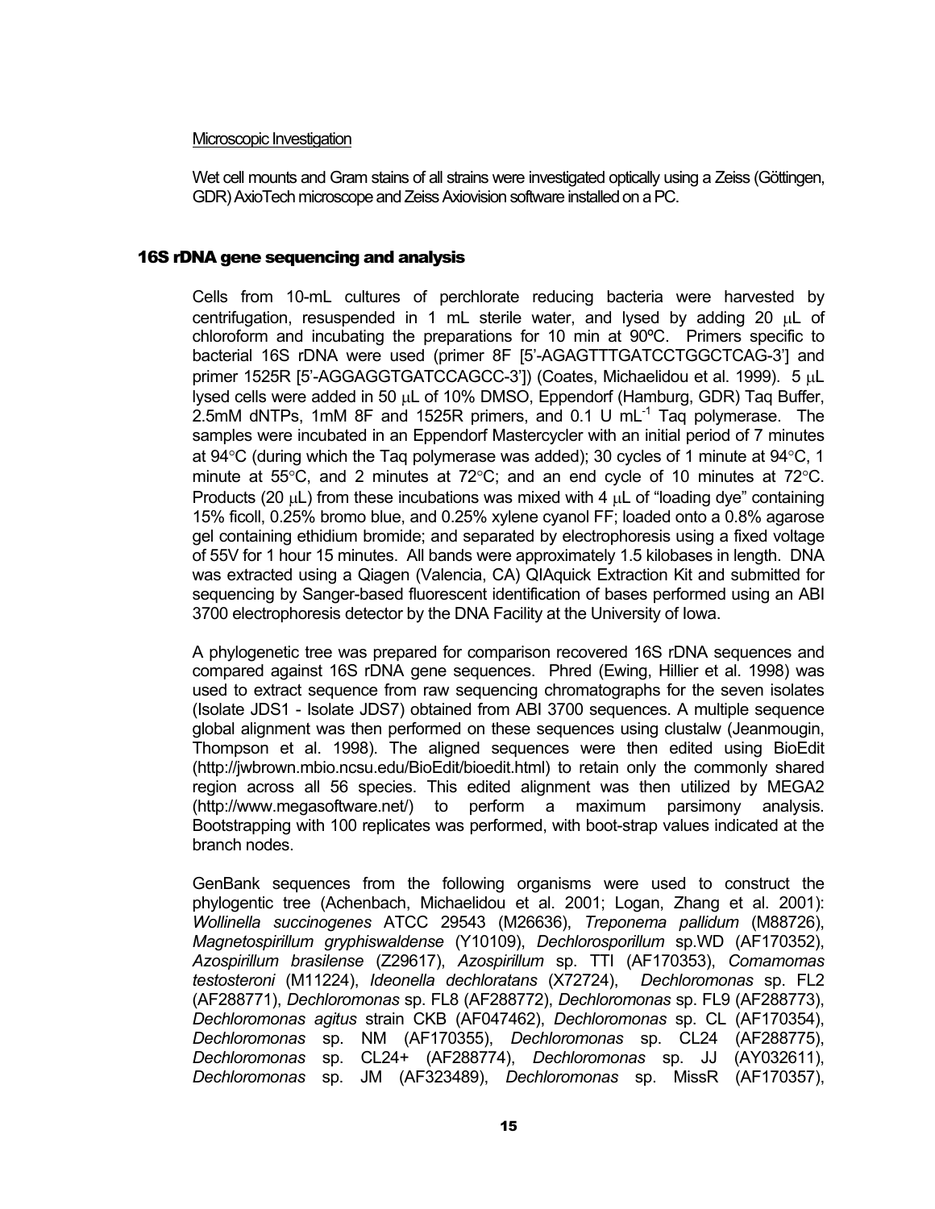Microscopic Investigation

Wet cell mounts and Gram stains of all strains were investigated optically using a Zeiss (Göttingen, GDR) AxioTech microscope and Zeiss Axiovision software installed on a PC.

## 16S rDNA gene sequencing and analysis

Cells from 10-mL cultures of perchlorate reducing bacteria were harvested by centrifugation, resuspended in 1 mL sterile water, and lysed by adding 20 μL of chloroform and incubating the preparations for 10 min at 90ºC. Primers specific to bacterial 16S rDNA were used (primer 8F [5'-AGAGTTTGATCCTGGCTCAG-3'] and primer 1525R [5'-AGGAGGTGATCCAGCC-3']) (Coates, Michaelidou et al. 1999). 5 μL lysed cells were added in 50 μL of 10% DMSO, Eppendorf (Hamburg, GDR) Taq Buffer, 2.5mM dNTPs, 1mM 8F and 1525R primers, and 0.1 U $mL^{-1}$ Taq polymerase. The samples were incubated in an Eppendorf Mastercycler with an initial period of 7 minutes at 94°C (during which the Taq polymerase was added); 30 cycles of 1 minute at 94°C, 1 minute at 55°C, and 2 minutes at 72°C; and an end cycle of 10 minutes at 72°C. Products (20 μL) from these incubations was mixed with 4 μL of "loading dye" containing 15% ficoll, 0.25% bromo blue, and 0.25% xylene cyanol FF; loaded onto a 0.8% agarose gel containing ethidium bromide; and separated by electrophoresis using a fixed voltage of 55V for 1 hour 15 minutes. All bands were approximately 1.5 kilobases in length. DNA was extracted using a Qiagen (Valencia, CA) QIAquick Extraction Kit and submitted for sequencing by Sanger-based fluorescent identification of bases performed using an ABI 3700 electrophoresis detector by the DNA Facility at the University of Iowa.

A phylogenetic tree was prepared for comparison recovered 16S rDNA sequences and compared against 16S rDNA gene sequences. Phred (Ewing, Hillier et al. 1998) was used to extract sequence from raw sequencing chromatographs for the seven isolates (Isolate JDS1 - Isolate JDS7) obtained from ABI 3700 sequences. A multiple sequence global alignment was then performed on these sequences using clustalw (Jeanmougin, Thompson et al. 1998). The aligned sequences were then edited using BioEdit (http://jwbrown.mbio.ncsu.edu/BioEdit/bioedit.html) to retain only the commonly shared region across all 56 species. This edited alignment was then utilized by MEGA2 (http://www.megasoftware.net/) to perform a maximum parsimony analysis. Bootstrapping with 100 replicates was performed, with boot-strap values indicated at the branch nodes.

GenBank sequences from the following organisms were used to construct the phylogentic tree (Achenbach, Michaelidou et al. 2001; Logan, Zhang et al. 2001): *Wollinella succinogenes* ATCC 29543 (M26636), *Treponema pallidum* (M88726), *Magnetospirillum gryphiswaldense* (Y10109), *Dechlorosporillum* sp.WD (AF170352), *Azospirillum brasilense* (Z29617), *Azospirillum* sp. TTI (AF170353), *Comamomas testosteroni* (M11224), *Ideonella dechloratans* (X72724), *Dechloromonas* sp. FL2 (AF288771), *Dechloromonas* sp. FL8 (AF288772), *Dechloromonas* sp. FL9 (AF288773), *Dechloromonas agitus* strain CKB (AF047462), *Dechloromonas* sp. CL (AF170354), *Dechloromonas* sp. NM (AF170355), *Dechloromonas* sp. CL24 (AF288775), *Dechloromonas* sp. CL24+ (AF288774), *Dechloromonas* sp. JJ (AY032611), *Dechloromonas* sp. JM (AF323489), *Dechloromonas* sp. MissR (AF170357),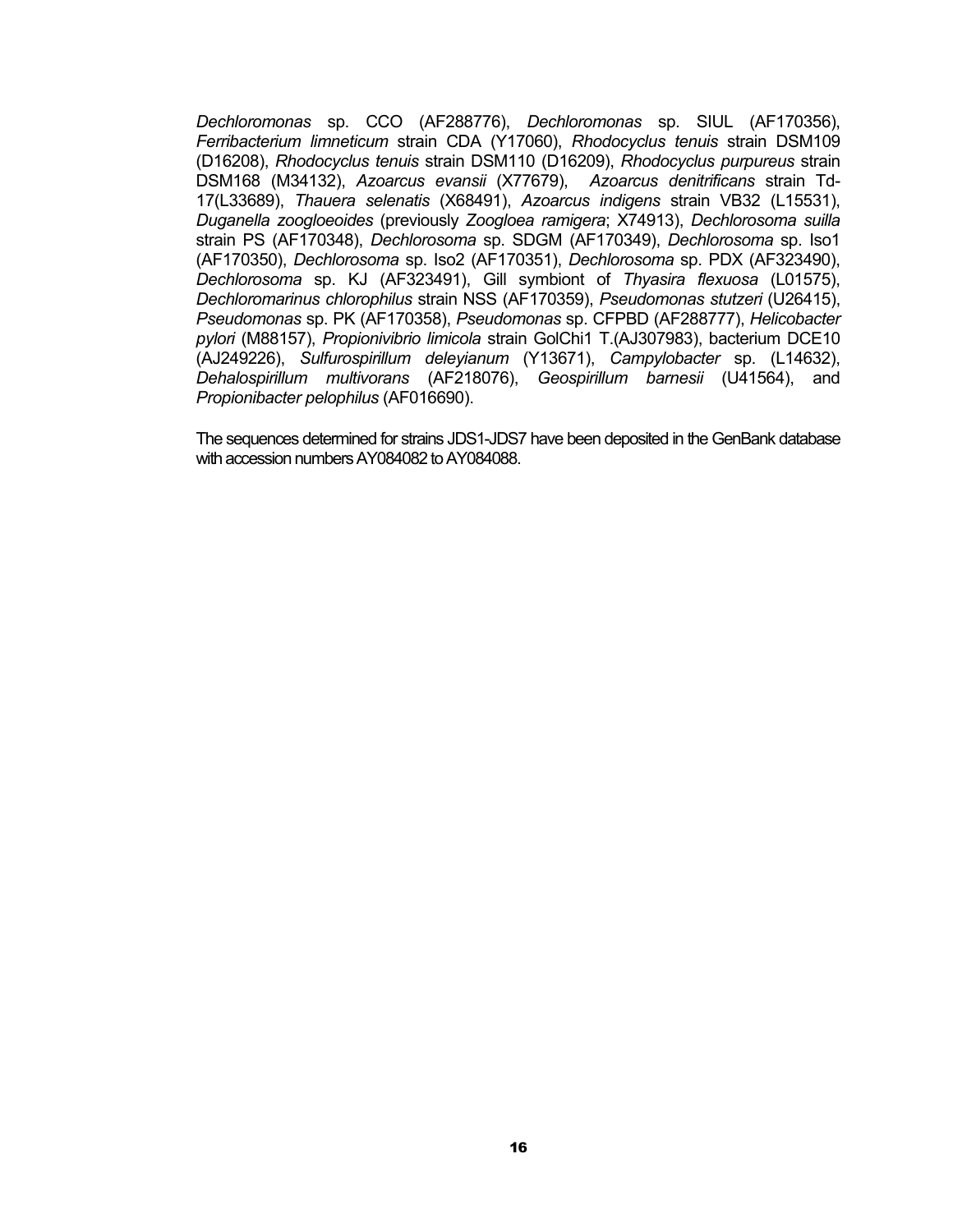*Dechloromonas* sp. CCO (AF288776), *Dechloromonas* sp. SIUL (AF170356), *Ferribacterium limneticum* strain CDA (Y17060), *Rhodocyclus tenuis* strain DSM109 (D16208), *Rhodocyclus tenuis* strain DSM110 (D16209), *Rhodocyclus purpureus* strain DSM168 (M34132), *Azoarcus evansii* (X77679), *Azoarcus denitrificans* strain Td-17(L33689), *Thauera selenatis* (X68491), *Azoarcus indigens* strain VB32 (L15531), *Duganella zoogloeoides* (previously *Zoogloea ramigera*; X74913), *Dechlorosoma suilla* strain PS (AF170348), *Dechlorosoma* sp. SDGM (AF170349), *Dechlorosoma* sp. Iso1 (AF170350), *Dechlorosoma* sp. Iso2 (AF170351), *Dechlorosoma* sp. PDX (AF323490), *Dechlorosoma* sp. KJ (AF323491), Gill symbiont of *Thyasira flexuosa* (L01575), *Dechloromarinus chlorophilus* strain NSS (AF170359), *Pseudomonas stutzeri* (U26415), *Pseudomonas* sp. PK (AF170358), *Pseudomonas* sp. CFPBD (AF288777), *Helicobacter pylori* (M88157), *Propionivibrio limicola* strain GolChi1 T.(AJ307983), bacterium DCE10 (AJ249226), *Sulfurospirillum deleyianum* (Y13671), *Campylobacter* sp. (L14632), *Dehalospirillum multivorans* (AF218076), *Geospirillum barnesii* (U41564), and *Propionibacter pelophilus* (AF016690).

The sequences determined for strains JDS1-JDS7 have been deposited in the GenBank database with accession numbers AY084082 to AY084088.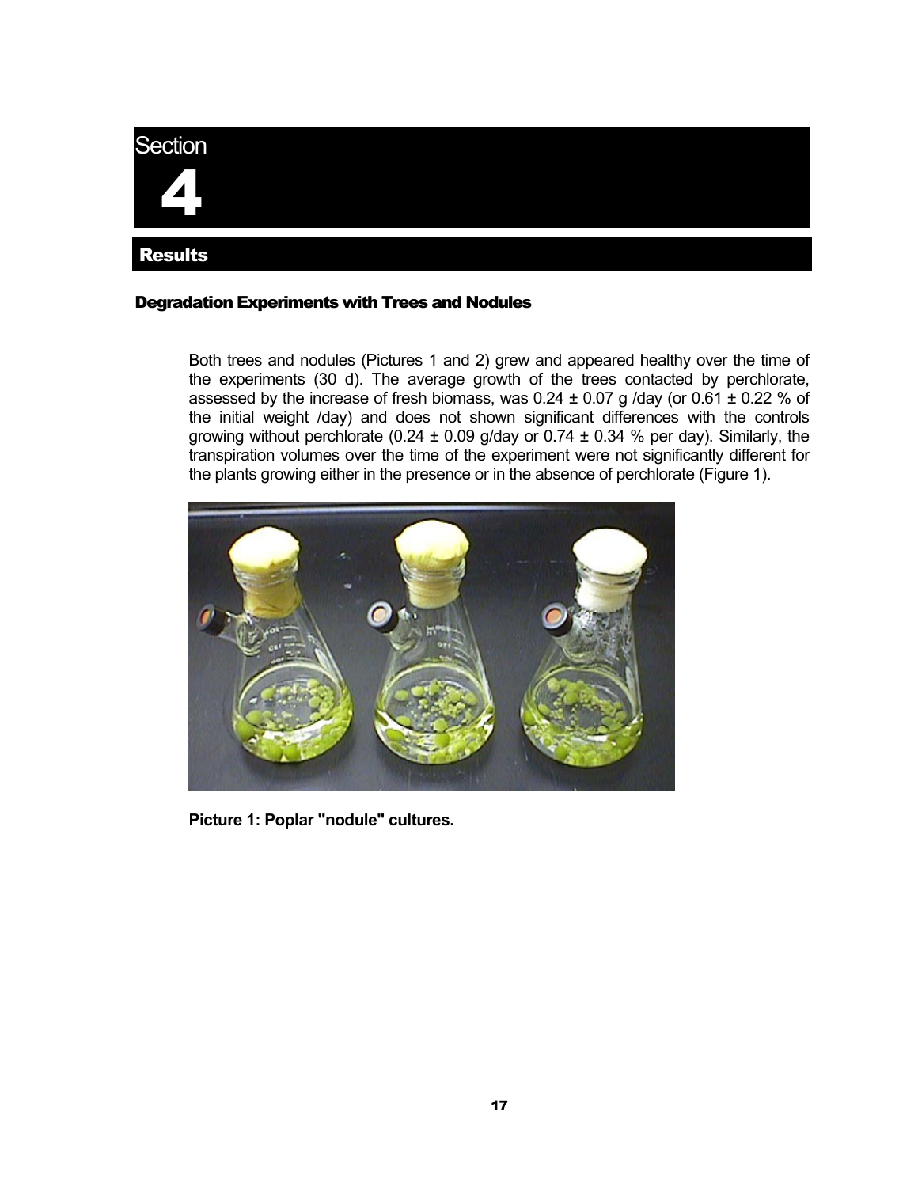# Section 4

## Results

### Degradation Experiments with Trees and Nodules

Both trees and nodules (Pictures 1 and 2) grew and appeared healthy over the time of the experiments (30 d). The average growth of the trees contacted by perchlorate, assessed by the increase of fresh biomass, was 0.24 ± 0.07 g /day (or 0.61 ± 0.22 % of the initial weight /day) and does not shown significant differences with the controls growing without perchlorate (0.24 ± 0.09 g/day or 0.74 ± 0.34 % per day). Similarly, the transpiration volumes over the time of the experiment were not significantly different for the plants growing either in the presence or in the absence of perchlorate (Figure 1).

**Picture 1: Poplar "nodule" cultures.**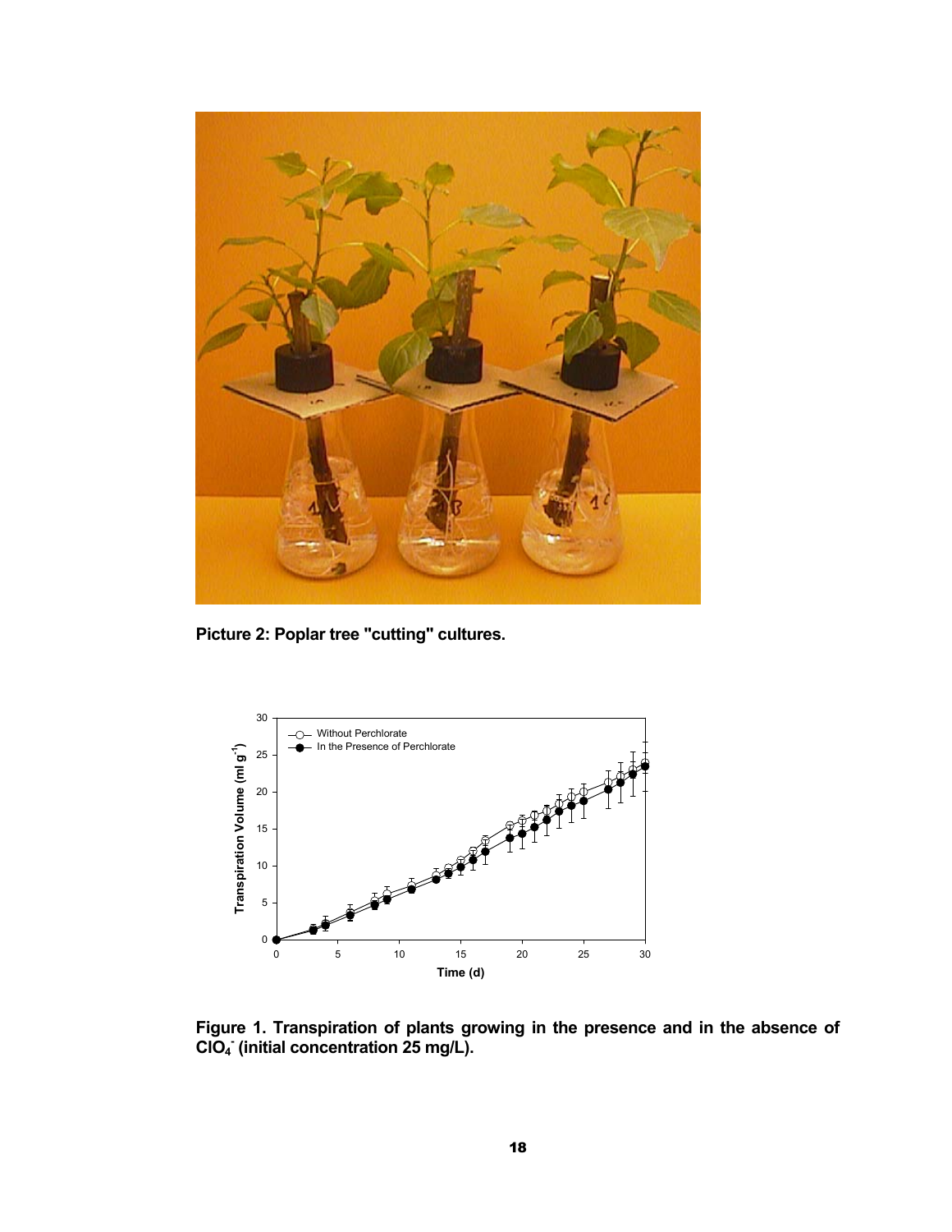**Picture 2: Poplar tree "cutting" cultures.**

**Figure 1. Transpiration of plants growing in the presence and in the absence of $ClO_4^-$ (initial concentration 25 mg/L).**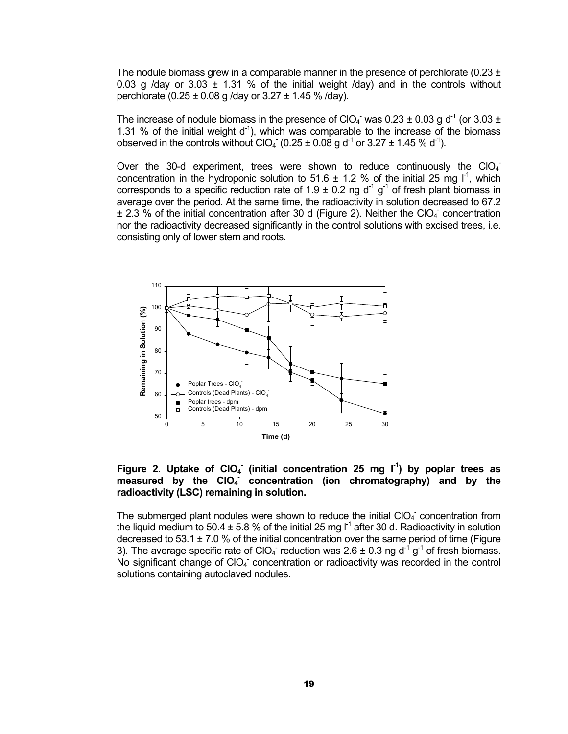The nodule biomass grew in a comparable manner in the presence of perchlorate ($0.23 \pm 0.03$ g /day or $3.03 \pm 1.31$ % of the initial weight /day) and in the controls without perchlorate ($0.25 \pm 0.08$ g /day or $3.27 \pm 1.45$ % /day).

The increase of nodule biomass in the presence of $ClO_4^-$ was $0.23 \pm 0.03$ g $d^{-1}$ (or $3.03 \pm 1.31$ % of the initial weight $d^{-1}$), which was comparable to the increase of the biomass observed in the controls without $ClO_4^-$ ($0.25 \pm 0.08$ g $d^{-1}$ or $3.27 \pm 1.45$ % $d^{-1}$).

Over the 30-d experiment, trees were shown to reduce continuously the $ClO_4^-$ concentration in the hydroponic solution to $51.6 \pm 1.2$ % of the initial 25 mg $l^{-1}$, which corresponds to a specific reduction rate of $1.9 \pm 0.2$ ng $d^{-1}$ $g^{-1}$ of fresh plant biomass in average over the period. At the same time, the radioactivity in solution decreased to $67.2 \pm 2.3$ % of the initial concentration after 30 d (Figure 2). Neither the $ClO_4^-$ concentration nor the radioactivity decreased significantly in the control solutions with excised trees, i.e. consisting only of lower stem and roots.

**Figure 2. Uptake of $ClO_4^-$ (initial concentration 25 mg $l^{-1}$) by poplar trees as measured by the $ClO_4^-$ concentration (ion chromatography) and by the radioactivity (LSC) remaining in solution.**

The submerged plant nodules were shown to reduce the initial $ClO_4^-$ concentration from the liquid medium to $50.4 \pm 5.8$ % of the initial 25 mg $l^{-1}$ after 30 d. Radioactivity in solution decreased to $53.1 \pm 7.0$ % of the initial concentration over the same period of time (Figure 3). The average specific rate of $ClO_4^-$ reduction was $2.6 \pm 0.3$ ng $d^{-1}$ $g^{-1}$ of fresh biomass. No significant change of $ClO_4^-$ concentration or radioactivity was recorded in the control solutions containing autoclaved nodules.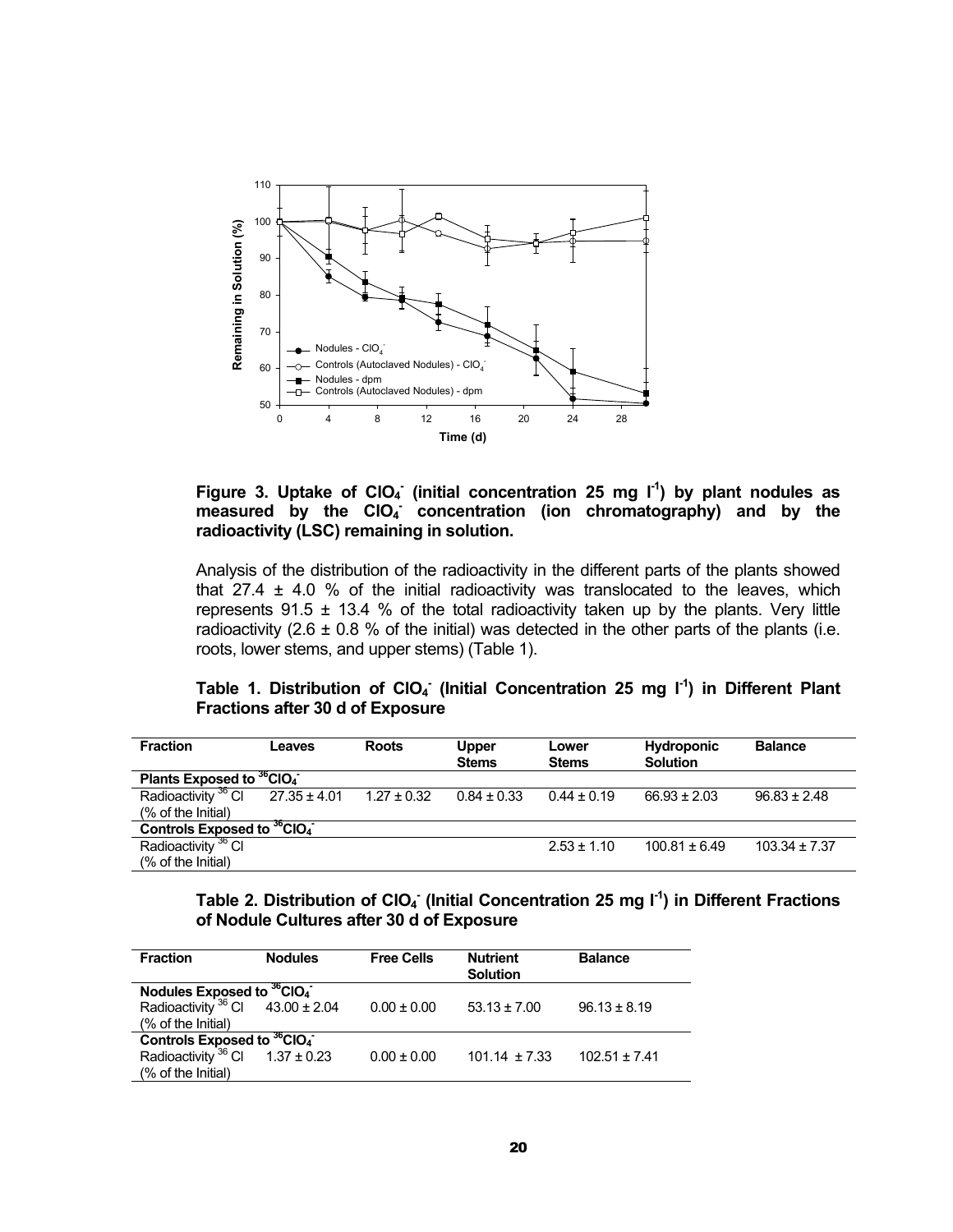**Figure 3. Uptake of $ClO_4^-$ (initial concentration 25 mg $l^{-1}$) by plant nodules as measured by the $ClO_4^-$ concentration (ion chromatography) and by the radioactivity (LSC) remaining in solution.**

Analysis of the distribution of the radioactivity in the different parts of the plants showed that 27.4 ± 4.0 % of the initial radioactivity was translocated to the leaves, which represents 91.5 ± 13.4 % of the total radioactivity taken up by the plants. Very little radioactivity (2.6 ± 0.8 % of the initial) was detected in the other parts of the plants (i.e. roots, lower stems, and upper stems) (Table 1).

**Table 1. Distribution of $ClO_4^-$ (Initial Concentration 25 mg $l^{-1}$) in Different Plant Fractions after 30 d of Exposure**

| Fraction | Leaves | Roots | Upper Stems | Lower Stems | Hydroponic Solution | Balance |
|---|---|---|---|---|---|---|
| **Plants Exposed to $^{36}ClO_4^-$** | | | | | | |
| Radioactivity $^{36}$Cl (% of the Initial) | 27.35 ± 4.01 | 1.27 ± 0.32 | 0.84 ± 0.33 | 0.44 ± 0.19 | 66.93 ± 2.03 | 96.83 ± 2.48 |
| **Controls Exposed to $^{36}ClO_4^-$** | | | | | | |
| Radioactivity $^{36}$Cl (% of the Initial) | | | | 2.53 ± 1.10 | 100.81 ± 6.49 | 103.34 ± 7.37 |

**Table 2. Distribution of $ClO_4^-$ (Initial Concentration 25 mg $l^{-1}$) in Different Fractions of Nodule Cultures after 30 d of Exposure**

| Fraction | Nodules | Free Cells | Nutrient Solution | Balance |
|---|---|---|---|---|
| **Nodules Exposed to $^{36}ClO_4^-$** | | | | |
| Radioactivity $^{36}$Cl (% of the Initial) | 43.00 ± 2.04 | 0.00 ± 0.00 | 53.13 ± 7.00 | 96.13 ± 8.19 |
| **Controls Exposed to $^{36}ClO_4^-$** | | | | |
| Radioactivity $^{36}$Cl (% of the Initial) | 1.37 ± 0.23 | 0.00 ± 0.00 | 101.14 ± 7.33 | 102.51 ± 7.41 |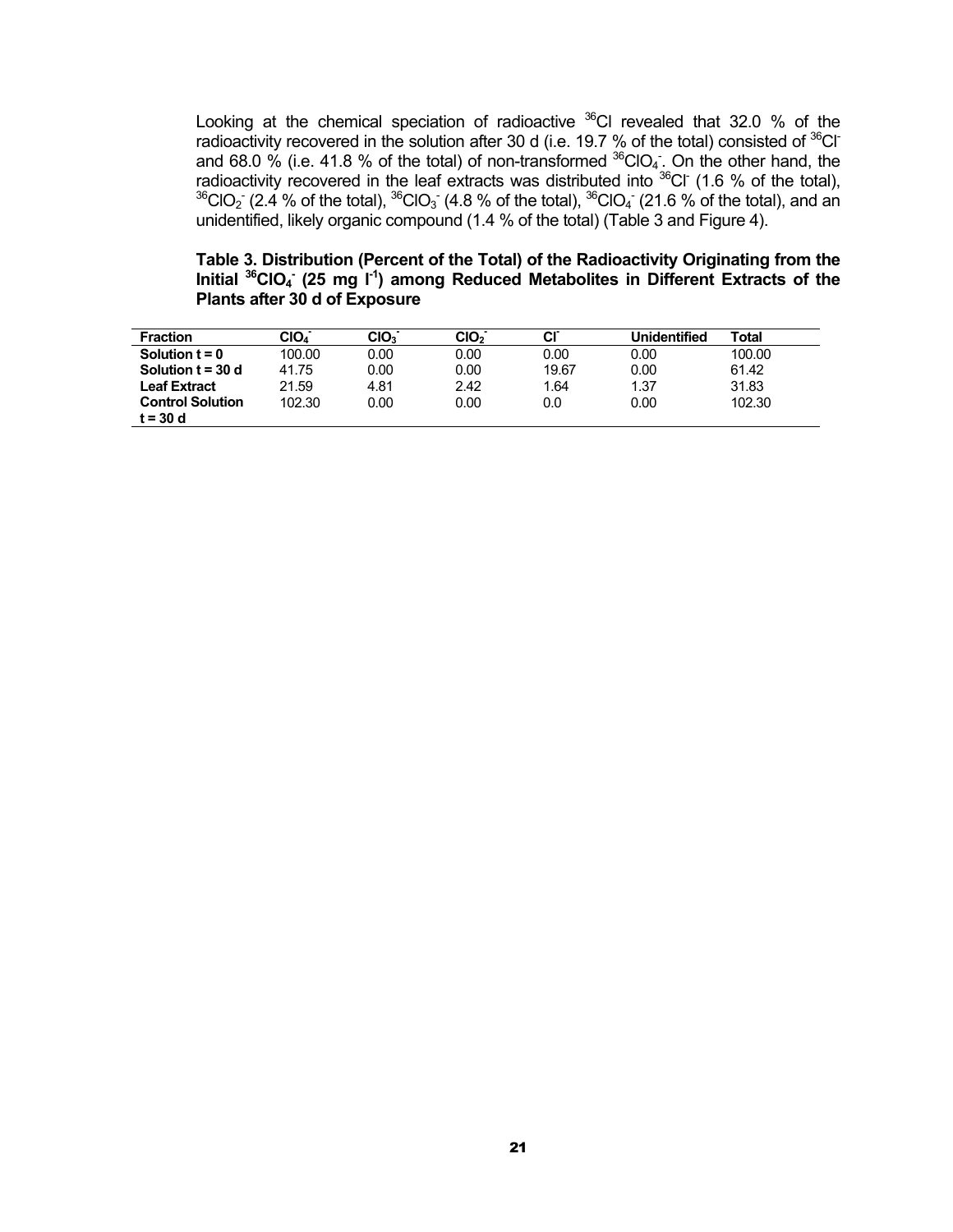Looking at the chemical speciation of radioactive $^{36}Cl$ revealed that 32.0 % of the radioactivity recovered in the solution after 30 d (i.e. 19.7 % of the total) consisted of $^{36}Cl^-$ and 68.0 % (i.e. 41.8 % of the total) of non-transformed $^{36}ClO_4^-$. On the other hand, the radioactivity recovered in the leaf extracts was distributed into $^{36}Cl^-$ (1.6 % of the total), $^{36}ClO_2^-$ (2.4 % of the total), $^{36}ClO_3^-$ (4.8 % of the total), $^{36}ClO_4^-$ (21.6 % of the total), and an unidentified, likely organic compound (1.4 % of the total) (Table 3 and Figure 4).

**Table 3. Distribution (Percent of the Total) of the Radioactivity Originating from the Initial $^{36}ClO_4^-$ (25 mg $l^{-1}$) among Reduced Metabolites in Different Extracts of the Plants after 30 d of Exposure**

| Fraction | $ClO_4^-$ | $ClO_3^-$ | $ClO_2^-$ | $Cl^-$ | Unidentified | Total |
|---|---|---|---|---|---|---|
| **Solution t = 0** | 100.00 | 0.00 | 0.00 | 0.00 | 0.00 | 100.00 |
| **Solution t = 30 d** | 41.75 | 0.00 | 0.00 | 19.67 | 0.00 | 61.42 |
| **Leaf Extract** | 21.59 | 4.81 | 2.42 | 1.64 | 1.37 | 31.83 |
| **Control Solution t = 30 d** | 102.30 | 0.00 | 0.00 | 0.0 | 0.00 | 102.30 |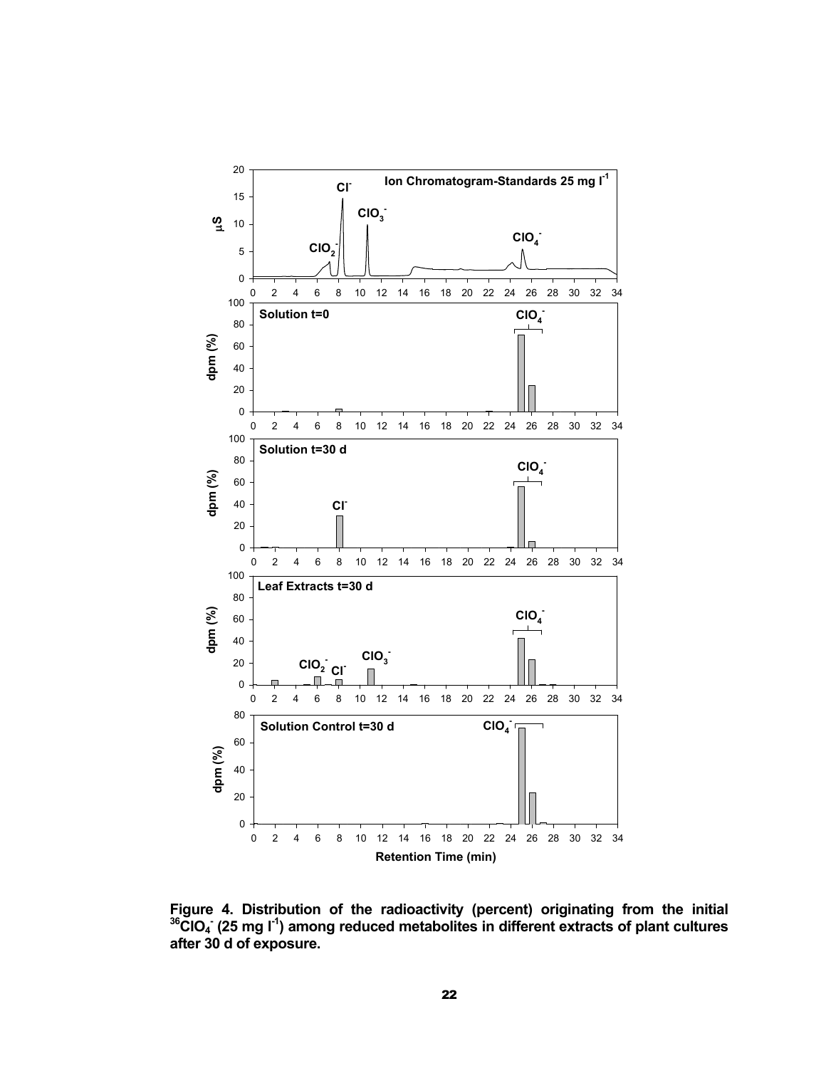**Figure 4. Distribution of the radioactivity (percent) originating from the initial $^{36}ClO_4^-$ (25 mg $l^{-1}$) among reduced metabolites in different extracts of plant cultures after 30 d of exposure.**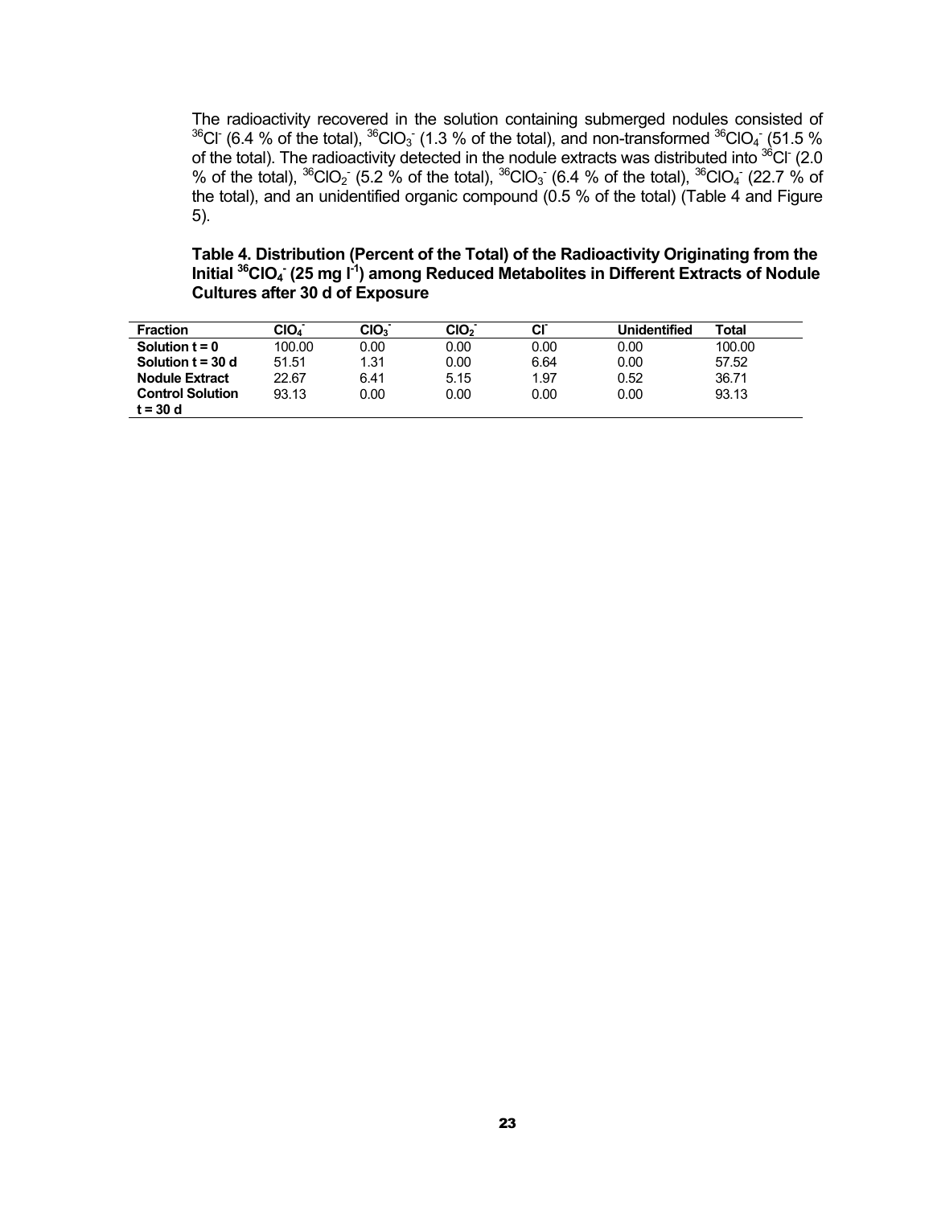The radioactivity recovered in the solution containing submerged nodules consisted of $^{36}Cl^-$ (6.4 % of the total), $^{36}ClO_3^-$ (1.3 % of the total), and non-transformed $^{36}ClO_4^-$ (51.5 % of the total). The radioactivity detected in the nodule extracts was distributed into $^{36}Cl^-$ (2.0 % of the total), $^{36}ClO_2^-$ (5.2 % of the total), $^{36}ClO_3^-$ (6.4 % of the total), $^{36}ClO_4^-$ (22.7 % of the total), and an unidentified organic compound (0.5 % of the total) (Table 4 and Figure 5).

**Table 4. Distribution (Percent of the Total) of the Radioactivity Originating from the Initial $^{36}ClO_4^-$ (25 mg $l^{-1}$) among Reduced Metabolites in Different Extracts of Nodule Cultures after 30 d of Exposure**

| Fraction | $ClO_4^-$ | $ClO_3^-$ | $ClO_2^-$ | $Cl^-$ | Unidentified | Total |
|---|---|---|---|---|---|---|
| **Solution t = 0** | 100.00 | 0.00 | 0.00 | 0.00 | 0.00 | 100.00 |
| **Solution t = 30 d** | 51.51 | 1.31 | 0.00 | 6.64 | 0.00 | 57.52 |
| **Nodule Extract** | 22.67 | 6.41 | 5.15 | 1.97 | 0.52 | 36.71 |
| **Control Solution t = 30 d** | 93.13 | 0.00 | 0.00 | 0.00 | 0.00 | 93.13 |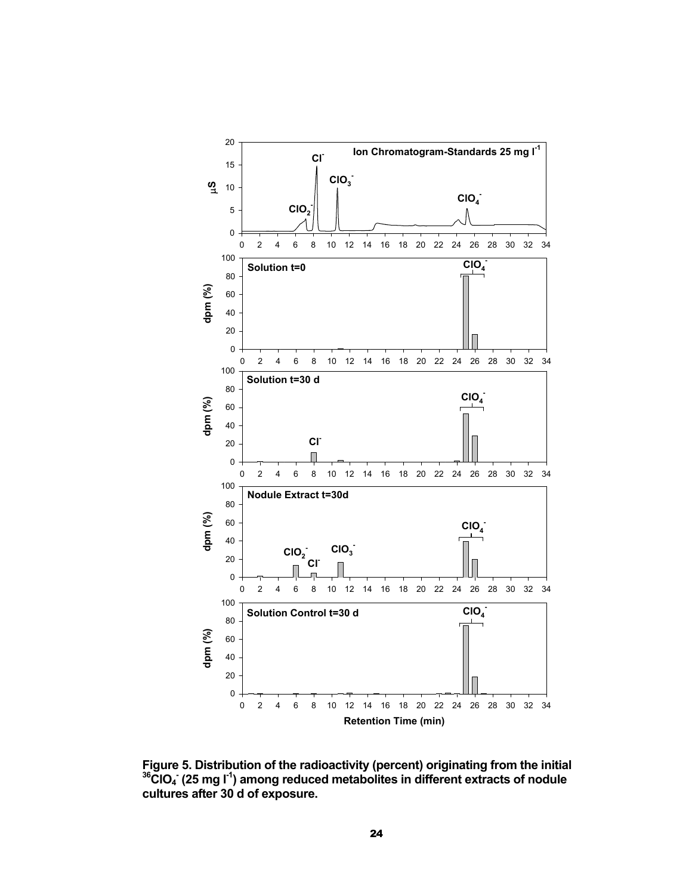**Figure 5. Distribution of the radioactivity (percent) originating from the initial $^{36}ClO_4^-$ (25 mg $l^{-1}$) among reduced metabolites in different extracts of nodule cultures after 30 d of exposure.**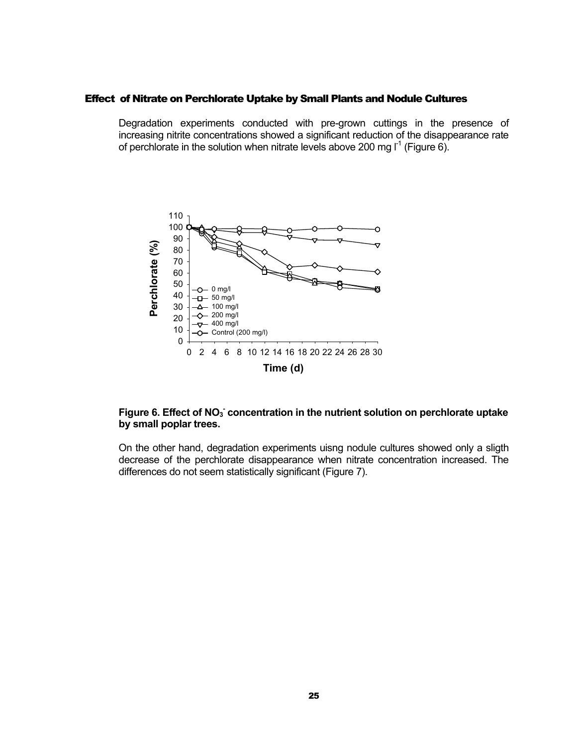## Effect of Nitrate on Perchlorate Uptake by Small Plants and Nodule Cultures

Degradation experiments conducted with pre-grown cuttings in the presence of increasing nitrite concentrations showed a significant reduction of the disappearance rate of perchlorate in the solution when nitrate levels above 200 mg $l^{-1}$ (Figure 6).

**Figure 6. Effect of $NO_3^-$ concentration in the nutrient solution on perchlorate uptake by small poplar trees.**

On the other hand, degradation experiments uisng nodule cultures showed only a sligth decrease of the perchlorate disappearance when nitrate concentration increased. The differences do not seem statistically significant (Figure 7).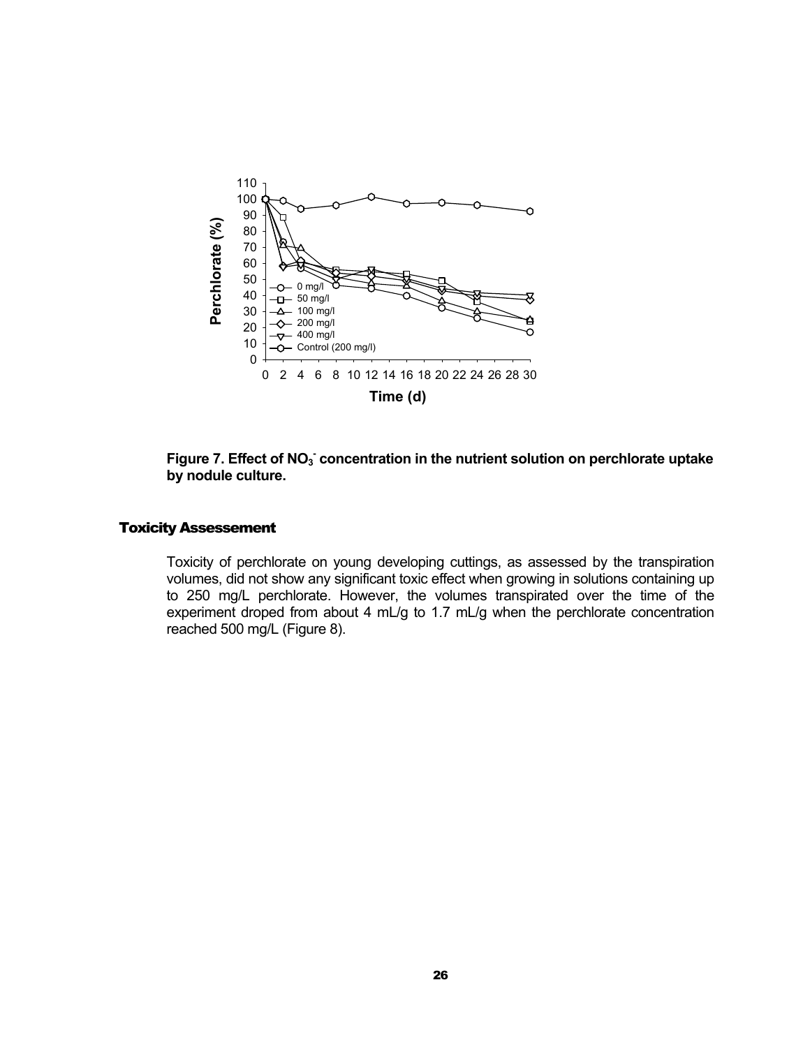Figure 7. Effect of $NO_3^-$ concentration in the nutrient solution on perchlorate uptake by nodule culture.

### Toxicity Assessement

Toxicity of perchlorate on young developing cuttings, as assessed by the transpiration volumes, did not show any significant toxic effect when growing in solutions containing up to 250 mg/L perchlorate. However, the volumes transpirated over the time of the experiment droped from about 4 mL/g to 1.7 mL/g when the perchlorate concentration reached 500 mg/L (Figure 8).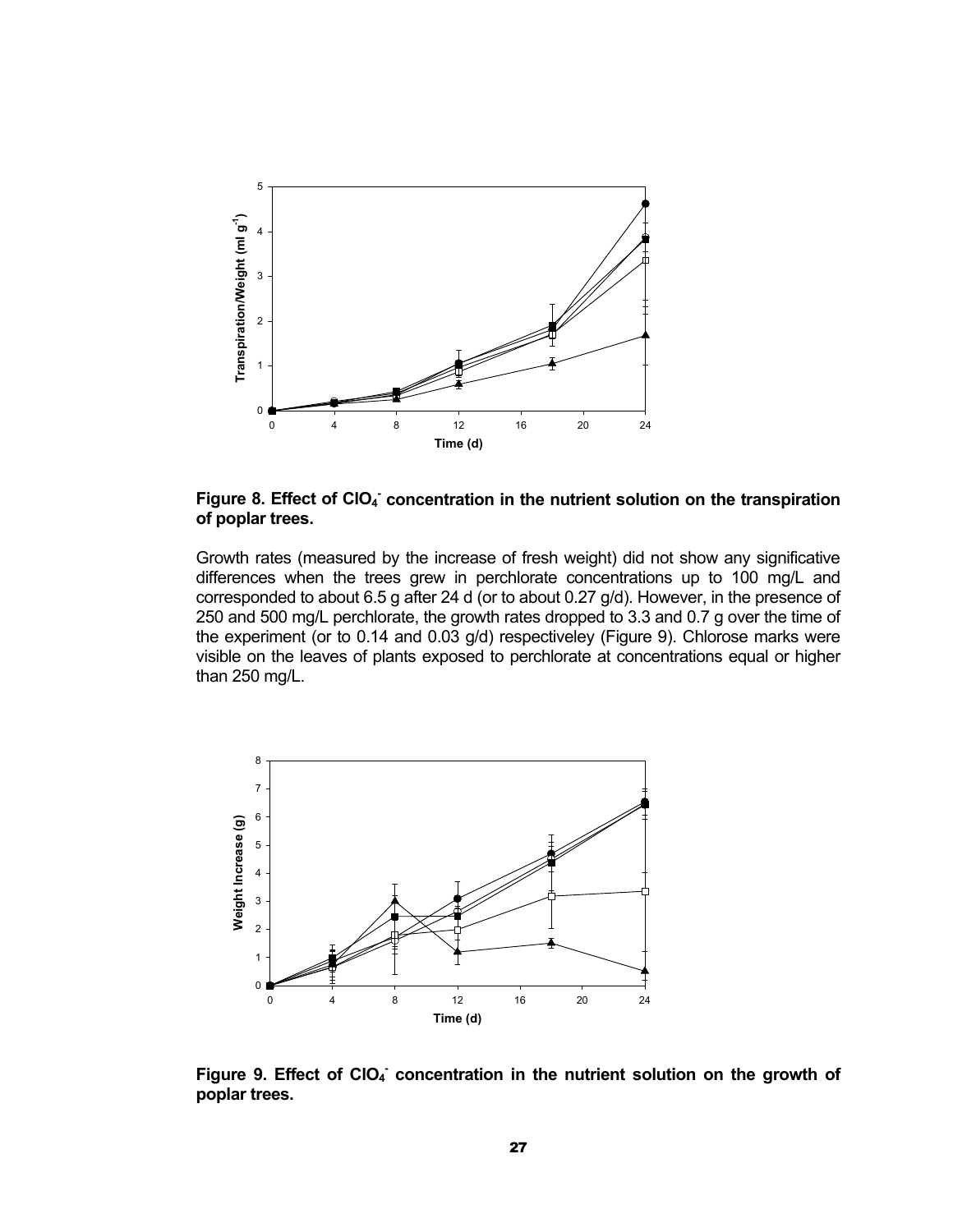**Figure 8. Effect of $ClO_4^-$ concentration in the nutrient solution on the transpiration of poplar trees.**

Growth rates (measured by the increase of fresh weight) did not show any significative differences when the trees grew in perchlorate concentrations up to 100 mg/L and corresponded to about 6.5 g after 24 d (or to about 0.27 g/d). However, in the presence of 250 and 500 mg/L perchlorate, the growth rates dropped to 3.3 and 0.7 g over the time of the experiment (or to 0.14 and 0.03 g/d) respectiveley (Figure 9). Chlorose marks were visible on the leaves of plants exposed to perchlorate at concentrations equal or higher than 250 mg/L.

**Figure 9. Effect of $ClO_4^-$ concentration in the nutrient solution on the growth of poplar trees.**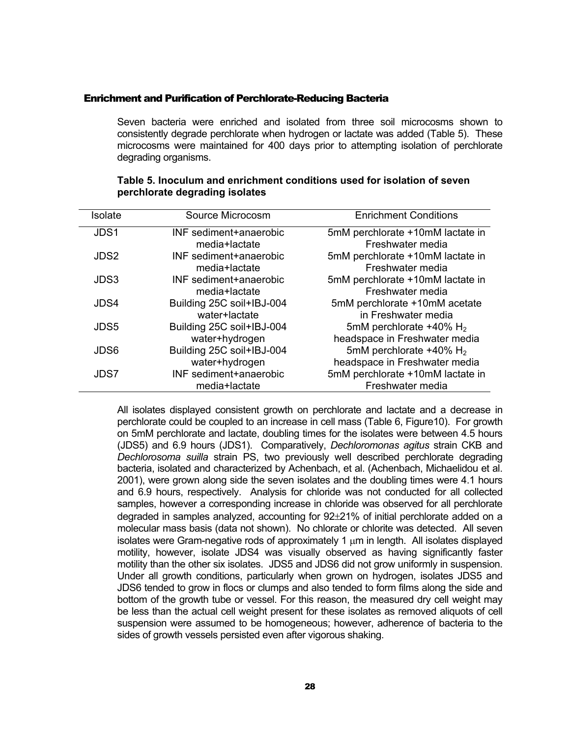## Enrichment and Purification of Perchlorate-Reducing Bacteria

Seven bacteria were enriched and isolated from three soil microcosms shown to consistently degrade perchlorate when hydrogen or lactate was added (Table 5). These microcosms were maintained for 400 days prior to attempting isolation of perchlorate degrading organisms.

**Table 5. Inoculum and enrichment conditions used for isolation of seven perchlorate degrading isolates**

| Isolate | Source Microcosm | Enrichment Conditions |
|---|---|---|
| JDS1 | INF sediment+anaerobic media+lactate | 5mM perchlorate +10mM lactate in Freshwater media |
| JDS2 | INF sediment+anaerobic media+lactate | 5mM perchlorate +10mM lactate in Freshwater media |
| JDS3 | INF sediment+anaerobic media+lactate | 5mM perchlorate +10mM lactate in Freshwater media |
| JDS4 | Building 25C soil+IBJ-004 water+lactate | 5mM perchlorate +10mM acetate in Freshwater media |
| JDS5 | Building 25C soil+IBJ-004 water+hydrogen | 5mM perchlorate +40% $H_2$ headspace in Freshwater media |
| JDS6 | Building 25C soil+IBJ-004 water+hydrogen | 5mM perchlorate +40% $H_2$ headspace in Freshwater media |
| JDS7 | INF sediment+anaerobic media+lactate | 5mM perchlorate +10mM lactate in Freshwater media |

All isolates displayed consistent growth on perchlorate and lactate and a decrease in perchlorate could be coupled to an increase in cell mass (Table 6, Figure10). For growth on 5mM perchlorate and lactate, doubling times for the isolates were between 4.5 hours (JDS5) and 6.9 hours (JDS1). Comparatively, *Dechloromonas agitus* strain CKB and *Dechlorosoma suilla* strain PS, two previously well described perchlorate degrading bacteria, isolated and characterized by Achenbach, et al. (Achenbach, Michaelidou et al. 2001), were grown along side the seven isolates and the doubling times were 4.1 hours and 6.9 hours, respectively. Analysis for chloride was not conducted for all collected samples, however a corresponding increase in chloride was observed for all perchlorate degraded in samples analyzed, accounting for 92±21% of initial perchlorate added on a molecular mass basis (data not shown). No chlorate or chlorite was detected. All seven isolates were Gram-negative rods of approximately 1 μm in length. All isolates displayed motility, however, isolate JDS4 was visually observed as having significantly faster motility than the other six isolates. JDS5 and JDS6 did not grow uniformly in suspension. Under all growth conditions, particularly when grown on hydrogen, isolates JDS5 and JDS6 tended to grow in flocs or clumps and also tended to form films along the side and bottom of the growth tube or vessel. For this reason, the measured dry cell weight may be less than the actual cell weight present for these isolates as removed aliquots of cell suspension were assumed to be homogeneous; however, adherence of bacteria to the sides of growth vessels persisted even after vigorous shaking.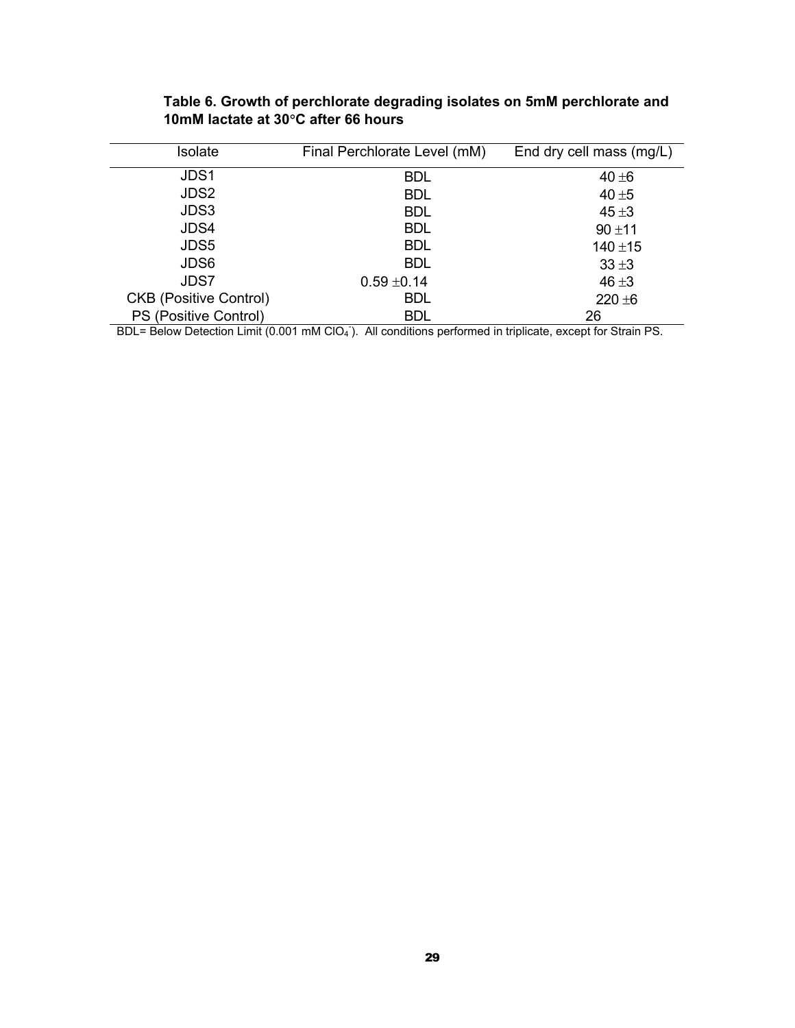**Table 6. Growth of perchlorate degrading isolates on 5mM perchlorate and 10mM lactate at 30°C after 66 hours**

| Isolate | Final Perchlorate Level (mM) | End dry cell mass (mg/L) |
|---|---|---|
| JDS1 | BDL | 40 ±6 |
| JDS2 | BDL | 40 ±5 |
| JDS3 | BDL | 45 ±3 |
| JDS4 | BDL | 90 ±11 |
| JDS5 | BDL | 140 ±15 |
| JDS6 | BDL | 33 ±3 |
| JDS7 | 0.59 ±0.14 | 46 ±3 |
| CKB (Positive Control) | BDL | 220 ±6 |
| PS (Positive Control) | BDL | 26 |

BDL= Below Detection Limit (0.001 mM $ClO_4^-$). All conditions performed in triplicate, except for Strain PS.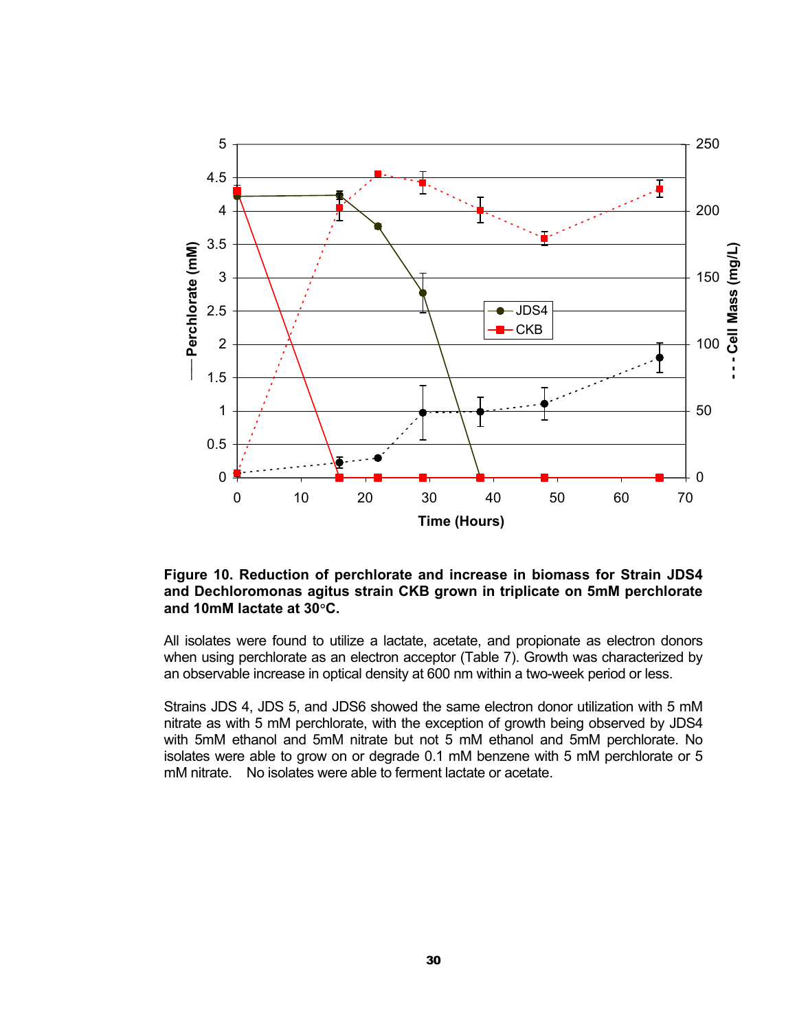**Figure 10. Reduction of perchlorate and increase in biomass for Strain JDS4 and Dechloromonas agitus strain CKB grown in triplicate on 5mM perchlorate and 10mM lactate at 30°C.**

All isolates were found to utilize a lactate, acetate, and propionate as electron donors when using perchlorate as an electron acceptor (Table 7). Growth was characterized by an observable increase in optical density at 600 nm within a two-week period or less.

Strains JDS 4, JDS 5, and JDS6 showed the same electron donor utilization with 5 mM nitrate as with 5 mM perchlorate, with the exception of growth being observed by JDS4 with 5mM ethanol and 5mM nitrate but not 5 mM ethanol and 5mM perchlorate. No isolates were able to grow on or degrade 0.1 mM benzene with 5 mM perchlorate or 5 mM nitrate. No isolates were able to ferment lactate or acetate.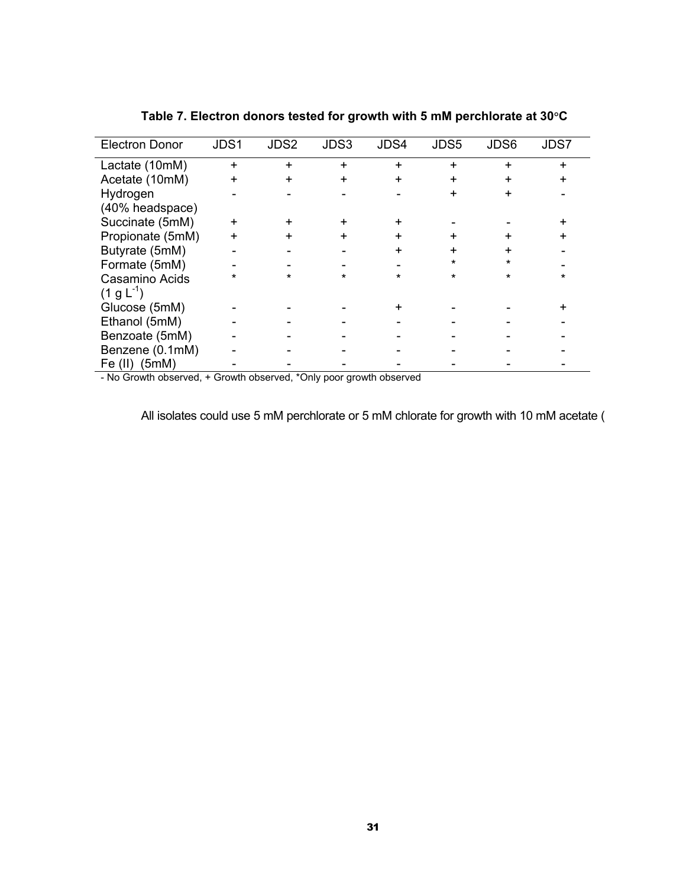**Table 7. Electron donors tested for growth with 5 mM perchlorate at 30°C**

| Electron Donor | JDS1 | JDS2 | JDS3 | JDS4 | JDS5 | JDS6 | JDS7 |
|---|---|---|---|---|---|---|---|
| Lactate (10mM) | + | + | + | + | + | + | + |
| Acetate (10mM) | + | + | + | + | + | + | + |
| Hydrogen (40% headspace) | - | - | - | - | + | + | - |
| Succinate (5mM) | + | + | + | + | - | - | + |
| Propionate (5mM) | + | + | + | + | + | + | + |
| Butyrate (5mM) | - | - | - | + | + | + | - |
| Formate (5mM) | - | - | - | - | * | * | - |
| Casamino Acids (1 g $L^{-1}$) | * | * | * | * | * | * | * |
| Glucose (5mM) | - | - | - | + | - | - | + |
| Ethanol (5mM) | - | - | - | - | - | - | - |
| Benzoate (5mM) | - | - | - | - | - | - | - |
| Benzene (0.1mM) | - | - | - | - | - | - | - |
| Fe (II) (5mM) | - | - | - | - | - | - | - |

- No Growth observed, + Growth observed, *Only poor growth observed

All isolates could use 5 mM perchlorate or 5 mM chlorate for growth with 10 mM acetate (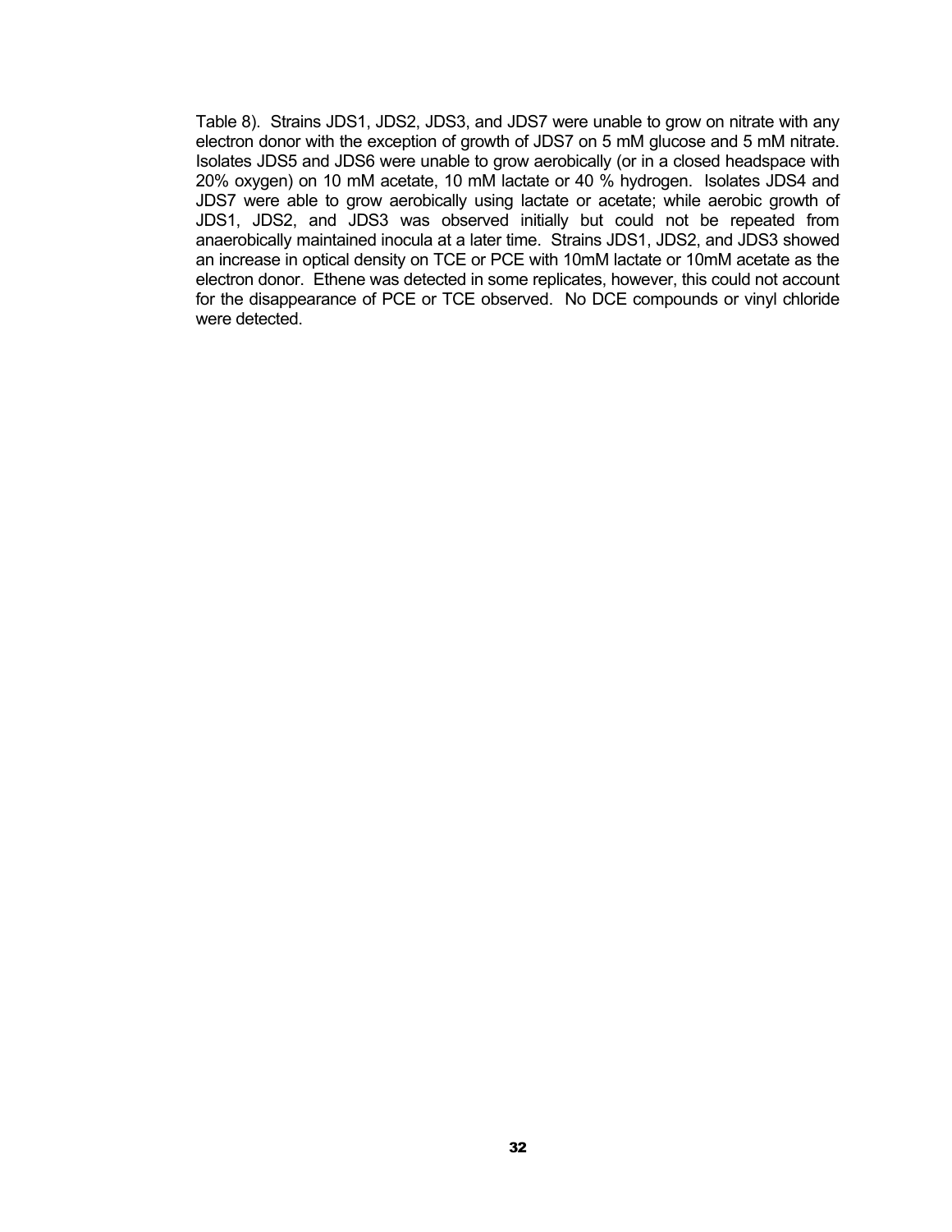Table 8). Strains JDS1, JDS2, JDS3, and JDS7 were unable to grow on nitrate with any electron donor with the exception of growth of JDS7 on 5 mM glucose and 5 mM nitrate. Isolates JDS5 and JDS6 were unable to grow aerobically (or in a closed headspace with 20% oxygen) on 10 mM acetate, 10 mM lactate or 40 % hydrogen. Isolates JDS4 and JDS7 were able to grow aerobically using lactate or acetate; while aerobic growth of JDS1, JDS2, and JDS3 was observed initially but could not be repeated from anaerobically maintained inocula at a later time. Strains JDS1, JDS2, and JDS3 showed an increase in optical density on TCE or PCE with 10mM lactate or 10mM acetate as the electron donor. Ethene was detected in some replicates, however, this could not account for the disappearance of PCE or TCE observed. No DCE compounds or vinyl chloride were detected.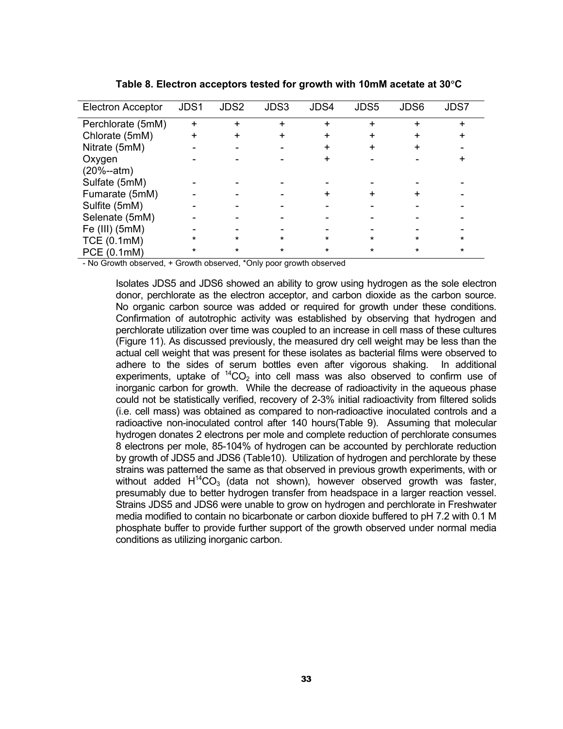**Table 8. Electron acceptors tested for growth with 10mM acetate at 30°C**

| Electron Acceptor | JDS1 | JDS2 | JDS3 | JDS4 | JDS5 | JDS6 | JDS7 |
|---|---|---|---|---|---|---|---|
| Perchlorate (5mM) | + | + | + | + | + | + | + |
| Chlorate (5mM) | + | + | + | + | + | + | + |
| Nitrate (5mM) | - | - | - | + | + | + | - |
| Oxygen (20%--atm) | - | - | - | + | - | - | + |
| Sulfate (5mM) | - | - | - | - | - | - | - |
| Fumarate (5mM) | - | - | - | + | + | + | - |
| Sulfite (5mM) | - | - | - | - | - | - | - |
| Selenate (5mM) | - | - | - | - | - | - | - |
| Fe (III) (5mM) | - | - | - | - | - | - | - |
| TCE (0.1mM) | * | * | * | * | * | * | * |
| PCE (0.1mM) | * | * | * | * | * | * | * |

- No Growth observed, + Growth observed, *Only poor growth observed

Isolates JDS5 and JDS6 showed an ability to grow using hydrogen as the sole electron donor, perchlorate as the electron acceptor, and carbon dioxide as the carbon source. No organic carbon source was added or required for growth under these conditions. Confirmation of autotrophic activity was established by observing that hydrogen and perchlorate utilization over time was coupled to an increase in cell mass of these cultures (Figure 11). As discussed previously, the measured dry cell weight may be less than the actual cell weight that was present for these isolates as bacterial films were observed to adhere to the sides of serum bottles even after vigorous shaking. In additional experiments, uptake of $^{14}CO_2$ into cell mass was also observed to confirm use of inorganic carbon for growth. While the decrease of radioactivity in the aqueous phase could not be statistically verified, recovery of 2-3% initial radioactivity from filtered solids (i.e. cell mass) was obtained as compared to non-radioactive inoculated controls and a radioactive non-inoculated control after 140 hours(Table 9). Assuming that molecular hydrogen donates 2 electrons per mole and complete reduction of perchlorate consumes 8 electrons per mole, 85-104% of hydrogen can be accounted by perchlorate reduction by growth of JDS5 and JDS6 (Table10). Utilization of hydrogen and perchlorate by these strains was patterned the same as that observed in previous growth experiments, with or without added $H^{14}CO_3$ (data not shown), however observed growth was faster, presumably due to better hydrogen transfer from headspace in a larger reaction vessel. Strains JDS5 and JDS6 were unable to grow on hydrogen and perchlorate in Freshwater media modified to contain no bicarbonate or carbon dioxide buffered to pH 7.2 with 0.1 M phosphate buffer to provide further support of the growth observed under normal media conditions as utilizing inorganic carbon.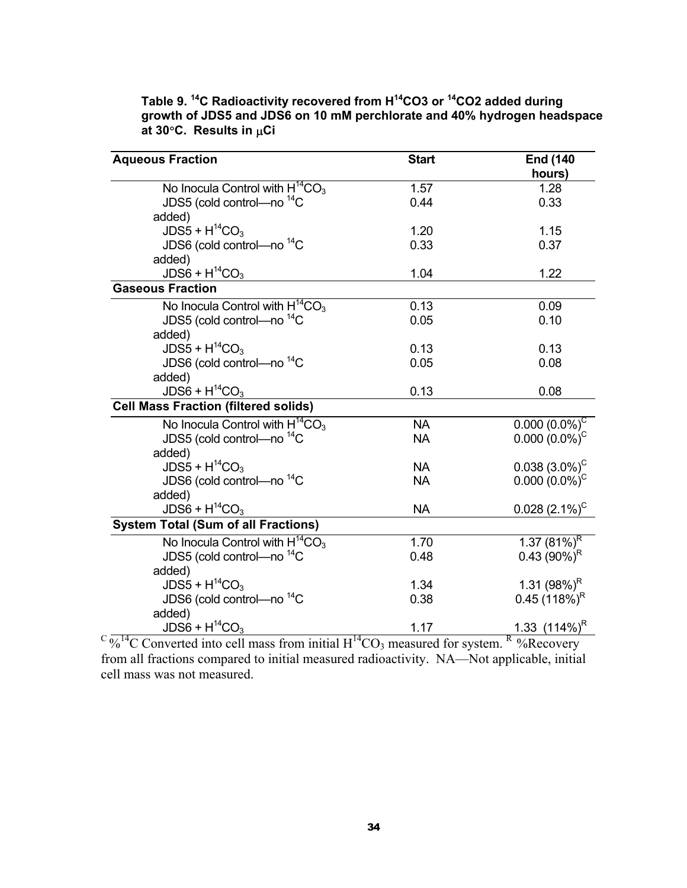**Table 9. $^{14}C$ Radioactivity recovered from $H^{14}CO3$ or $^{14}CO2$ added during growth of JDS5 and JDS6 on 10 mM perchlorate and 40% hydrogen headspace at 30°C. Results in μCi**

| Aqueous Fraction | Start | End (140 hours) |
|---|---|---|
| No Inocula Control with $H^{14}CO_3$ | 1.57 | 1.28 |
| JDS5 (cold control—no $^{14}C$ added) | 0.44 | 0.33 |
| JDS5 + $H^{14}CO_3$ | 1.20 | 1.15 |
| JDS6 (cold control—no $^{14}C$ added) | 0.33 | 0.37 |
| JDS6 + $H^{14}CO_3$ | 1.04 | 1.22 |
| **Gaseous Fraction** | | |
| No Inocula Control with $H^{14}CO_3$ | 0.13 | 0.09 |
| JDS5 (cold control—no $^{14}C$ added) | 0.05 | 0.10 |
| JDS5 + $H^{14}CO_3$ | 0.13 | 0.13 |
| JDS6 (cold control—no $^{14}C$ added) | 0.05 | 0.08 |
| JDS6 + $H^{14}CO_3$ | 0.13 | 0.08 |
| **Cell Mass Fraction (filtered solids)** | | |
| No Inocula Control with $H^{14}CO_3$ | NA | 0.000 (0.0%)[C] |
| JDS5 (cold control—no $^{14}C$ added) | NA | 0.000 (0.0%)[C] |
| JDS5 + $H^{14}CO_3$ | NA | 0.038 (3.0%)[C] |
| JDS6 (cold control—no $^{14}C$ added) | NA | 0.000 (0.0%)[C] |
| JDS6 + $H^{14}CO_3$ | NA | 0.028 (2.1%)[C] |
| **System Total (Sum of all Fractions)** | | |
| No Inocula Control with $H^{14}CO_3$ | 1.70 | 1.37 (81%)[R] |
| JDS5 (cold control—no $^{14}C$ added) | 0.48 | 0.43 (90%)[R] |
| JDS5 + $H^{14}CO_3$ | 1.34 | 1.31 (98%)[R] |
| JDS6 (cold control—no $^{14}C$ added) | 0.38 | 0.45 (118%)[R] |
| JDS6 + $H^{14}CO_3$ | 1.17 | 1.33 (114%)[R] |

[C] % $^{14}C$ Converted into cell mass from initial $H^{14}CO_3$ measured for system. [R] %Recovery from all fractions compared to initial measured radioactivity. NA—Not applicable, initial cell mass was not measured.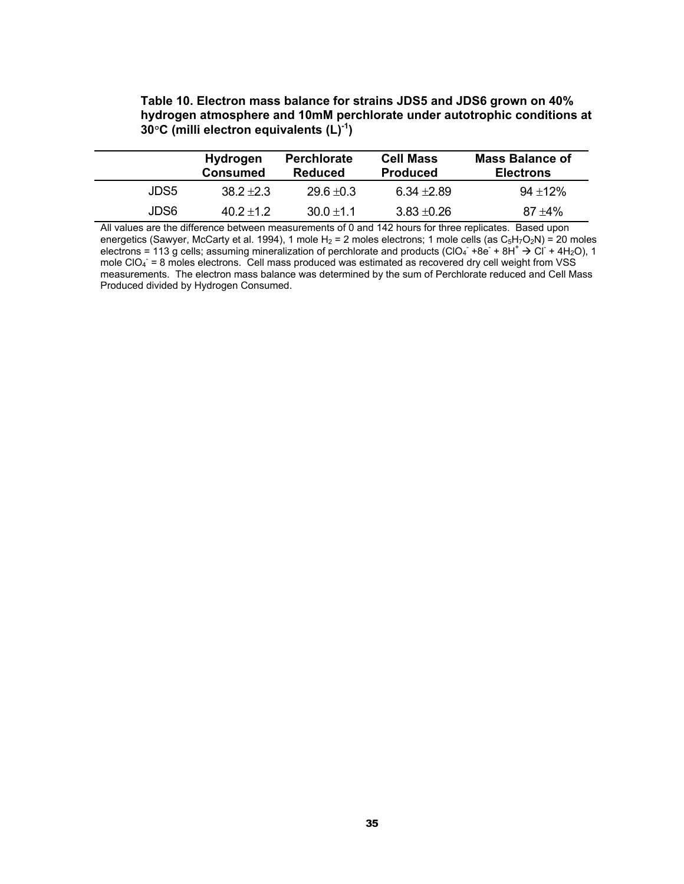**Table 10. Electron mass balance for strains JDS5 and JDS6 grown on 40% hydrogen atmosphere and 10mM perchlorate under autotrophic conditions at 30°C (milli electron equivalents $(L)^{-1}$)**

| | Hydrogen Consumed | Perchlorate Reduced | Cell Mass Produced | Mass Balance of Electrons |
|---|---|---|---|---|
| JDS5 | 38.2 ±2.3 | 29.6 ±0.3 | 6.34 ±2.89 | 94 ±12% |
| JDS6 | 40.2 ±1.2 | 30.0 ±1.1 | 3.83 ±0.26 | 87 ±4% |

All values are the difference between measurements of 0 and 142 hours for three replicates. Based upon energetics (Sawyer, McCarty et al. 1994), 1 mole $H_2$ = 2 moles electrons; 1 mole cells (as $C_5H_7O_2N$) = 20 moles electrons = 113 g cells; assuming mineralization of perchlorate and products ($ClO_4^- + 8e^- + 8H^+ \rightarrow Cl^- + 4H_2O$), 1 mole $ClO_4^-$ = 8 moles electrons. Cell mass produced was estimated as recovered dry cell weight from VSS measurements. The electron mass balance was determined by the sum of Perchlorate reduced and Cell Mass Produced divided by Hydrogen Consumed.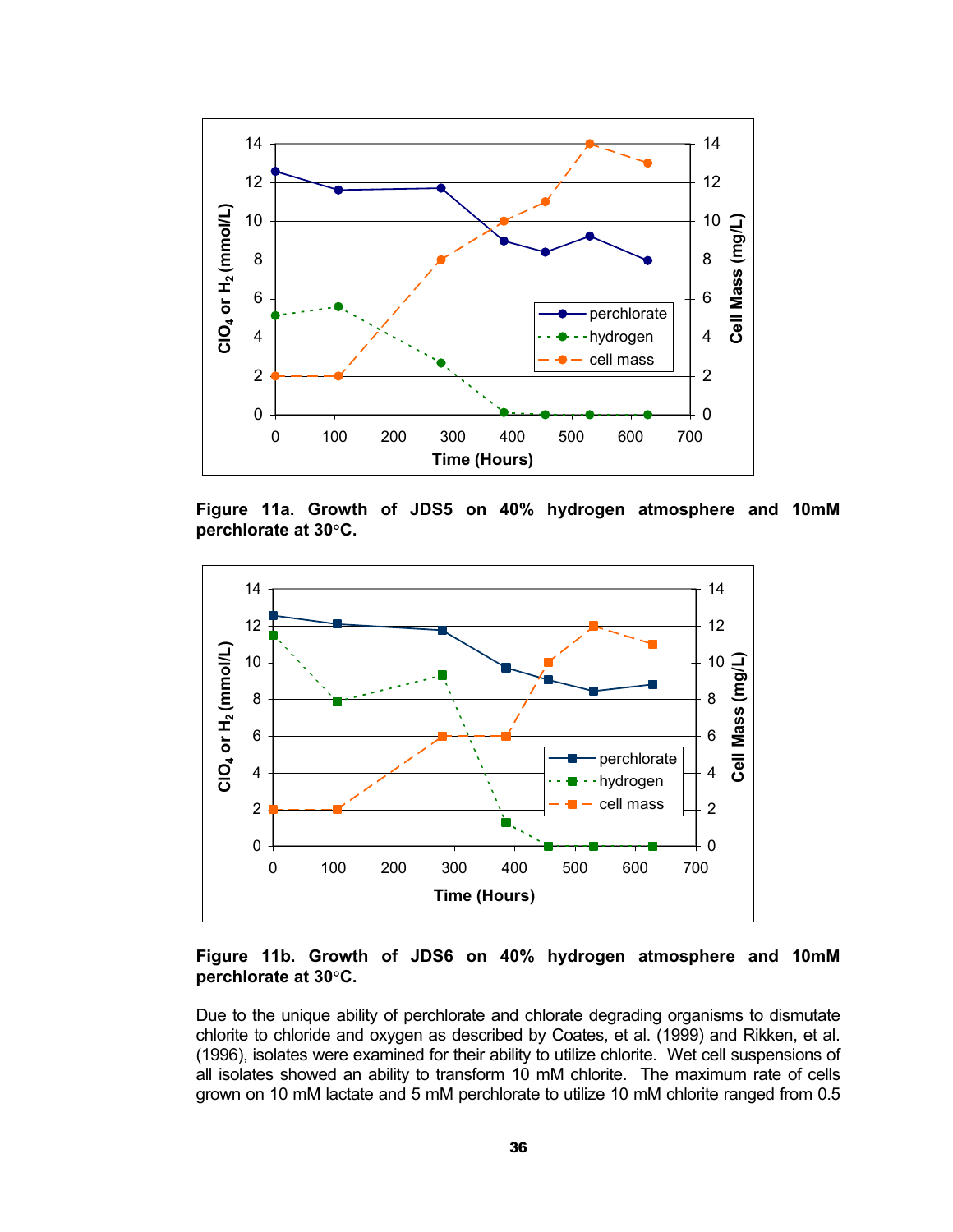**Figure 11a. Growth of JDS5 on 40% hydrogen atmosphere and 10mM perchlorate at 30°C.**

**Figure 11b. Growth of JDS6 on 40% hydrogen atmosphere and 10mM perchlorate at 30°C.**

Due to the unique ability of perchlorate and chlorate degrading organisms to dismutate chlorite to chloride and oxygen as described by Coates, et al. (1999) and Rikken, et al. (1996), isolates were examined for their ability to utilize chlorite. Wet cell suspensions of all isolates showed an ability to transform 10 mM chlorite. The maximum rate of cells grown on 10 mM lactate and 5 mM perchlorate to utilize 10 mM chlorite ranged from 0.5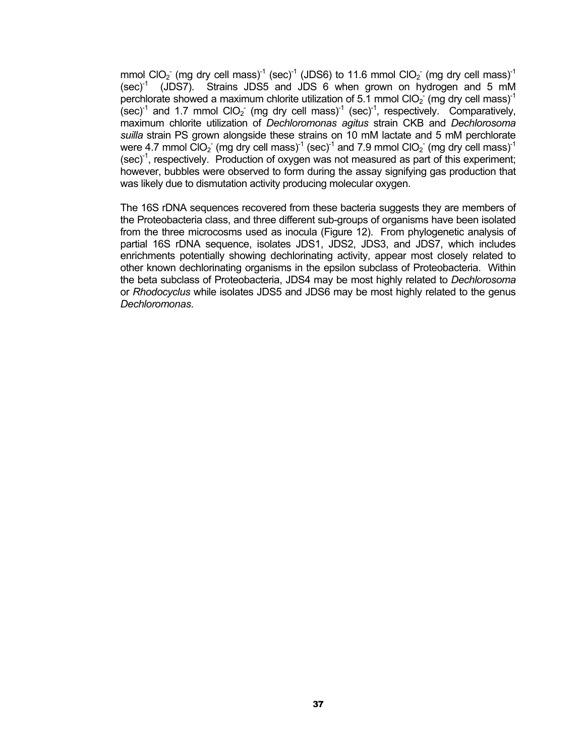mmol $ClO_2^-$ (mg dry cell mass)$^{-1}$ (sec)$^{-1}$ (JDS6) to 11.6 mmol $ClO_2^-$ (mg dry cell mass)$^{-1}$ (sec)$^{-1}$ (JDS7). Strains JDS5 and JDS 6 when grown on hydrogen and 5 mM perchlorate showed a maximum chlorite utilization of 5.1 mmol $ClO_2^-$ (mg dry cell mass)$^{-1}$ (sec)$^{-1}$ and 1.7 mmol $ClO_2^-$ (mg dry cell mass)$^{-1}$ (sec)$^{-1}$, respectively. Comparatively, maximum chlorite utilization of *Dechloromonas agitus* strain CKB and *Dechlorosoma suilla* strain PS grown alongside these strains on 10 mM lactate and 5 mM perchlorate were 4.7 mmol $ClO_2^-$ (mg dry cell mass)$^{-1}$ (sec)$^{-1}$ and 7.9 mmol $ClO_2^-$ (mg dry cell mass)$^{-1}$ (sec)$^{-1}$, respectively. Production of oxygen was not measured as part of this experiment; however, bubbles were observed to form during the assay signifying gas production that was likely due to dismutation activity producing molecular oxygen.

The 16S rDNA sequences recovered from these bacteria suggests they are members of the Proteobacteria class, and three different sub-groups of organisms have been isolated from the three microcosms used as inocula (Figure 12). From phylogenetic analysis of partial 16S rDNA sequence, isolates JDS1, JDS2, JDS3, and JDS7, which includes enrichments potentially showing dechlorinating activity, appear most closely related to other known dechlorinating organisms in the epsilon subclass of Proteobacteria. Within the beta subclass of Proteobacteria, JDS4 may be most highly related to *Dechlorosoma* or *Rhodocyclus* while isolates JDS5 and JDS6 may be most highly related to the genus *Dechloromonas*.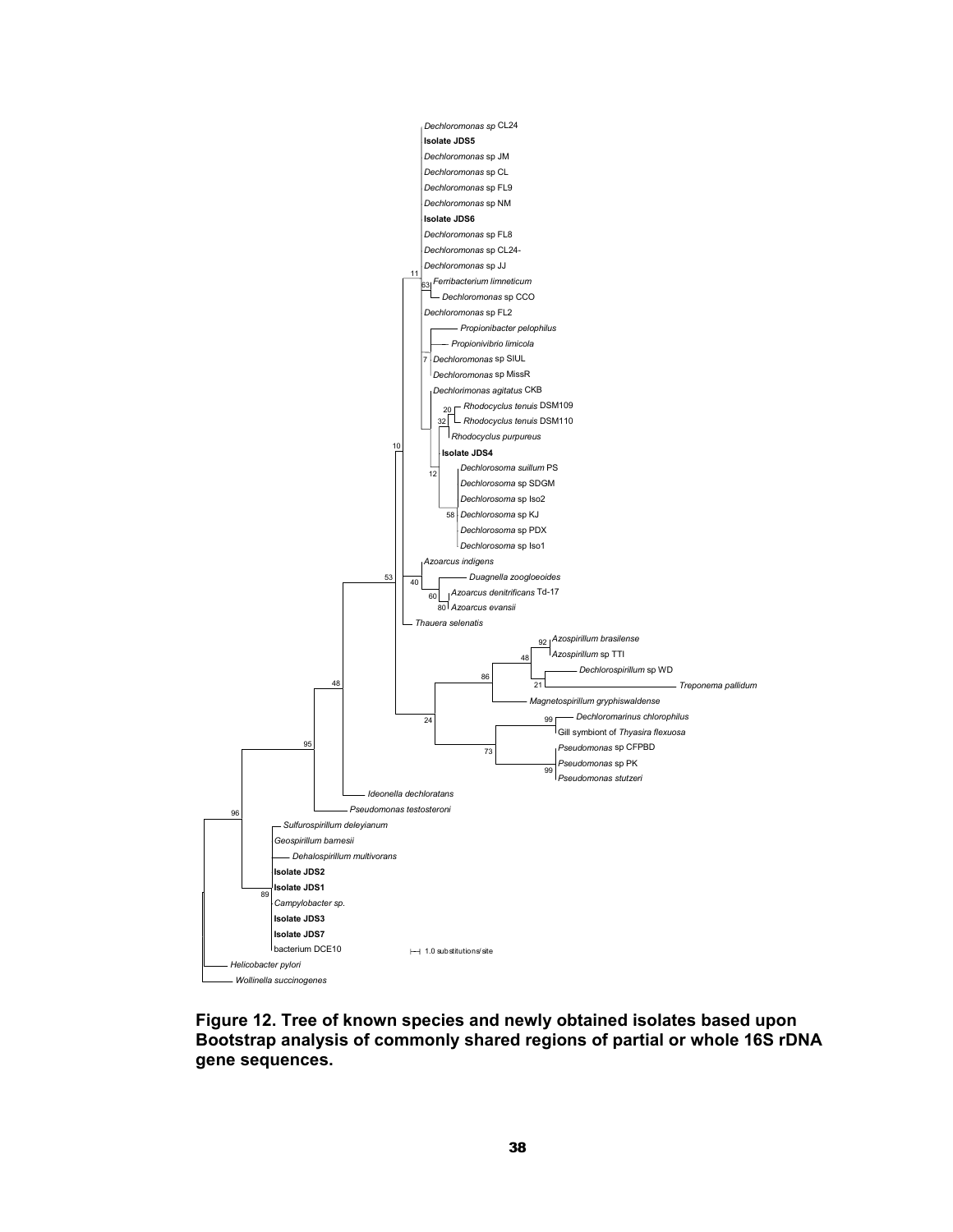**Figure 12. Tree of known species and newly obtained isolates based upon Bootstrap analysis of commonly shared regions of partial or whole 16S rDNA gene sequences.**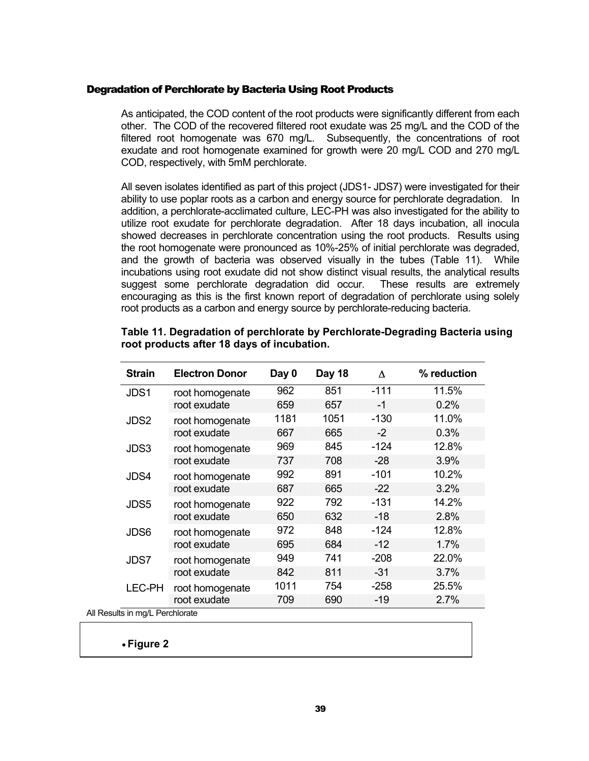## Degradation of Perchlorate by Bacteria Using Root Products

As anticipated, the COD content of the root products were significantly different from each other. The COD of the recovered filtered root exudate was 25 mg/L and the COD of the filtered root homogenate was 670 mg/L. Subsequently, the concentrations of root exudate and root homogenate examined for growth were 20 mg/L COD and 270 mg/L COD, respectively, with 5mM perchlorate.

All seven isolates identified as part of this project (JDS1- JDS7) were investigated for their ability to use poplar roots as a carbon and energy source for perchlorate degradation. In addition, a perchlorate-acclimated culture, LEC-PH was also investigated for the ability to utilize root exudate for perchlorate degradation. After 18 days incubation, all inocula showed decreases in perchlorate concentration using the root products. Results using the root homogenate were pronounced as 10%-25% of initial perchlorate was degraded, and the growth of bacteria was observed visually in the tubes (Table 11). While incubations using root exudate did not show distinct visual results, the analytical results suggest some perchlorate degradation did occur. These results are extremely encouraging as this is the first known report of degradation of perchlorate using solely root products as a carbon and energy source by perchlorate-reducing bacteria.

**Table 11. Degradation of perchlorate by Perchlorate-Degrading Bacteria using root products after 18 days of incubation.**

| Strain | Electron Donor | Day 0 | Day 18 | Δ | % reduction |
|---|---|---|---|---|---|
| JDS1 | root homogenate | 962 | 851 | -111 | 11.5% |
| | root exudate | 659 | 657 | -1 | 0.2% |
| JDS2 | root homogenate | 1181 | 1051 | -130 | 11.0% |
| | root exudate | 667 | 665 | -2 | 0.3% |
| JDS3 | root homogenate | 969 | 845 | -124 | 12.8% |
| | root exudate | 737 | 708 | -28 | 3.9% |
| JDS4 | root homogenate | 992 | 891 | -101 | 10.2% |
| | root exudate | 687 | 665 | -22 | 3.2% |
| JDS5 | root homogenate | 922 | 792 | -131 | 14.2% |
| | root exudate | 650 | 632 | -18 | 2.8% |
| JDS6 | root homogenate | 972 | 848 | -124 | 12.8% |
| | root exudate | 695 | 684 | -12 | 1.7% |
| JDS7 | root homogenate | 949 | 741 | -208 | 22.0% |
| | root exudate | 842 | 811 | -31 | 3.7% |
| LEC-PH | root homogenate | 1011 | 754 | -258 | 25.5% |
| | root exudate | 709 | 690 | -19 | 2.7% |

All Results in mg/L Perchlorate

- **Figure 2**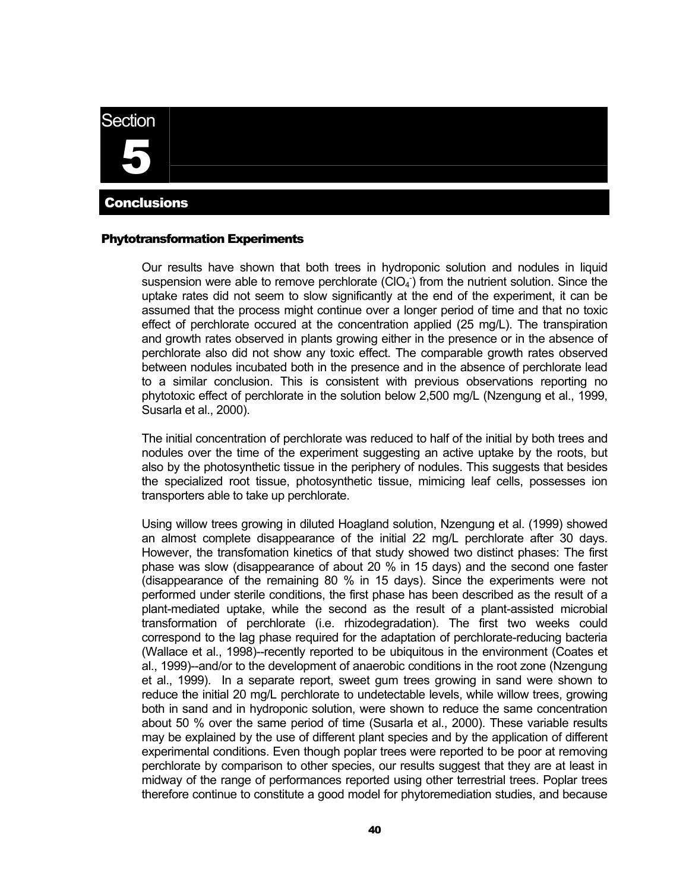# Section 5

## Conclusions

### Phytotransformation Experiments

Our results have shown that both trees in hydroponic solution and nodules in liquid suspension were able to remove perchlorate ($ClO_4^-$) from the nutrient solution. Since the uptake rates did not seem to slow significantly at the end of the experiment, it can be assumed that the process might continue over a longer period of time and that no toxic effect of perchlorate occured at the concentration applied (25 mg/L). The transpiration and growth rates observed in plants growing either in the presence or in the absence of perchlorate also did not show any toxic effect. The comparable growth rates observed between nodules incubated both in the presence and in the absence of perchlorate lead to a similar conclusion. This is consistent with previous observations reporting no phytotoxic effect of perchlorate in the solution below 2,500 mg/L (Nzengung et al., 1999, Susarla et al., 2000).

The initial concentration of perchlorate was reduced to half of the initial by both trees and nodules over the time of the experiment suggesting an active uptake by the roots, but also by the photosynthetic tissue in the periphery of nodules. This suggests that besides the specialized root tissue, photosynthetic tissue, mimicing leaf cells, possesses ion transporters able to take up perchlorate.

Using willow trees growing in diluted Hoagland solution, Nzengung et al. (1999) showed an almost complete disappearance of the initial 22 mg/L perchlorate after 30 days. However, the transfomation kinetics of that study showed two distinct phases: The first phase was slow (disappearance of about 20 % in 15 days) and the second one faster (disappearance of the remaining 80 % in 15 days). Since the experiments were not performed under sterile conditions, the first phase has been described as the result of a plant-mediated uptake, while the second as the result of a plant-assisted microbial transformation of perchlorate (i.e. rhizodegradation). The first two weeks could correspond to the lag phase required for the adaptation of perchlorate-reducing bacteria (Wallace et al., 1998)--recently reported to be ubiquitous in the environment (Coates et al., 1999)--and/or to the development of anaerobic conditions in the root zone (Nzengung et al., 1999). In a separate report, sweet gum trees growing in sand were shown to reduce the initial 20 mg/L perchlorate to undetectable levels, while willow trees, growing both in sand and in hydroponic solution, were shown to reduce the same concentration about 50 % over the same period of time (Susarla et al., 2000). These variable results may be explained by the use of different plant species and by the application of different experimental conditions. Even though poplar trees were reported to be poor at removing perchlorate by comparison to other species, our results suggest that they are at least in midway of the range of performances reported using other terrestrial trees. Poplar trees therefore continue to constitute a good model for phytoremediation studies, and because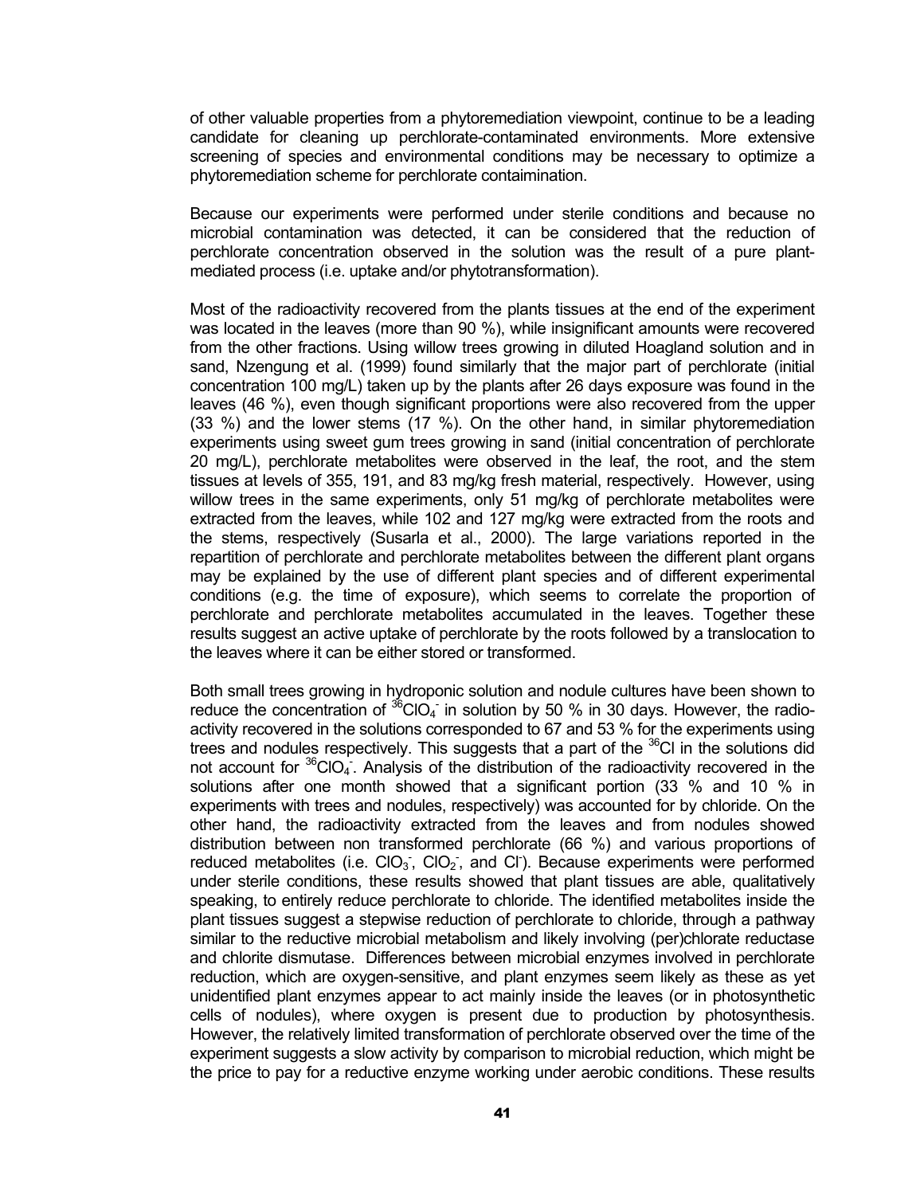of other valuable properties from a phytoremediation viewpoint, continue to be a leading candidate for cleaning up perchlorate-contaminated environments. More extensive screening of species and environmental conditions may be necessary to optimize a phytoremediation scheme for perchlorate contaimination.

Because our experiments were performed under sterile conditions and because no microbial contamination was detected, it can be considered that the reduction of perchlorate concentration observed in the solution was the result of a pure plant-mediated process (i.e. uptake and/or phytotransformation).

Most of the radioactivity recovered from the plants tissues at the end of the experiment was located in the leaves (more than 90 %), while insignificant amounts were recovered from the other fractions. Using willow trees growing in diluted Hoagland solution and in sand, Nzengung et al. (1999) found similarly that the major part of perchlorate (initial concentration 100 mg/L) taken up by the plants after 26 days exposure was found in the leaves (46 %), even though significant proportions were also recovered from the upper (33 %) and the lower stems (17 %). On the other hand, in similar phytoremediation experiments using sweet gum trees growing in sand (initial concentration of perchlorate 20 mg/L), perchlorate metabolites were observed in the leaf, the root, and the stem tissues at levels of 355, 191, and 83 mg/kg fresh material, respectively. However, using willow trees in the same experiments, only 51 mg/kg of perchlorate metabolites were extracted from the leaves, while 102 and 127 mg/kg were extracted from the roots and the stems, respectively (Susarla et al., 2000). The large variations reported in the repartition of perchlorate and perchlorate metabolites between the different plant organs may be explained by the use of different plant species and of different experimental conditions (e.g. the time of exposure), which seems to correlate the proportion of perchlorate and perchlorate metabolites accumulated in the leaves. Together these results suggest an active uptake of perchlorate by the roots followed by a translocation to the leaves where it can be either stored or transformed.

Both small trees growing in hydroponic solution and nodule cultures have been shown to reduce the concentration of $^{36}ClO_4^-$ in solution by 50 % in 30 days. However, the radioactivity recovered in the solutions corresponded to 67 and 53 % for the experiments using trees and nodules respectively. This suggests that a part of the $^{36}Cl$ in the solutions did not account for $^{36}ClO_4^-$. Analysis of the distribution of the radioactivity recovered in the solutions after one month showed that a significant portion (33 % and 10 % in experiments with trees and nodules, respectively) was accounted for by chloride. On the other hand, the radioactivity extracted from the leaves and from nodules showed distribution between non transformed perchlorate (66 %) and various proportions of reduced metabolites (i.e. $ClO_3^-$, $ClO_2^-$, and $Cl^-$). Because experiments were performed under sterile conditions, these results showed that plant tissues are able, qualitatively speaking, to entirely reduce perchlorate to chloride. The identified metabolites inside the plant tissues suggest a stepwise reduction of perchlorate to chloride, through a pathway similar to the reductive microbial metabolism and likely involving (per)chlorate reductase and chlorite dismutase. Differences between microbial enzymes involved in perchlorate reduction, which are oxygen-sensitive, and plant enzymes seem likely as these as yet unidentified plant enzymes appear to act mainly inside the leaves (or in photosynthetic cells of nodules), where oxygen is present due to production by photosynthesis. However, the relatively limited transformation of perchlorate observed over the time of the experiment suggests a slow activity by comparison to microbial reduction, which might be the price to pay for a reductive enzyme working under aerobic conditions. These results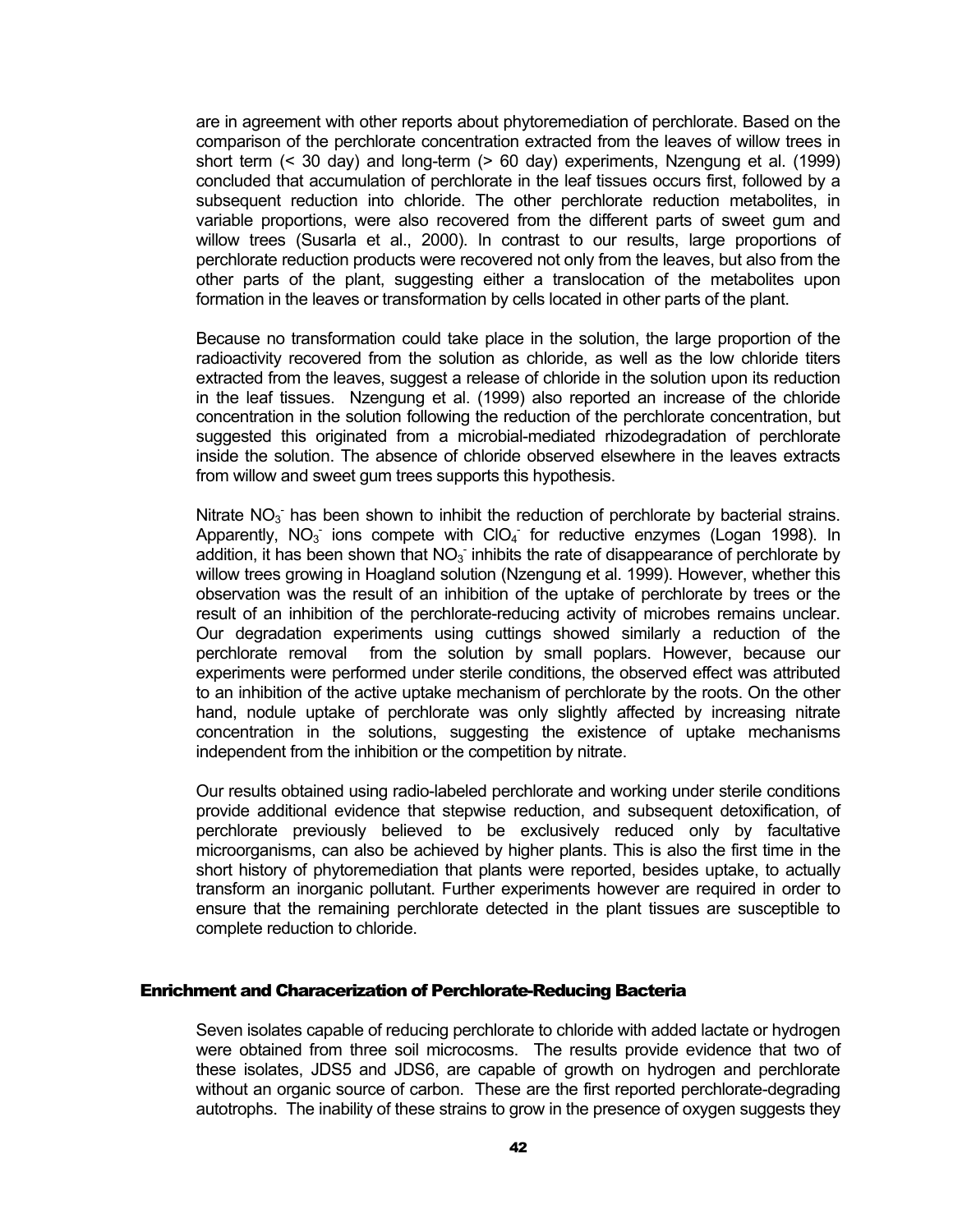are in agreement with other reports about phytoremediation of perchlorate. Based on the comparison of the perchlorate concentration extracted from the leaves of willow trees in short term (< 30 day) and long-term (> 60 day) experiments, Nzengung et al. (1999) concluded that accumulation of perchlorate in the leaf tissues occurs first, followed by a subsequent reduction into chloride. The other perchlorate reduction metabolites, in variable proportions, were also recovered from the different parts of sweet gum and willow trees (Susarla et al., 2000). In contrast to our results, large proportions of perchlorate reduction products were recovered not only from the leaves, but also from the other parts of the plant, suggesting either a translocation of the metabolites upon formation in the leaves or transformation by cells located in other parts of the plant.

Because no transformation could take place in the solution, the large proportion of the radioactivity recovered from the solution as chloride, as well as the low chloride titers extracted from the leaves, suggest a release of chloride in the solution upon its reduction in the leaf tissues. Nzengung et al. (1999) also reported an increase of the chloride concentration in the solution following the reduction of the perchlorate concentration, but suggested this originated from a microbial-mediated rhizodegradation of perchlorate inside the solution. The absence of chloride observed elsewhere in the leaves extracts from willow and sweet gum trees supports this hypothesis.

Nitrate $NO_3^-$ has been shown to inhibit the reduction of perchlorate by bacterial strains. Apparently, $NO_3^-$ ions compete with $ClO_4^-$ for reductive enzymes (Logan 1998). In addition, it has been shown that $NO_3^-$ inhibits the rate of disappearance of perchlorate by willow trees growing in Hoagland solution (Nzengung et al. 1999). However, whether this observation was the result of an inhibition of the uptake of perchlorate by trees or the result of an inhibition of the perchlorate-reducing activity of microbes remains unclear. Our degradation experiments using cuttings showed similarly a reduction of the perchlorate removal from the solution by small poplars. However, because our experiments were performed under sterile conditions, the observed effect was attributed to an inhibition of the active uptake mechanism of perchlorate by the roots. On the other hand, nodule uptake of perchlorate was only slightly affected by increasing nitrate concentration in the solutions, suggesting the existence of uptake mechanisms independent from the inhibition or the competition by nitrate.

Our results obtained using radio-labeled perchlorate and working under sterile conditions provide additional evidence that stepwise reduction, and subsequent detoxification, of perchlorate previously believed to be exclusively reduced only by facultative microorganisms, can also be achieved by higher plants. This is also the first time in the short history of phytoremediation that plants were reported, besides uptake, to actually transform an inorganic pollutant. Further experiments however are required in order to ensure that the remaining perchlorate detected in the plant tissues are susceptible to complete reduction to chloride.

## Enrichment and Characerization of Perchlorate-Reducing Bacteria

Seven isolates capable of reducing perchlorate to chloride with added lactate or hydrogen were obtained from three soil microcosms. The results provide evidence that two of these isolates, JDS5 and JDS6, are capable of growth on hydrogen and perchlorate without an organic source of carbon. These are the first reported perchlorate-degrading autotrophs. The inability of these strains to grow in the presence of oxygen suggests they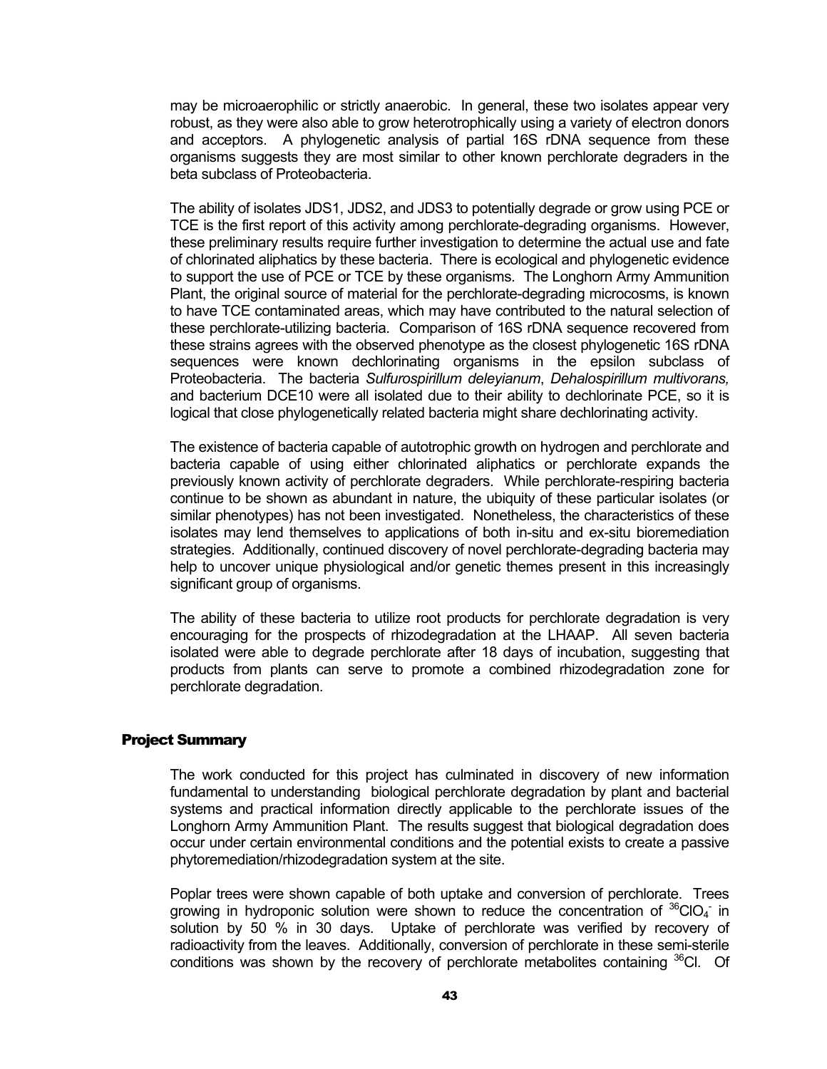may be microaerophilic or strictly anaerobic. In general, these two isolates appear very robust, as they were also able to grow heterotrophically using a variety of electron donors and acceptors. A phylogenetic analysis of partial 16S rDNA sequence from these organisms suggests they are most similar to other known perchlorate degraders in the beta subclass of Proteobacteria.

The ability of isolates JDS1, JDS2, and JDS3 to potentially degrade or grow using PCE or TCE is the first report of this activity among perchlorate-degrading organisms. However, these preliminary results require further investigation to determine the actual use and fate of chlorinated aliphatics by these bacteria. There is ecological and phylogenetic evidence to support the use of PCE or TCE by these organisms. The Longhorn Army Ammunition Plant, the original source of material for the perchlorate-degrading microcosms, is known to have TCE contaminated areas, which may have contributed to the natural selection of these perchlorate-utilizing bacteria. Comparison of 16S rDNA sequence recovered from these strains agrees with the observed phenotype as the closest phylogenetic 16S rDNA sequences were known dechlorinating organisms in the epsilon subclass of Proteobacteria. The bacteria *Sulfurospirillum deleyianum*, *Dehalospirillum multivorans,* and bacterium DCE10 were all isolated due to their ability to dechlorinate PCE, so it is logical that close phylogenetically related bacteria might share dechlorinating activity.

The existence of bacteria capable of autotrophic growth on hydrogen and perchlorate and bacteria capable of using either chlorinated aliphatics or perchlorate expands the previously known activity of perchlorate degraders. While perchlorate-respiring bacteria continue to be shown as abundant in nature, the ubiquity of these particular isolates (or similar phenotypes) has not been investigated. Nonetheless, the characteristics of these isolates may lend themselves to applications of both in-situ and ex-situ bioremediation strategies. Additionally, continued discovery of novel perchlorate-degrading bacteria may help to uncover unique physiological and/or genetic themes present in this increasingly significant group of organisms.

The ability of these bacteria to utilize root products for perchlorate degradation is very encouraging for the prospects of rhizodegradation at the LHAAP. All seven bacteria isolated were able to degrade perchlorate after 18 days of incubation, suggesting that products from plants can serve to promote a combined rhizodegradation zone for perchlorate degradation.

## Project Summary

The work conducted for this project has culminated in discovery of new information fundamental to understanding biological perchlorate degradation by plant and bacterial systems and practical information directly applicable to the perchlorate issues of the Longhorn Army Ammunition Plant. The results suggest that biological degradation does occur under certain environmental conditions and the potential exists to create a passive phytoremediation/rhizodegradation system at the site.

Poplar trees were shown capable of both uptake and conversion of perchlorate. Trees growing in hydroponic solution were shown to reduce the concentration of $^{36}ClO_4^-$ in solution by 50 % in 30 days. Uptake of perchlorate was verified by recovery of radioactivity from the leaves. Additionally, conversion of perchlorate in these semi-sterile conditions was shown by the recovery of perchlorate metabolites containing $^{36}Cl$. Of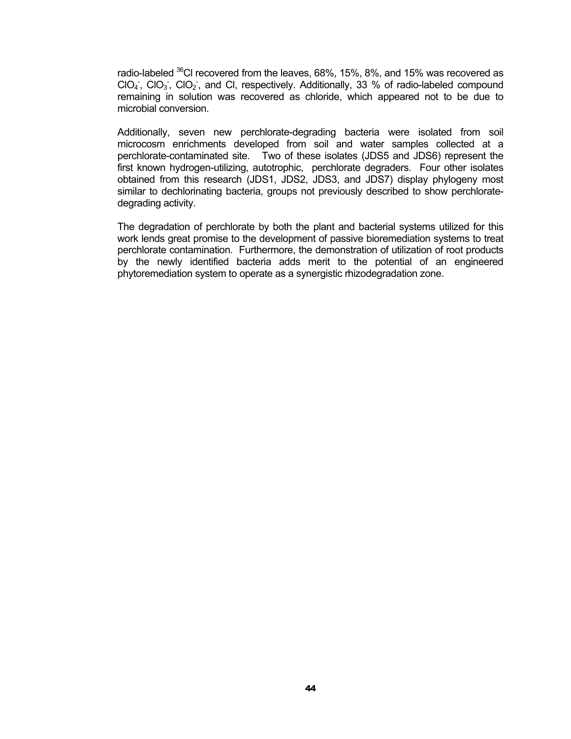radio-labeled $^{36}Cl$ recovered from the leaves, 68%, 15%, 8%, and 15% was recovered as $ClO_4^-$, $ClO_3^-$, $ClO_2^-$, and Cl, respectively. Additionally, 33 % of radio-labeled compound remaining in solution was recovered as chloride, which appeared not to be due to microbial conversion.

Additionally, seven new perchlorate-degrading bacteria were isolated from soil microcosm enrichments developed from soil and water samples collected at a perchlorate-contaminated site. Two of these isolates (JDS5 and JDS6) represent the first known hydrogen-utilizing, autotrophic, perchlorate degraders. Four other isolates obtained from this research (JDS1, JDS2, JDS3, and JDS7) display phylogeny most similar to dechlorinating bacteria, groups not previously described to show perchlorate-degrading activity.

The degradation of perchlorate by both the plant and bacterial systems utilized for this work lends great promise to the development of passive bioremediation systems to treat perchlorate contamination. Furthermore, the demonstration of utilization of root products by the newly identified bacteria adds merit to the potential of an engineered phytoremediation system to operate as a synergistic rhizodegradation zone.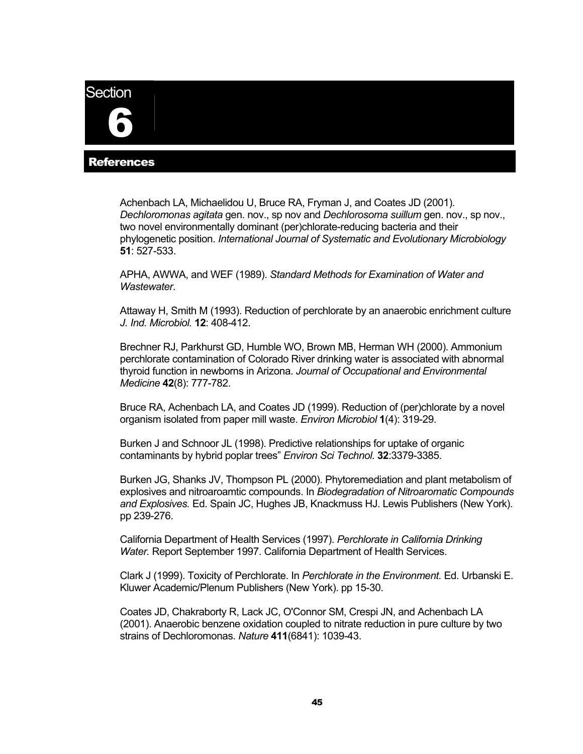# Section 6

## References

Achenbach LA, Michaelidou U, Bruce RA, Fryman J, and Coates JD (2001). *Dechloromonas agitata* gen. nov., sp nov and *Dechlorosoma suillum* gen. nov., sp nov., two novel environmentally dominant (per)chlorate-reducing bacteria and their phylogenetic position. *International Journal of Systematic and Evolutionary Microbiology* **51**: 527-533.

APHA, AWWA, and WEF (1989). *Standard Methods for Examination of Water and Wastewater*.

Attaway H, Smith M (1993). Reduction of perchlorate by an anaerobic enrichment culture *J. Ind. Microbiol.* **12**: 408-412.

Brechner RJ, Parkhurst GD, Humble WO, Brown MB, Herman WH (2000). Ammonium perchlorate contamination of Colorado River drinking water is associated with abnormal thyroid function in newborns in Arizona. *Journal of Occupational and Environmental Medicine* **42**(8): 777-782.

Bruce RA, Achenbach LA, and Coates JD (1999). Reduction of (per)chlorate by a novel organism isolated from paper mill waste. *Environ Microbiol* **1**(4): 319-29.

Burken J and Schnoor JL (1998). Predictive relationships for uptake of organic contaminants by hybrid poplar trees" *Environ Sci Technol.* **32**:3379-3385.

Burken JG, Shanks JV, Thompson PL (2000). Phytoremediation and plant metabolism of explosives and nitroaroamtic compounds. In *Biodegradation of Nitroaromatic Compounds and Explosives.* Ed. Spain JC, Hughes JB, Knackmuss HJ. Lewis Publishers (New York). pp 239-276.

California Department of Health Services (1997). *Perchlorate in California Drinking Water.* Report September 1997. California Department of Health Services.

Clark J (1999). Toxicity of Perchlorate. In *Perchlorate in the Environment.* Ed. Urbanski E. Kluwer Academic/Plenum Publishers (New York). pp 15-30.

Coates JD, Chakraborty R, Lack JC, O'Connor SM, Crespi JN, and Achenbach LA (2001). Anaerobic benzene oxidation coupled to nitrate reduction in pure culture by two strains of Dechloromonas. *Nature* **411**(6841): 1039-43.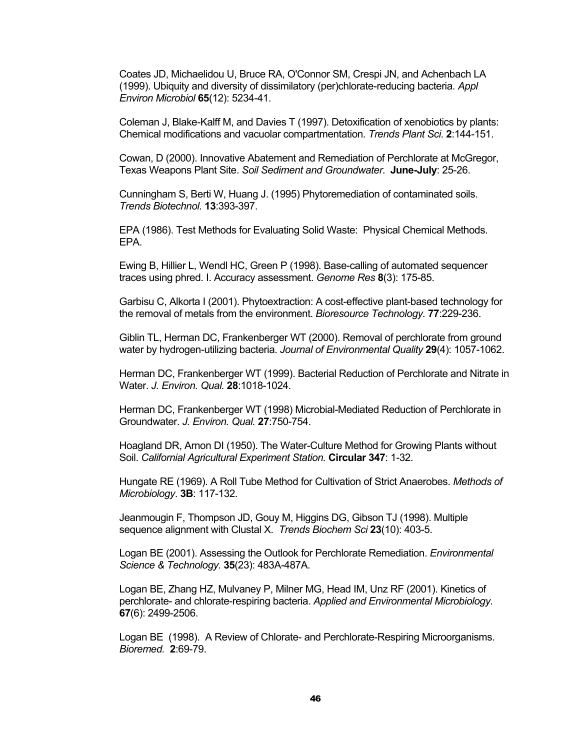Coates JD, Michaelidou U, Bruce RA, O'Connor SM, Crespi JN, and Achenbach LA (1999). Ubiquity and diversity of dissimilatory (per)chlorate-reducing bacteria. *Appl Environ Microbiol* **65**(12): 5234-41.

Coleman J, Blake-Kalff M, and Davies T (1997). Detoxification of xenobiotics by plants: Chemical modifications and vacuolar compartmentation. *Trends Plant Sci.* **2**:144-151.

Cowan, D (2000). Innovative Abatement and Remediation of Perchlorate at McGregor, Texas Weapons Plant Site. *Soil Sediment and Groundwater*. **June-July**: 25-26.

Cunningham S, Berti W, Huang J. (1995) Phytoremediation of contaminated soils. *Trends Biotechnol.* **13**:393-397.

EPA (1986). Test Methods for Evaluating Solid Waste: Physical Chemical Methods. EPA.

Ewing B, Hillier L, Wendl HC, Green P (1998). Base-calling of automated sequencer traces using phred. I. Accuracy assessment. *Genome Res* **8**(3): 175-85.

Garbisu C, Alkorta I (2001). Phytoextraction: A cost-effective plant-based technology for the removal of metals from the environment. *Bioresource Technology.* **77**:229-236.

Giblin TL, Herman DC, Frankenberger WT (2000). Removal of perchlorate from ground water by hydrogen-utilizing bacteria. *Journal of Environmental Quality* **29**(4): 1057-1062.

Herman DC, Frankenberger WT (1999). Bacterial Reduction of Perchlorate and Nitrate in Water. *J. Environ. Qual.* **28**:1018-1024.

Herman DC, Frankenberger WT (1998) Microbial-Mediated Reduction of Perchlorate in Groundwater. *J. Environ. Qual.* **27**:750-754.

Hoagland DR, Arnon DI (1950). The Water-Culture Method for Growing Plants without Soil. *Californial Agricultural Experiment Station.* **Circular 347**: 1-32.

Hungate RE (1969). A Roll Tube Method for Cultivation of Strict Anaerobes. *Methods of Microbiology*. **3B**: 117-132.

Jeanmougin F, Thompson JD, Gouy M, Higgins DG, Gibson TJ (1998). Multiple sequence alignment with Clustal X. *Trends Biochem Sci* **23**(10): 403-5.

Logan BE (2001). Assessing the Outlook for Perchlorate Remediation. *Environmental Science & Technology.* **35**(23): 483A-487A.

Logan BE, Zhang HZ, Mulvaney P, Milner MG, Head IM, Unz RF (2001). Kinetics of perchlorate- and chlorate-respiring bacteria. *Applied and Environmental Microbiology.* **67**(6): 2499-2506.

Logan BE (1998). A Review of Chlorate- and Perchlorate-Respiring Microorganisms. *Bioremed.* **2**:69-79.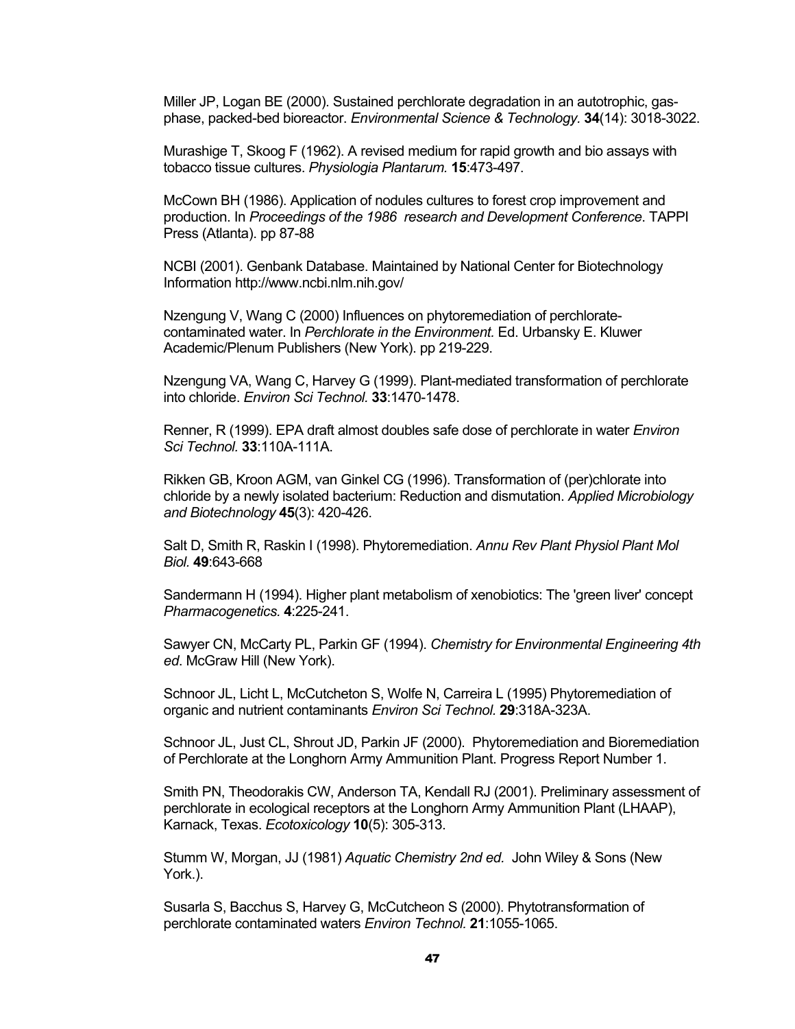Miller JP, Logan BE (2000). Sustained perchlorate degradation in an autotrophic, gas-phase, packed-bed bioreactor. *Environmental Science & Technology.* **34**(14): 3018-3022.

Murashige T, Skoog F (1962). A revised medium for rapid growth and bio assays with tobacco tissue cultures. *Physiologia Plantarum.* **15**:473-497.

McCown BH (1986). Application of nodules cultures to forest crop improvement and production. In *Proceedings of the 1986 research and Development Conference*. TAPPI Press (Atlanta). pp 87-88

NCBI (2001). Genbank Database. Maintained by National Center for Biotechnology Information http://www.ncbi.nlm.nih.gov/

Nzengung V, Wang C (2000) Influences on phytoremediation of perchlorate-contaminated water. In *Perchlorate in the Environment.* Ed. Urbansky E. Kluwer Academic/Plenum Publishers (New York). pp 219-229.

Nzengung VA, Wang C, Harvey G (1999). Plant-mediated transformation of perchlorate into chloride. *Environ Sci Technol.* **33**:1470-1478.

Renner, R (1999). EPA draft almost doubles safe dose of perchlorate in water *Environ Sci Technol.* **33**:110A-111A.

Rikken GB, Kroon AGM, van Ginkel CG (1996). Transformation of (per)chlorate into chloride by a newly isolated bacterium: Reduction and dismutation. *Applied Microbiology and Biotechnology* **45**(3): 420-426.

Salt D, Smith R, Raskin I (1998). Phytoremediation. *Annu Rev Plant Physiol Plant Mol Biol.* **49**:643-668

Sandermann H (1994). Higher plant metabolism of xenobiotics: The 'green liver' concept *Pharmacogenetics.* **4**:225-241.

Sawyer CN, McCarty PL, Parkin GF (1994). *Chemistry for Environmental Engineering 4th ed*. McGraw Hill (New York).

Schnoor JL, Licht L, McCutcheton S, Wolfe N, Carreira L (1995) Phytoremediation of organic and nutrient contaminants *Environ Sci Technol.* **29**:318A-323A.

Schnoor JL, Just CL, Shrout JD, Parkin JF (2000). Phytoremediation and Bioremediation of Perchlorate at the Longhorn Army Ammunition Plant. Progress Report Number 1.

Smith PN, Theodorakis CW, Anderson TA, Kendall RJ (2001). Preliminary assessment of perchlorate in ecological receptors at the Longhorn Army Ammunition Plant (LHAAP), Karnack, Texas. *Ecotoxicology* **10**(5): 305-313.

Stumm W, Morgan, JJ (1981) *Aquatic Chemistry 2nd ed.* John Wiley & Sons (New York.).

Susarla S, Bacchus S, Harvey G, McCutcheon S (2000). Phytotransformation of perchlorate contaminated waters *Environ Technol.* **21**:1055-1065.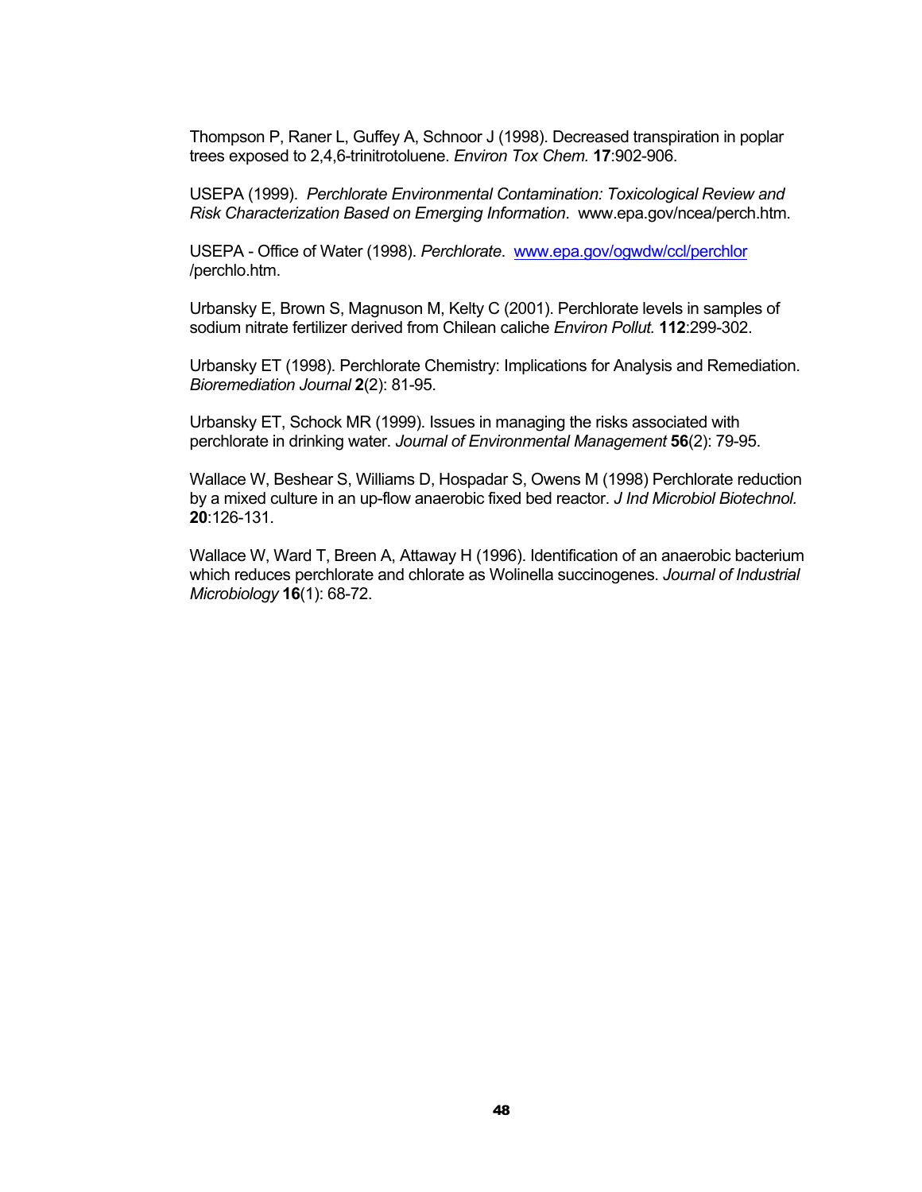Thompson P, Raner L, Guffey A, Schnoor J (1998). Decreased transpiration in poplar trees exposed to 2,4,6-trinitrotoluene. *Environ Tox Chem.* **17**:902-906.

USEPA (1999). *Perchlorate Environmental Contamination: Toxicological Review and Risk Characterization Based on Emerging Information*. www.epa.gov/ncea/perch.htm.

USEPA - Office of Water (1998). *Perchlorate*. www.epa.gov/ogwdw/ccl/perchlor /perchlo.htm.

Urbansky E, Brown S, Magnuson M, Kelty C (2001). Perchlorate levels in samples of sodium nitrate fertilizer derived from Chilean caliche *Environ Pollut.* **112**:299-302.

Urbansky ET (1998). Perchlorate Chemistry: Implications for Analysis and Remediation. *Bioremediation Journal* **2**(2): 81-95.

Urbansky ET, Schock MR (1999). Issues in managing the risks associated with perchlorate in drinking water. *Journal of Environmental Management* **56**(2): 79-95.

Wallace W, Beshear S, Williams D, Hospadar S, Owens M (1998) Perchlorate reduction by a mixed culture in an up-flow anaerobic fixed bed reactor. *J Ind Microbiol Biotechnol.* **20**:126-131.

Wallace W, Ward T, Breen A, Attaway H (1996). Identification of an anaerobic bacterium which reduces perchlorate and chlorate as Wolinella succinogenes. *Journal of Industrial Microbiology* **16**(1): 68-72.